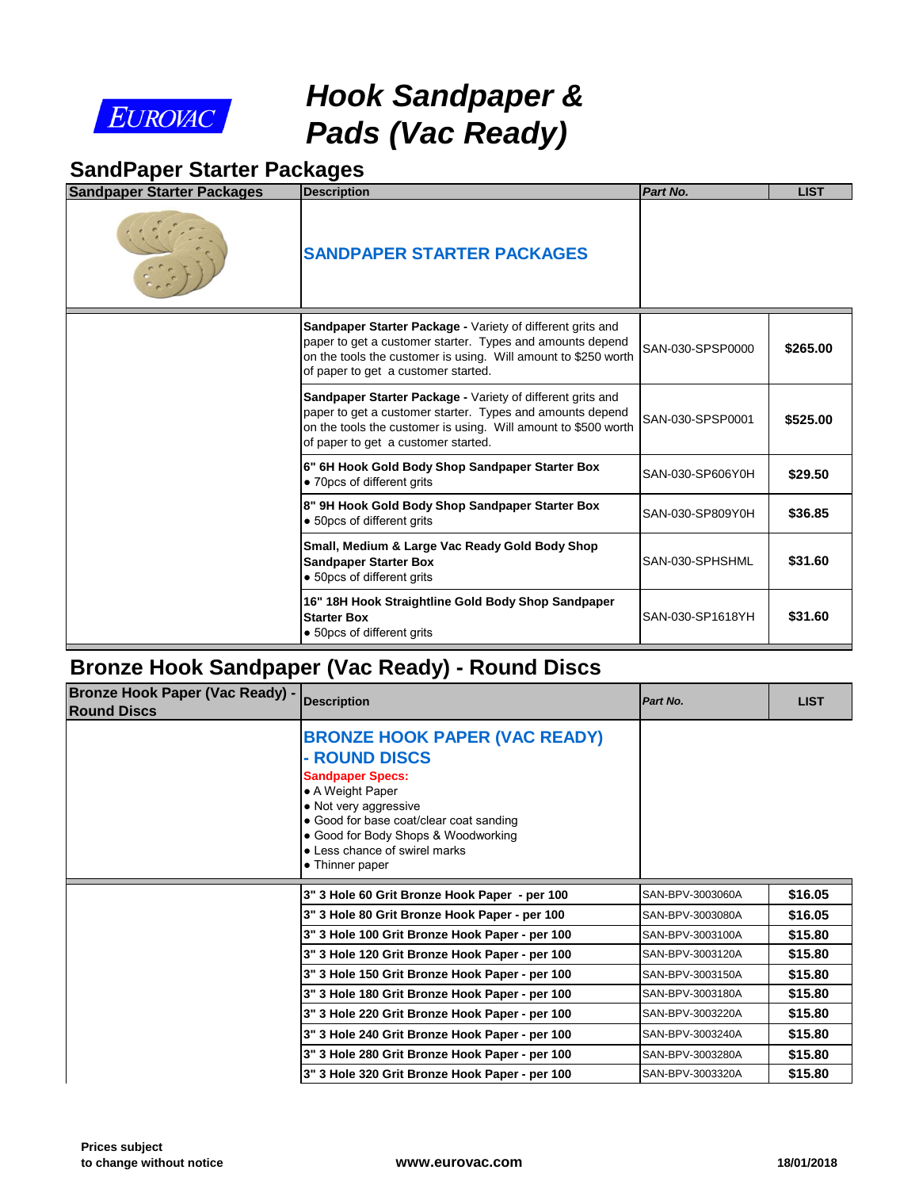EUROVAC

# Hook Sandpaper & Pads (Vac Ready)

## SandPaper Starter Packages

| Sandpaper Starter Packages | Description | Part No. | LIST |
|---|---|---|---|
| | **SANDPAPER STARTER PACKAGES** | | |
| | **Sandpaper Starter Package -** Variety of different grits and paper to get a customer starter. Types and amounts depend on the tools the customer is using. Will amount to $250 worth of paper to get a customer started. | SAN-030-SPSP0000 | **$265.00** |
| | **Sandpaper Starter Package -** Variety of different grits and paper to get a customer starter. Types and amounts depend on the tools the customer is using. Will amount to $500 worth of paper to get a customer started. | SAN-030-SPSP0001 | **$525.00** |
| | **6" 6H Hook Gold Body Shop Sandpaper Starter Box** • 70pcs of different grits | SAN-030-SP606Y0H | **$29.50** |
| | **8" 9H Hook Gold Body Shop Sandpaper Starter Box** • 50pcs of different grits | SAN-030-SP809Y0H | **$36.85** |
| | **Small, Medium & Large Vac Ready Gold Body Shop Sandpaper Starter Box** • 50pcs of different grits | SAN-030-SPHSHML | **$31.60** |
| | **16" 18H Hook Straightline Gold Body Shop Sandpaper Starter Box** • 50pcs of different grits | SAN-030-SP1618YH | **$31.60** |

## Bronze Hook Sandpaper (Vac Ready) - Round Discs

| Bronze Hook Paper (Vac Ready) - Round Discs | Description | Part No. | LIST |
|---|---|---|---|
| | **BRONZE HOOK PAPER (VAC READY) - ROUND DISCS** **Sandpaper Specs:** • A Weight Paper • Not very aggressive • Good for base coat/clear coat sanding • Good for Body Shops & Woodworking • Less chance of swirel marks • Thinner paper | | |
| | **3" 3 Hole 60 Grit Bronze Hook Paper - per 100** | SAN-BPV-3003060A | **$16.05** |
| | **3" 3 Hole 80 Grit Bronze Hook Paper - per 100** | SAN-BPV-3003080A | **$16.05** |
| | **3" 3 Hole 100 Grit Bronze Hook Paper - per 100** | SAN-BPV-3003100A | **$15.80** |
| | **3" 3 Hole 120 Grit Bronze Hook Paper - per 100** | SAN-BPV-3003120A | **$15.80** |
| | **3" 3 Hole 150 Grit Bronze Hook Paper - per 100** | SAN-BPV-3003150A | **$15.80** |
| | **3" 3 Hole 180 Grit Bronze Hook Paper - per 100** | SAN-BPV-3003180A | **$15.80** |
| | **3" 3 Hole 220 Grit Bronze Hook Paper - per 100** | SAN-BPV-3003220A | **$15.80** |
| | **3" 3 Hole 240 Grit Bronze Hook Paper - per 100** | SAN-BPV-3003240A | **$15.80** |
| | **3" 3 Hole 280 Grit Bronze Hook Paper - per 100** | SAN-BPV-3003280A | **$15.80** |
| | **3" 3 Hole 320 Grit Bronze Hook Paper - per 100** | SAN-BPV-3003320A | **$15.80** |

**Prices subject to change without notice**

**www.eurovac.com**

**18/01/2018**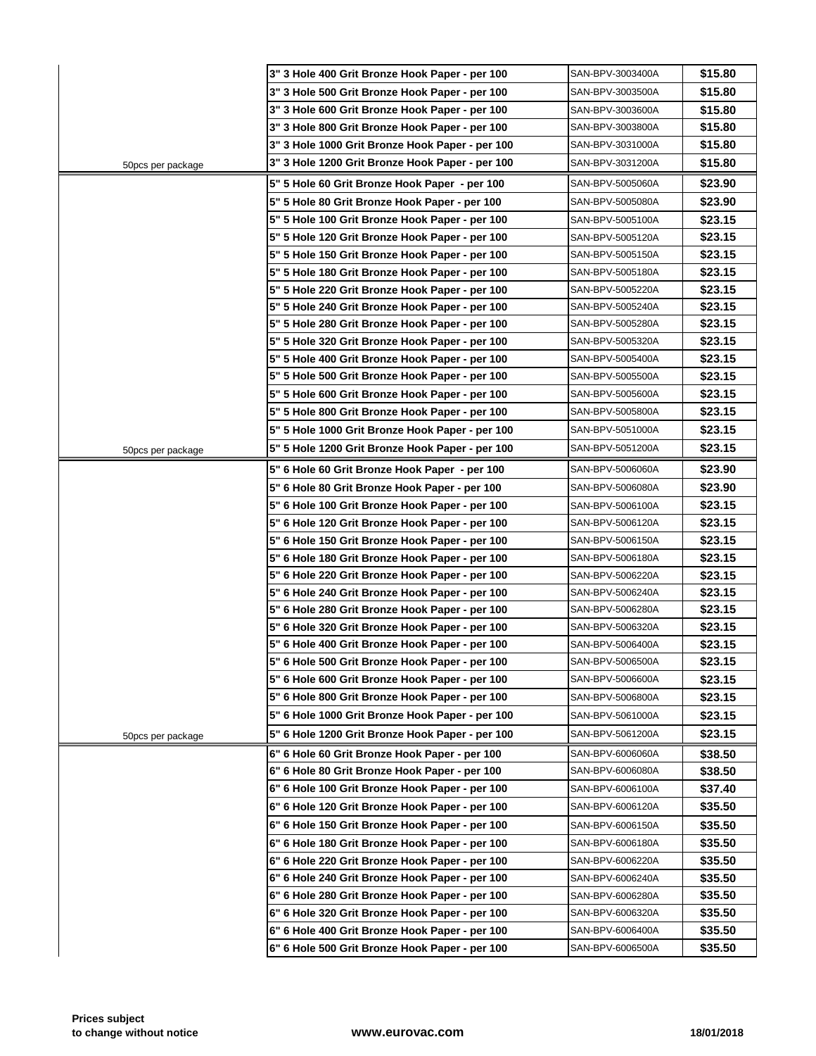| | | | |
|---|---|---|---|
| | 3" 3 Hole 400 Grit Bronze Hook Paper - per 100 | SAN-BPV-3003400A | $15.80 |
| | 3" 3 Hole 500 Grit Bronze Hook Paper - per 100 | SAN-BPV-3003500A | $15.80 |
| | 3" 3 Hole 600 Grit Bronze Hook Paper - per 100 | SAN-BPV-3003600A | $15.80 |
| | 3" 3 Hole 800 Grit Bronze Hook Paper - per 100 | SAN-BPV-3003800A | $15.80 |
| | 3" 3 Hole 1000 Grit Bronze Hook Paper - per 100 | SAN-BPV-3031000A | $15.80 |
| 50pcs per package | 3" 3 Hole 1200 Grit Bronze Hook Paper - per 100 | SAN-BPV-3031200A | $15.80 |
| | 5" 5 Hole 60 Grit Bronze Hook Paper - per 100 | SAN-BPV-5005060A | $23.90 |
| | 5" 5 Hole 80 Grit Bronze Hook Paper - per 100 | SAN-BPV-5005080A | $23.90 |
| | 5" 5 Hole 100 Grit Bronze Hook Paper - per 100 | SAN-BPV-5005100A | $23.15 |
| | 5" 5 Hole 120 Grit Bronze Hook Paper - per 100 | SAN-BPV-5005120A | $23.15 |
| | 5" 5 Hole 150 Grit Bronze Hook Paper - per 100 | SAN-BPV-5005150A | $23.15 |
| | 5" 5 Hole 180 Grit Bronze Hook Paper - per 100 | SAN-BPV-5005180A | $23.15 |
| | 5" 5 Hole 220 Grit Bronze Hook Paper - per 100 | SAN-BPV-5005220A | $23.15 |
| | 5" 5 Hole 240 Grit Bronze Hook Paper - per 100 | SAN-BPV-5005240A | $23.15 |
| | 5" 5 Hole 280 Grit Bronze Hook Paper - per 100 | SAN-BPV-5005280A | $23.15 |
| | 5" 5 Hole 320 Grit Bronze Hook Paper - per 100 | SAN-BPV-5005320A | $23.15 |
| | 5" 5 Hole 400 Grit Bronze Hook Paper - per 100 | SAN-BPV-5005400A | $23.15 |
| | 5" 5 Hole 500 Grit Bronze Hook Paper - per 100 | SAN-BPV-5005500A | $23.15 |
| | 5" 5 Hole 600 Grit Bronze Hook Paper - per 100 | SAN-BPV-5005600A | $23.15 |
| | 5" 5 Hole 800 Grit Bronze Hook Paper - per 100 | SAN-BPV-5005800A | $23.15 |
| | 5" 5 Hole 1000 Grit Bronze Hook Paper - per 100 | SAN-BPV-5051000A | $23.15 |
| 50pcs per package | 5" 5 Hole 1200 Grit Bronze Hook Paper - per 100 | SAN-BPV-5051200A | $23.15 |
| | 5" 6 Hole 60 Grit Bronze Hook Paper - per 100 | SAN-BPV-5006060A | $23.90 |
| | 5" 6 Hole 80 Grit Bronze Hook Paper - per 100 | SAN-BPV-5006080A | $23.90 |
| | 5" 6 Hole 100 Grit Bronze Hook Paper - per 100 | SAN-BPV-5006100A | $23.15 |
| | 5" 6 Hole 120 Grit Bronze Hook Paper - per 100 | SAN-BPV-5006120A | $23.15 |
| | 5" 6 Hole 150 Grit Bronze Hook Paper - per 100 | SAN-BPV-5006150A | $23.15 |
| | 5" 6 Hole 180 Grit Bronze Hook Paper - per 100 | SAN-BPV-5006180A | $23.15 |
| | 5" 6 Hole 220 Grit Bronze Hook Paper - per 100 | SAN-BPV-5006220A | $23.15 |
| | 5" 6 Hole 240 Grit Bronze Hook Paper - per 100 | SAN-BPV-5006240A | $23.15 |
| | 5" 6 Hole 280 Grit Bronze Hook Paper - per 100 | SAN-BPV-5006280A | $23.15 |
| | 5" 6 Hole 320 Grit Bronze Hook Paper - per 100 | SAN-BPV-5006320A | $23.15 |
| | 5" 6 Hole 400 Grit Bronze Hook Paper - per 100 | SAN-BPV-5006400A | $23.15 |
| | 5" 6 Hole 500 Grit Bronze Hook Paper - per 100 | SAN-BPV-5006500A | $23.15 |
| | 5" 6 Hole 600 Grit Bronze Hook Paper - per 100 | SAN-BPV-5006600A | $23.15 |
| | 5" 6 Hole 800 Grit Bronze Hook Paper - per 100 | SAN-BPV-5006800A | $23.15 |
| | 5" 6 Hole 1000 Grit Bronze Hook Paper - per 100 | SAN-BPV-5061000A | $23.15 |
| 50pcs per package | 5" 6 Hole 1200 Grit Bronze Hook Paper - per 100 | SAN-BPV-5061200A | $23.15 |
| | 6" 6 Hole 60 Grit Bronze Hook Paper - per 100 | SAN-BPV-6006060A | $38.50 |
| | 6" 6 Hole 80 Grit Bronze Hook Paper - per 100 | SAN-BPV-6006080A | $38.50 |
| | 6" 6 Hole 100 Grit Bronze Hook Paper - per 100 | SAN-BPV-6006100A | $37.40 |
| | 6" 6 Hole 120 Grit Bronze Hook Paper - per 100 | SAN-BPV-6006120A | $35.50 |
| | 6" 6 Hole 150 Grit Bronze Hook Paper - per 100 | SAN-BPV-6006150A | $35.50 |
| | 6" 6 Hole 180 Grit Bronze Hook Paper - per 100 | SAN-BPV-6006180A | $35.50 |
| | 6" 6 Hole 220 Grit Bronze Hook Paper - per 100 | SAN-BPV-6006220A | $35.50 |
| | 6" 6 Hole 240 Grit Bronze Hook Paper - per 100 | SAN-BPV-6006240A | $35.50 |
| | 6" 6 Hole 280 Grit Bronze Hook Paper - per 100 | SAN-BPV-6006280A | $35.50 |
| | 6" 6 Hole 320 Grit Bronze Hook Paper - per 100 | SAN-BPV-6006320A | $35.50 |
| | 6" 6 Hole 400 Grit Bronze Hook Paper - per 100 | SAN-BPV-6006400A | $35.50 |
| | 6" 6 Hole 500 Grit Bronze Hook Paper - per 100 | SAN-BPV-6006500A | $35.50 |

**Prices subject to change without notice**

**www.eurovac.com**

**18/01/2018**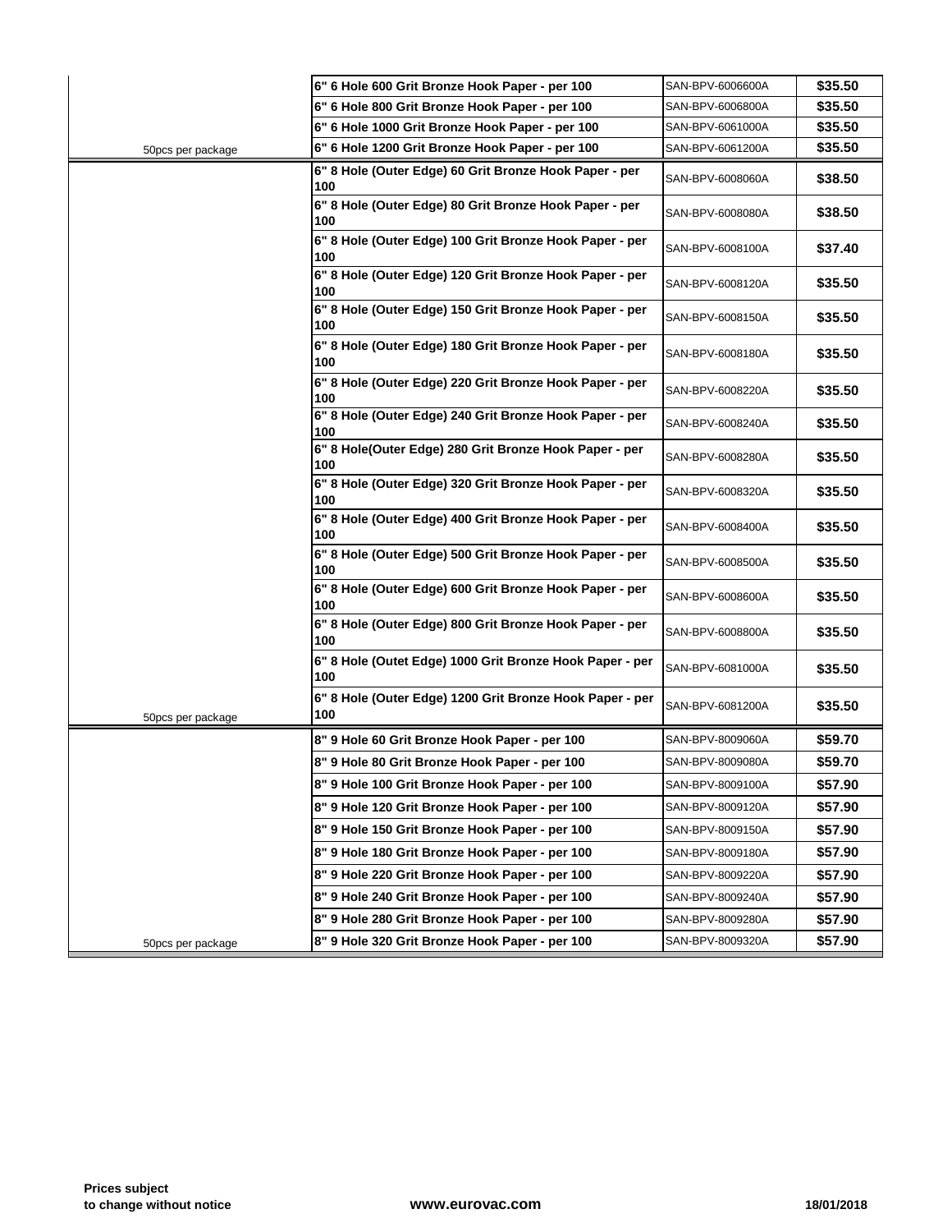| | | | |
|---|---|---|---|
| | 6" 6 Hole 600 Grit Bronze Hook Paper - per 100 | SAN-BPV-6006600A | $35.50 |
| | 6" 6 Hole 800 Grit Bronze Hook Paper - per 100 | SAN-BPV-6006800A | $35.50 |
| | 6" 6 Hole 1000 Grit Bronze Hook Paper - per 100 | SAN-BPV-6061000A | $35.50 |
| 50pcs per package | 6" 6 Hole 1200 Grit Bronze Hook Paper - per 100 | SAN-BPV-6061200A | $35.50 |
| | 6" 8 Hole (Outer Edge) 60 Grit Bronze Hook Paper - per 100 | SAN-BPV-6008060A | $38.50 |
| | 6" 8 Hole (Outer Edge) 80 Grit Bronze Hook Paper - per 100 | SAN-BPV-6008080A | $38.50 |
| | 6" 8 Hole (Outer Edge) 100 Grit Bronze Hook Paper - per 100 | SAN-BPV-6008100A | $37.40 |
| | 6" 8 Hole (Outer Edge) 120 Grit Bronze Hook Paper - per 100 | SAN-BPV-6008120A | $35.50 |
| | 6" 8 Hole (Outer Edge) 150 Grit Bronze Hook Paper - per 100 | SAN-BPV-6008150A | $35.50 |
| | 6" 8 Hole (Outer Edge) 180 Grit Bronze Hook Paper - per 100 | SAN-BPV-6008180A | $35.50 |
| | 6" 8 Hole (Outer Edge) 220 Grit Bronze Hook Paper - per 100 | SAN-BPV-6008220A | $35.50 |
| | 6" 8 Hole (Outer Edge) 240 Grit Bronze Hook Paper - per 100 | SAN-BPV-6008240A | $35.50 |
| | 6" 8 Hole(Outer Edge) 280 Grit Bronze Hook Paper - per 100 | SAN-BPV-6008280A | $35.50 |
| | 6" 8 Hole (Outer Edge) 320 Grit Bronze Hook Paper - per 100 | SAN-BPV-6008320A | $35.50 |
| | 6" 8 Hole (Outer Edge) 400 Grit Bronze Hook Paper - per 100 | SAN-BPV-6008400A | $35.50 |
| | 6" 8 Hole (Outer Edge) 500 Grit Bronze Hook Paper - per 100 | SAN-BPV-6008500A | $35.50 |
| | 6" 8 Hole (Outer Edge) 600 Grit Bronze Hook Paper - per 100 | SAN-BPV-6008600A | $35.50 |
| | 6" 8 Hole (Outer Edge) 800 Grit Bronze Hook Paper - per 100 | SAN-BPV-6008800A | $35.50 |
| | 6" 8 Hole (Outet Edge) 1000 Grit Bronze Hook Paper - per 100 | SAN-BPV-6081000A | $35.50 |
| 50pcs per package | 6" 8 Hole (Outer Edge) 1200 Grit Bronze Hook Paper - per 100 | SAN-BPV-6081200A | $35.50 |
| | 8" 9 Hole 60 Grit Bronze Hook Paper - per 100 | SAN-BPV-8009060A | $59.70 |
| | 8" 9 Hole 80 Grit Bronze Hook Paper - per 100 | SAN-BPV-8009080A | $59.70 |
| | 8" 9 Hole 100 Grit Bronze Hook Paper - per 100 | SAN-BPV-8009100A | $57.90 |
| | 8" 9 Hole 120 Grit Bronze Hook Paper - per 100 | SAN-BPV-8009120A | $57.90 |
| | 8" 9 Hole 150 Grit Bronze Hook Paper - per 100 | SAN-BPV-8009150A | $57.90 |
| | 8" 9 Hole 180 Grit Bronze Hook Paper - per 100 | SAN-BPV-8009180A | $57.90 |
| | 8" 9 Hole 220 Grit Bronze Hook Paper - per 100 | SAN-BPV-8009220A | $57.90 |
| | 8" 9 Hole 240 Grit Bronze Hook Paper - per 100 | SAN-BPV-8009240A | $57.90 |
| | 8" 9 Hole 280 Grit Bronze Hook Paper - per 100 | SAN-BPV-8009280A | $57.90 |
| 50pcs per package | 8" 9 Hole 320 Grit Bronze Hook Paper - per 100 | SAN-BPV-8009320A | $57.90 |

**Prices subject to change without notice** **www.eurovac.com** **18/01/2018**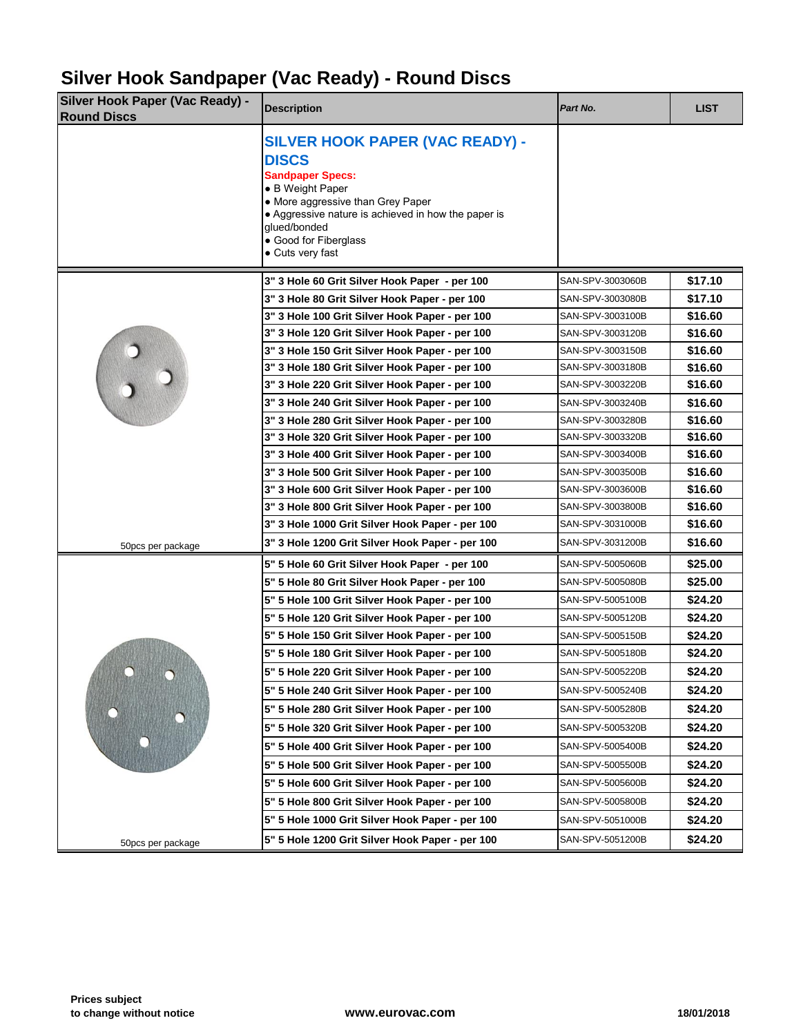# Silver Hook Sandpaper (Vac Ready) - Round Discs

| Silver Hook Paper (Vac Ready) - Round Discs | Description | *Part No.* | LIST |
|---|---|---|---|
| | **SILVER HOOK PAPER (VAC READY) - DISCS**<br>**Sandpaper Specs:**<br>• B Weight Paper<br>• More aggressive than Grey Paper<br>• Aggressive nature is achieved in how the paper is glued/bonded<br>• Good for Fiberglass<br>• Cuts very fast | | |
| | **3" 3 Hole 60 Grit Silver Hook Paper - per 100** | SAN-SPV-3003060B | **$17.10** |
| | **3" 3 Hole 80 Grit Silver Hook Paper - per 100** | SAN-SPV-3003080B | **$17.10** |
| | **3" 3 Hole 100 Grit Silver Hook Paper - per 100** | SAN-SPV-3003100B | **$16.60** |
| | **3" 3 Hole 120 Grit Silver Hook Paper - per 100** | SAN-SPV-3003120B | **$16.60** |
| | **3" 3 Hole 150 Grit Silver Hook Paper - per 100** | SAN-SPV-3003150B | **$16.60** |
| | **3" 3 Hole 180 Grit Silver Hook Paper - per 100** | SAN-SPV-3003180B | **$16.60** |
| | **3" 3 Hole 220 Grit Silver Hook Paper - per 100** | SAN-SPV-3003220B | **$16.60** |
| | **3" 3 Hole 240 Grit Silver Hook Paper - per 100** | SAN-SPV-3003240B | **$16.60** |
| | **3" 3 Hole 280 Grit Silver Hook Paper - per 100** | SAN-SPV-3003280B | **$16.60** |
| | **3" 3 Hole 320 Grit Silver Hook Paper - per 100** | SAN-SPV-3003320B | **$16.60** |
| | **3" 3 Hole 400 Grit Silver Hook Paper - per 100** | SAN-SPV-3003400B | **$16.60** |
| | **3" 3 Hole 500 Grit Silver Hook Paper - per 100** | SAN-SPV-3003500B | **$16.60** |
| | **3" 3 Hole 600 Grit Silver Hook Paper - per 100** | SAN-SPV-3003600B | **$16.60** |
| | **3" 3 Hole 800 Grit Silver Hook Paper - per 100** | SAN-SPV-3003800B | **$16.60** |
| | **3" 3 Hole 1000 Grit Silver Hook Paper - per 100** | SAN-SPV-3031000B | **$16.60** |
| 50pcs per package | **3" 3 Hole 1200 Grit Silver Hook Paper - per 100** | SAN-SPV-3031200B | **$16.60** |
| | **5" 5 Hole 60 Grit Silver Hook Paper - per 100** | SAN-SPV-5005060B | **$25.00** |
| | **5" 5 Hole 80 Grit Silver Hook Paper - per 100** | SAN-SPV-5005080B | **$25.00** |
| | **5" 5 Hole 100 Grit Silver Hook Paper - per 100** | SAN-SPV-5005100B | **$24.20** |
| | **5" 5 Hole 120 Grit Silver Hook Paper - per 100** | SAN-SPV-5005120B | **$24.20** |
| | **5" 5 Hole 150 Grit Silver Hook Paper - per 100** | SAN-SPV-5005150B | **$24.20** |
| | **5" 5 Hole 180 Grit Silver Hook Paper - per 100** | SAN-SPV-5005180B | **$24.20** |
| | **5" 5 Hole 220 Grit Silver Hook Paper - per 100** | SAN-SPV-5005220B | **$24.20** |
| | **5" 5 Hole 240 Grit Silver Hook Paper - per 100** | SAN-SPV-5005240B | **$24.20** |
| | **5" 5 Hole 280 Grit Silver Hook Paper - per 100** | SAN-SPV-5005280B | **$24.20** |
| | **5" 5 Hole 320 Grit Silver Hook Paper - per 100** | SAN-SPV-5005320B | **$24.20** |
| | **5" 5 Hole 400 Grit Silver Hook Paper - per 100** | SAN-SPV-5005400B | **$24.20** |
| | **5" 5 Hole 500 Grit Silver Hook Paper - per 100** | SAN-SPV-5005500B | **$24.20** |
| | **5" 5 Hole 600 Grit Silver Hook Paper - per 100** | SAN-SPV-5005600B | **$24.20** |
| | **5" 5 Hole 800 Grit Silver Hook Paper - per 100** | SAN-SPV-5005800B | **$24.20** |
| | **5" 5 Hole 1000 Grit Silver Hook Paper - per 100** | SAN-SPV-5051000B | **$24.20** |
| 50pcs per package | **5" 5 Hole 1200 Grit Silver Hook Paper - per 100** | SAN-SPV-5051200B | **$24.20** |

**Prices subject to change without notice**

**www.eurovac.com**

**18/01/2018**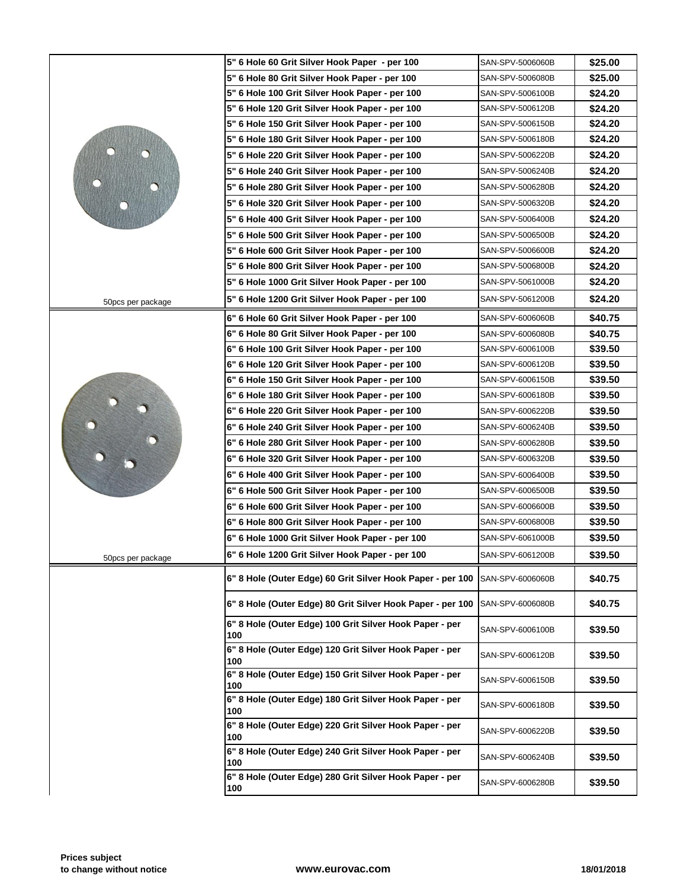| | Description | Part Number | Price |
|---|---|---|---|
| | 5" 6 Hole 60 Grit Silver Hook Paper - per 100 | SAN-SPV-5006060B | $25.00 |
| | 5" 6 Hole 80 Grit Silver Hook Paper - per 100 | SAN-SPV-5006080B | $25.00 |
| | 5" 6 Hole 100 Grit Silver Hook Paper - per 100 | SAN-SPV-5006100B | $24.20 |
| | 5" 6 Hole 120 Grit Silver Hook Paper - per 100 | SAN-SPV-5006120B | $24.20 |
| | 5" 6 Hole 150 Grit Silver Hook Paper - per 100 | SAN-SPV-5006150B | $24.20 |
| | 5" 6 Hole 180 Grit Silver Hook Paper - per 100 | SAN-SPV-5006180B | $24.20 |
| | 5" 6 Hole 220 Grit Silver Hook Paper - per 100 | SAN-SPV-5006220B | $24.20 |
| | 5" 6 Hole 240 Grit Silver Hook Paper - per 100 | SAN-SPV-5006240B | $24.20 |
| | 5" 6 Hole 280 Grit Silver Hook Paper - per 100 | SAN-SPV-5006280B | $24.20 |
| | 5" 6 Hole 320 Grit Silver Hook Paper - per 100 | SAN-SPV-5006320B | $24.20 |
| | 5" 6 Hole 400 Grit Silver Hook Paper - per 100 | SAN-SPV-5006400B | $24.20 |
| | 5" 6 Hole 500 Grit Silver Hook Paper - per 100 | SAN-SPV-5006500B | $24.20 |
| | 5" 6 Hole 600 Grit Silver Hook Paper - per 100 | SAN-SPV-5006600B | $24.20 |
| | 5" 6 Hole 800 Grit Silver Hook Paper - per 100 | SAN-SPV-5006800B | $24.20 |
| | 5" 6 Hole 1000 Grit Silver Hook Paper - per 100 | SAN-SPV-5061000B | $24.20 |
| 50pcs per package | 5" 6 Hole 1200 Grit Silver Hook Paper - per 100 | SAN-SPV-5061200B | $24.20 |
| | 6" 6 Hole 60 Grit Silver Hook Paper - per 100 | SAN-SPV-6006060B | $40.75 |
| | 6" 6 Hole 80 Grit Silver Hook Paper - per 100 | SAN-SPV-6006080B | $40.75 |
| | 6" 6 Hole 100 Grit Silver Hook Paper - per 100 | SAN-SPV-6006100B | $39.50 |
| | 6" 6 Hole 120 Grit Silver Hook Paper - per 100 | SAN-SPV-6006120B | $39.50 |
| | 6" 6 Hole 150 Grit Silver Hook Paper - per 100 | SAN-SPV-6006150B | $39.50 |
| | 6" 6 Hole 180 Grit Silver Hook Paper - per 100 | SAN-SPV-6006180B | $39.50 |
| | 6" 6 Hole 220 Grit Silver Hook Paper - per 100 | SAN-SPV-6006220B | $39.50 |
| | 6" 6 Hole 240 Grit Silver Hook Paper - per 100 | SAN-SPV-6006240B | $39.50 |
| | 6" 6 Hole 280 Grit Silver Hook Paper - per 100 | SAN-SPV-6006280B | $39.50 |
| | 6" 6 Hole 320 Grit Silver Hook Paper - per 100 | SAN-SPV-6006320B | $39.50 |
| | 6" 6 Hole 400 Grit Silver Hook Paper - per 100 | SAN-SPV-6006400B | $39.50 |
| | 6" 6 Hole 500 Grit Silver Hook Paper - per 100 | SAN-SPV-6006500B | $39.50 |
| | 6" 6 Hole 600 Grit Silver Hook Paper - per 100 | SAN-SPV-6006600B | $39.50 |
| | 6" 6 Hole 800 Grit Silver Hook Paper - per 100 | SAN-SPV-6006800B | $39.50 |
| | 6" 6 Hole 1000 Grit Silver Hook Paper - per 100 | SAN-SPV-6061000B | $39.50 |
| 50pcs per package | 6" 6 Hole 1200 Grit Silver Hook Paper - per 100 | SAN-SPV-6061200B | $39.50 |
| | 6" 8 Hole (Outer Edge) 60 Grit Silver Hook Paper - per 100 | SAN-SPV-6006060B | $40.75 |
| | 6" 8 Hole (Outer Edge) 80 Grit Silver Hook Paper - per 100 | SAN-SPV-6006080B | $40.75 |
| | 6" 8 Hole (Outer Edge) 100 Grit Silver Hook Paper - per 100 | SAN-SPV-6006100B | $39.50 |
| | 6" 8 Hole (Outer Edge) 120 Grit Silver Hook Paper - per 100 | SAN-SPV-6006120B | $39.50 |
| | 6" 8 Hole (Outer Edge) 150 Grit Silver Hook Paper - per 100 | SAN-SPV-6006150B | $39.50 |
| | 6" 8 Hole (Outer Edge) 180 Grit Silver Hook Paper - per 100 | SAN-SPV-6006180B | $39.50 |
| | 6" 8 Hole (Outer Edge) 220 Grit Silver Hook Paper - per 100 | SAN-SPV-6006220B | $39.50 |
| | 6" 8 Hole (Outer Edge) 240 Grit Silver Hook Paper - per 100 | SAN-SPV-6006240B | $39.50 |
| | 6" 8 Hole (Outer Edge) 280 Grit Silver Hook Paper - per 100 | SAN-SPV-6006280B | $39.50 |

**Prices subject to change without notice** **www.eurovac.com** **18/01/2018**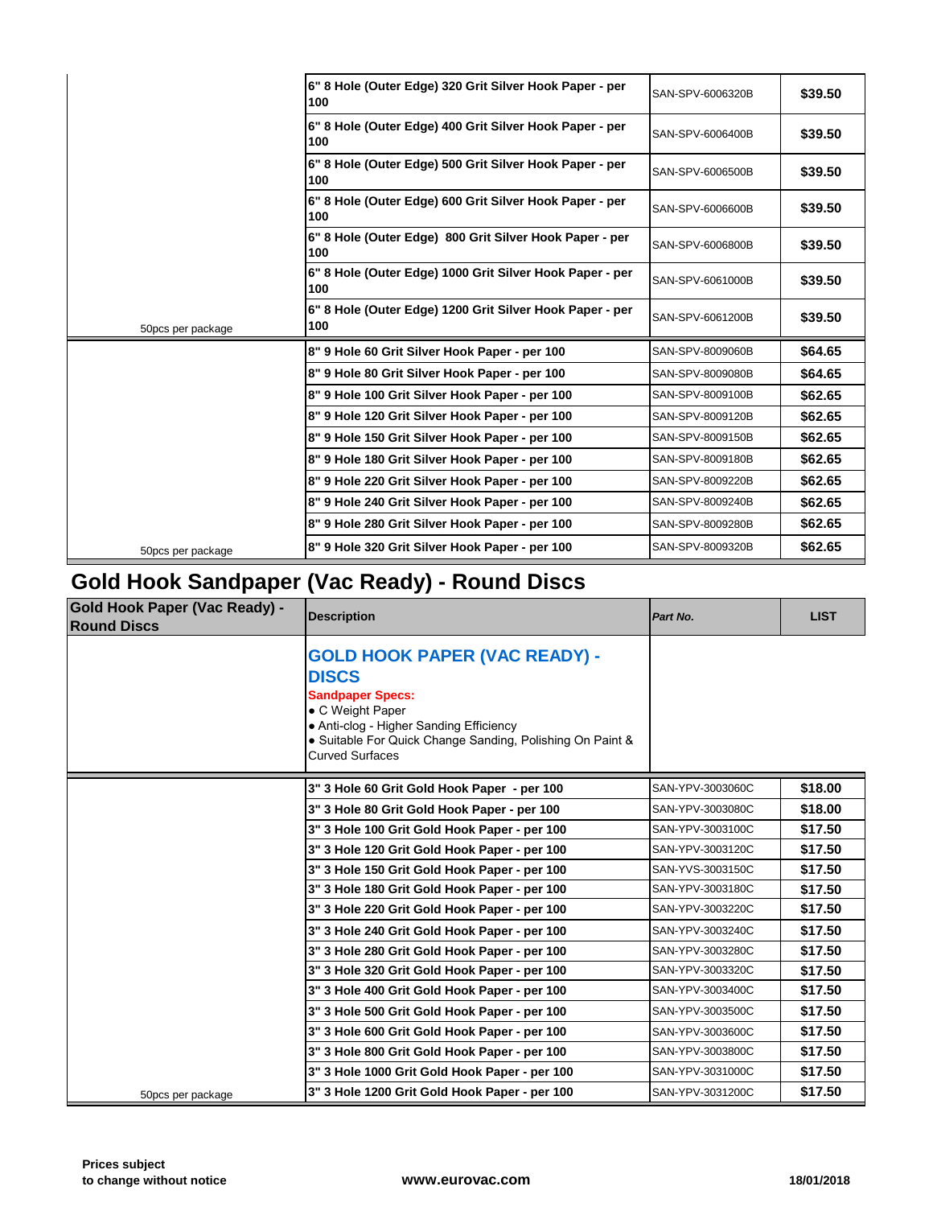| | | | |
|---|---|---|---|
| | **6" 8 Hole (Outer Edge) 320 Grit Silver Hook Paper - per 100** | SAN-SPV-6006320B | **$39.50** |
| | **6" 8 Hole (Outer Edge) 400 Grit Silver Hook Paper - per 100** | SAN-SPV-6006400B | **$39.50** |
| | **6" 8 Hole (Outer Edge) 500 Grit Silver Hook Paper - per 100** | SAN-SPV-6006500B | **$39.50** |
| | **6" 8 Hole (Outer Edge) 600 Grit Silver Hook Paper - per 100** | SAN-SPV-6006600B | **$39.50** |
| | **6" 8 Hole (Outer Edge) 800 Grit Silver Hook Paper - per 100** | SAN-SPV-6006800B | **$39.50** |
| | **6" 8 Hole (Outer Edge) 1000 Grit Silver Hook Paper - per 100** | SAN-SPV-6061000B | **$39.50** |
| 50pcs per package | **6" 8 Hole (Outer Edge) 1200 Grit Silver Hook Paper - per 100** | SAN-SPV-6061200B | **$39.50** |
| | **8" 9 Hole 60 Grit Silver Hook Paper - per 100** | SAN-SPV-8009060B | **$64.65** |
| | **8" 9 Hole 80 Grit Silver Hook Paper - per 100** | SAN-SPV-8009080B | **$64.65** |
| | **8" 9 Hole 100 Grit Silver Hook Paper - per 100** | SAN-SPV-8009100B | **$62.65** |
| | **8" 9 Hole 120 Grit Silver Hook Paper - per 100** | SAN-SPV-8009120B | **$62.65** |
| | **8" 9 Hole 150 Grit Silver Hook Paper - per 100** | SAN-SPV-8009150B | **$62.65** |
| | **8" 9 Hole 180 Grit Silver Hook Paper - per 100** | SAN-SPV-8009180B | **$62.65** |
| | **8" 9 Hole 220 Grit Silver Hook Paper - per 100** | SAN-SPV-8009220B | **$62.65** |
| | **8" 9 Hole 240 Grit Silver Hook Paper - per 100** | SAN-SPV-8009240B | **$62.65** |
| | **8" 9 Hole 280 Grit Silver Hook Paper - per 100** | SAN-SPV-8009280B | **$62.65** |
| 50pcs per package | **8" 9 Hole 320 Grit Silver Hook Paper - per 100** | SAN-SPV-8009320B | **$62.65** |

# Gold Hook Sandpaper (Vac Ready) - Round Discs

| **Gold Hook Paper (Vac Ready) - Round Discs** | **Description** | ***Part No.*** | **LIST** |
|---|---|---|---|
| | **GOLD HOOK PAPER (VAC READY) - DISCS**<br>**Sandpaper Specs:**<br>• C Weight Paper<br>• Anti-clog - Higher Sanding Efficiency<br>• Suitable For Quick Change Sanding, Polishing On Paint & Curved Surfaces | | |
| | **3" 3 Hole 60 Grit Gold Hook Paper - per 100** | SAN-YPV-3003060C | **$18.00** |
| | **3" 3 Hole 80 Grit Gold Hook Paper - per 100** | SAN-YPV-3003080C | **$18.00** |
| | **3" 3 Hole 100 Grit Gold Hook Paper - per 100** | SAN-YPV-3003100C | **$17.50** |
| | **3" 3 Hole 120 Grit Gold Hook Paper - per 100** | SAN-YPV-3003120C | **$17.50** |
| | **3" 3 Hole 150 Grit Gold Hook Paper - per 100** | SAN-YVS-3003150C | **$17.50** |
| | **3" 3 Hole 180 Grit Gold Hook Paper - per 100** | SAN-YPV-3003180C | **$17.50** |
| | **3" 3 Hole 220 Grit Gold Hook Paper - per 100** | SAN-YPV-3003220C | **$17.50** |
| | **3" 3 Hole 240 Grit Gold Hook Paper - per 100** | SAN-YPV-3003240C | **$17.50** |
| | **3" 3 Hole 280 Grit Gold Hook Paper - per 100** | SAN-YPV-3003280C | **$17.50** |
| | **3" 3 Hole 320 Grit Gold Hook Paper - per 100** | SAN-YPV-3003320C | **$17.50** |
| | **3" 3 Hole 400 Grit Gold Hook Paper - per 100** | SAN-YPV-3003400C | **$17.50** |
| | **3" 3 Hole 500 Grit Gold Hook Paper - per 100** | SAN-YPV-3003500C | **$17.50** |
| | **3" 3 Hole 600 Grit Gold Hook Paper - per 100** | SAN-YPV-3003600C | **$17.50** |
| | **3" 3 Hole 800 Grit Gold Hook Paper - per 100** | SAN-YPV-3003800C | **$17.50** |
| | **3" 3 Hole 1000 Grit Gold Hook Paper - per 100** | SAN-YPV-3031000C | **$17.50** |
| 50pcs per package | **3" 3 Hole 1200 Grit Gold Hook Paper - per 100** | SAN-YPV-3031200C | **$17.50** |

**Prices subject to change without notice** **www.eurovac.com** **18/01/2018**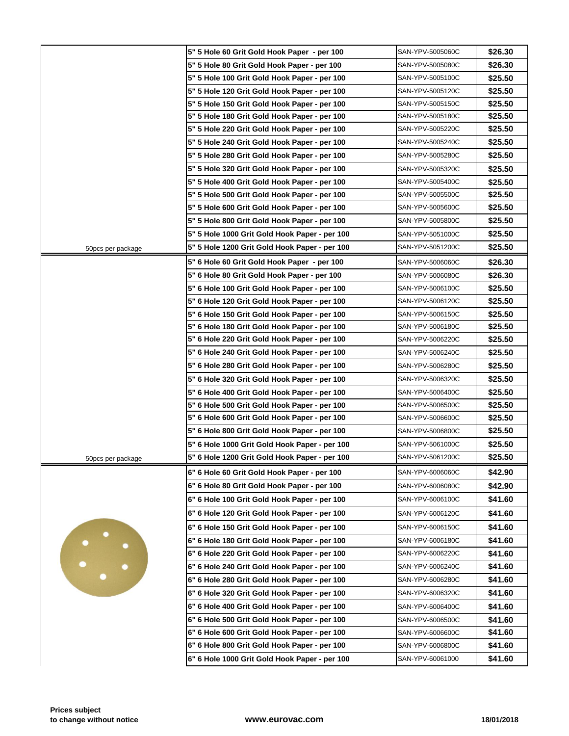| | Description | Part Number | Price |
|---|---|---|---|
| | 5" 5 Hole 60 Grit Gold Hook Paper - per 100 | SAN-YPV-5005060C | $26.30 |
| | 5" 5 Hole 80 Grit Gold Hook Paper - per 100 | SAN-YPV-5005080C | $26.30 |
| | 5" 5 Hole 100 Grit Gold Hook Paper - per 100 | SAN-YPV-5005100C | $25.50 |
| | 5" 5 Hole 120 Grit Gold Hook Paper - per 100 | SAN-YPV-5005120C | $25.50 |
| | 5" 5 Hole 150 Grit Gold Hook Paper - per 100 | SAN-YPV-5005150C | $25.50 |
| | 5" 5 Hole 180 Grit Gold Hook Paper - per 100 | SAN-YPV-5005180C | $25.50 |
| | 5" 5 Hole 220 Grit Gold Hook Paper - per 100 | SAN-YPV-5005220C | $25.50 |
| | 5" 5 Hole 240 Grit Gold Hook Paper - per 100 | SAN-YPV-5005240C | $25.50 |
| | 5" 5 Hole 280 Grit Gold Hook Paper - per 100 | SAN-YPV-5005280C | $25.50 |
| | 5" 5 Hole 320 Grit Gold Hook Paper - per 100 | SAN-YPV-5005320C | $25.50 |
| | 5" 5 Hole 400 Grit Gold Hook Paper - per 100 | SAN-YPV-5005400C | $25.50 |
| | 5" 5 Hole 500 Grit Gold Hook Paper - per 100 | SAN-YPV-5005500C | $25.50 |
| | 5" 5 Hole 600 Grit Gold Hook Paper - per 100 | SAN-YPV-5005600C | $25.50 |
| | 5" 5 Hole 800 Grit Gold Hook Paper - per 100 | SAN-YPV-5005800C | $25.50 |
| | 5" 5 Hole 1000 Grit Gold Hook Paper - per 100 | SAN-YPV-5051000C | $25.50 |
| 50pcs per package | 5" 5 Hole 1200 Grit Gold Hook Paper - per 100 | SAN-YPV-5051200C | $25.50 |
| | 5" 6 Hole 60 Grit Gold Hook Paper - per 100 | SAN-YPV-5006060C | $26.30 |
| | 5" 6 Hole 80 Grit Gold Hook Paper - per 100 | SAN-YPV-5006080C | $26.30 |
| | 5" 6 Hole 100 Grit Gold Hook Paper - per 100 | SAN-YPV-5006100C | $25.50 |
| | 5" 6 Hole 120 Grit Gold Hook Paper - per 100 | SAN-YPV-5006120C | $25.50 |
| | 5" 6 Hole 150 Grit Gold Hook Paper - per 100 | SAN-YPV-5006150C | $25.50 |
| | 5" 6 Hole 180 Grit Gold Hook Paper - per 100 | SAN-YPV-5006180C | $25.50 |
| | 5" 6 Hole 220 Grit Gold Hook Paper - per 100 | SAN-YPV-5006220C | $25.50 |
| | 5" 6 Hole 240 Grit Gold Hook Paper - per 100 | SAN-YPV-5006240C | $25.50 |
| | 5" 6 Hole 280 Grit Gold Hook Paper - per 100 | SAN-YPV-5006280C | $25.50 |
| | 5" 6 Hole 320 Grit Gold Hook Paper - per 100 | SAN-YPV-5006320C | $25.50 |
| | 5" 6 Hole 400 Grit Gold Hook Paper - per 100 | SAN-YPV-5006400C | $25.50 |
| | 5" 6 Hole 500 Grit Gold Hook Paper - per 100 | SAN-YPV-5006500C | $25.50 |
| | 5" 6 Hole 600 Grit Gold Hook Paper - per 100 | SAN-YPV-5006600C | $25.50 |
| | 5" 6 Hole 800 Grit Gold Hook Paper - per 100 | SAN-YPV-5006800C | $25.50 |
| | 5" 6 Hole 1000 Grit Gold Hook Paper - per 100 | SAN-YPV-5061000C | $25.50 |
| 50pcs per package | 5" 6 Hole 1200 Grit Gold Hook Paper - per 100 | SAN-YPV-5061200C | $25.50 |
| | 6" 6 Hole 60 Grit Gold Hook Paper - per 100 | SAN-YPV-6006060C | $42.90 |
| | 6" 6 Hole 80 Grit Gold Hook Paper - per 100 | SAN-YPV-6006080C | $42.90 |
| | 6" 6 Hole 100 Grit Gold Hook Paper - per 100 | SAN-YPV-6006100C | $41.60 |
| | 6" 6 Hole 120 Grit Gold Hook Paper - per 100 | SAN-YPV-6006120C | $41.60 |
| | 6" 6 Hole 150 Grit Gold Hook Paper - per 100 | SAN-YPV-6006150C | $41.60 |
| | 6" 6 Hole 180 Grit Gold Hook Paper - per 100 | SAN-YPV-6006180C | $41.60 |
| | 6" 6 Hole 220 Grit Gold Hook Paper - per 100 | SAN-YPV-6006220C | $41.60 |
| | 6" 6 Hole 240 Grit Gold Hook Paper - per 100 | SAN-YPV-6006240C | $41.60 |
| | 6" 6 Hole 280 Grit Gold Hook Paper - per 100 | SAN-YPV-6006280C | $41.60 |
| | 6" 6 Hole 320 Grit Gold Hook Paper - per 100 | SAN-YPV-6006320C | $41.60 |
| | 6" 6 Hole 400 Grit Gold Hook Paper - per 100 | SAN-YPV-6006400C | $41.60 |
| | 6" 6 Hole 500 Grit Gold Hook Paper - per 100 | SAN-YPV-6006500C | $41.60 |
| | 6" 6 Hole 600 Grit Gold Hook Paper - per 100 | SAN-YPV-6006600C | $41.60 |
| | 6" 6 Hole 800 Grit Gold Hook Paper - per 100 | SAN-YPV-6006800C | $41.60 |
| | 6" 6 Hole 1000 Grit Gold Hook Paper - per 100 | SAN-YPV-60061000 | $41.60 |

**Prices subject to change without notice**

**www.eurovac.com**

**18/01/2018**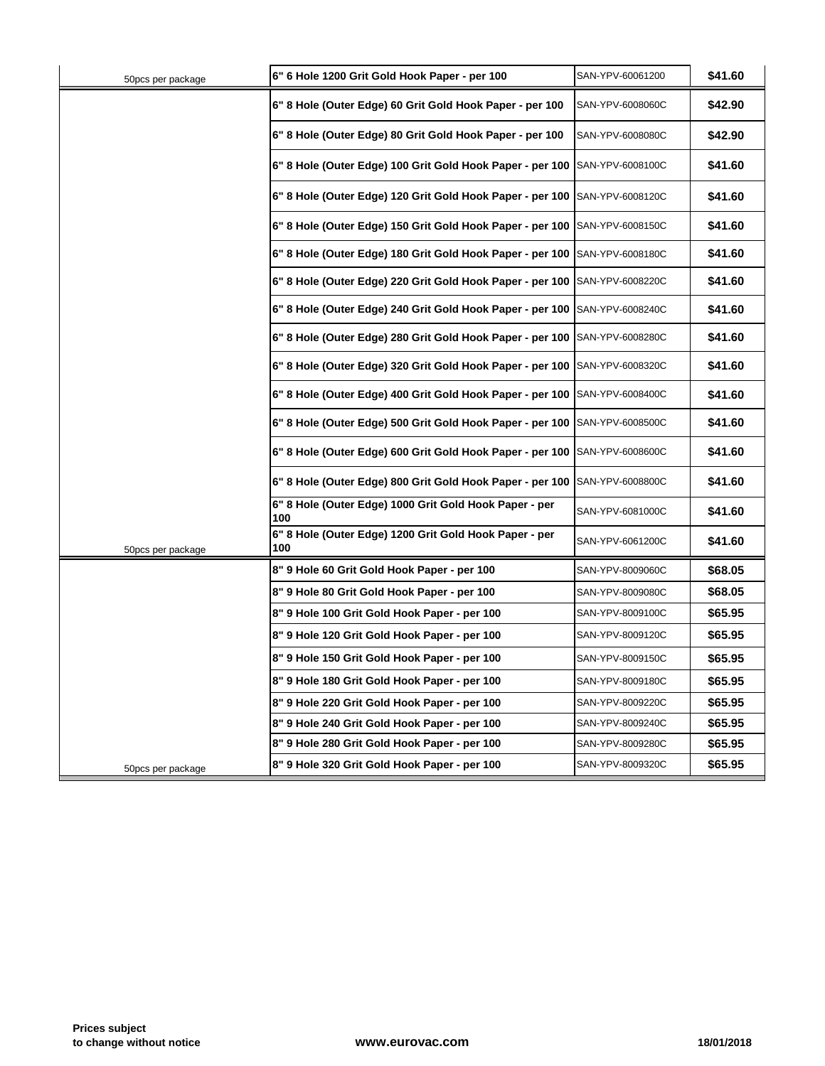| | | | |
|---|---|---|---|
| 50pcs per package | 6" 6 Hole 1200 Grit Gold Hook Paper - per 100 | SAN-YPV-60061200 | $41.60 |
| | 6" 8 Hole (Outer Edge) 60 Grit Gold Hook Paper - per 100 | SAN-YPV-6008060C | $42.90 |
| | 6" 8 Hole (Outer Edge) 80 Grit Gold Hook Paper - per 100 | SAN-YPV-6008080C | $42.90 |
| | 6" 8 Hole (Outer Edge) 100 Grit Gold Hook Paper - per 100 | SAN-YPV-6008100C | $41.60 |
| | 6" 8 Hole (Outer Edge) 120 Grit Gold Hook Paper - per 100 | SAN-YPV-6008120C | $41.60 |
| | 6" 8 Hole (Outer Edge) 150 Grit Gold Hook Paper - per 100 | SAN-YPV-6008150C | $41.60 |
| | 6" 8 Hole (Outer Edge) 180 Grit Gold Hook Paper - per 100 | SAN-YPV-6008180C | $41.60 |
| | 6" 8 Hole (Outer Edge) 220 Grit Gold Hook Paper - per 100 | SAN-YPV-6008220C | $41.60 |
| | 6" 8 Hole (Outer Edge) 240 Grit Gold Hook Paper - per 100 | SAN-YPV-6008240C | $41.60 |
| | 6" 8 Hole (Outer Edge) 280 Grit Gold Hook Paper - per 100 | SAN-YPV-6008280C | $41.60 |
| | 6" 8 Hole (Outer Edge) 320 Grit Gold Hook Paper - per 100 | SAN-YPV-6008320C | $41.60 |
| | 6" 8 Hole (Outer Edge) 400 Grit Gold Hook Paper - per 100 | SAN-YPV-6008400C | $41.60 |
| | 6" 8 Hole (Outer Edge) 500 Grit Gold Hook Paper - per 100 | SAN-YPV-6008500C | $41.60 |
| | 6" 8 Hole (Outer Edge) 600 Grit Gold Hook Paper - per 100 | SAN-YPV-6008600C | $41.60 |
| | 6" 8 Hole (Outer Edge) 800 Grit Gold Hook Paper - per 100 | SAN-YPV-6008800C | $41.60 |
| | 6" 8 Hole (Outer Edge) 1000 Grit Gold Hook Paper - per 100 | SAN-YPV-6081000C | $41.60 |
| 50pcs per package | 6" 8 Hole (Outer Edge) 1200 Grit Gold Hook Paper - per 100 | SAN-YPV-6061200C | $41.60 |
| | 8" 9 Hole 60 Grit Gold Hook Paper - per 100 | SAN-YPV-8009060C | $68.05 |
| | 8" 9 Hole 80 Grit Gold Hook Paper - per 100 | SAN-YPV-8009080C | $68.05 |
| | 8" 9 Hole 100 Grit Gold Hook Paper - per 100 | SAN-YPV-8009100C | $65.95 |
| | 8" 9 Hole 120 Grit Gold Hook Paper - per 100 | SAN-YPV-8009120C | $65.95 |
| | 8" 9 Hole 150 Grit Gold Hook Paper - per 100 | SAN-YPV-8009150C | $65.95 |
| | 8" 9 Hole 180 Grit Gold Hook Paper - per 100 | SAN-YPV-8009180C | $65.95 |
| | 8" 9 Hole 220 Grit Gold Hook Paper - per 100 | SAN-YPV-8009220C | $65.95 |
| | 8" 9 Hole 240 Grit Gold Hook Paper - per 100 | SAN-YPV-8009240C | $65.95 |
| | 8" 9 Hole 280 Grit Gold Hook Paper - per 100 | SAN-YPV-8009280C | $65.95 |
| 50pcs per package | 8" 9 Hole 320 Grit Gold Hook Paper - per 100 | SAN-YPV-8009320C | $65.95 |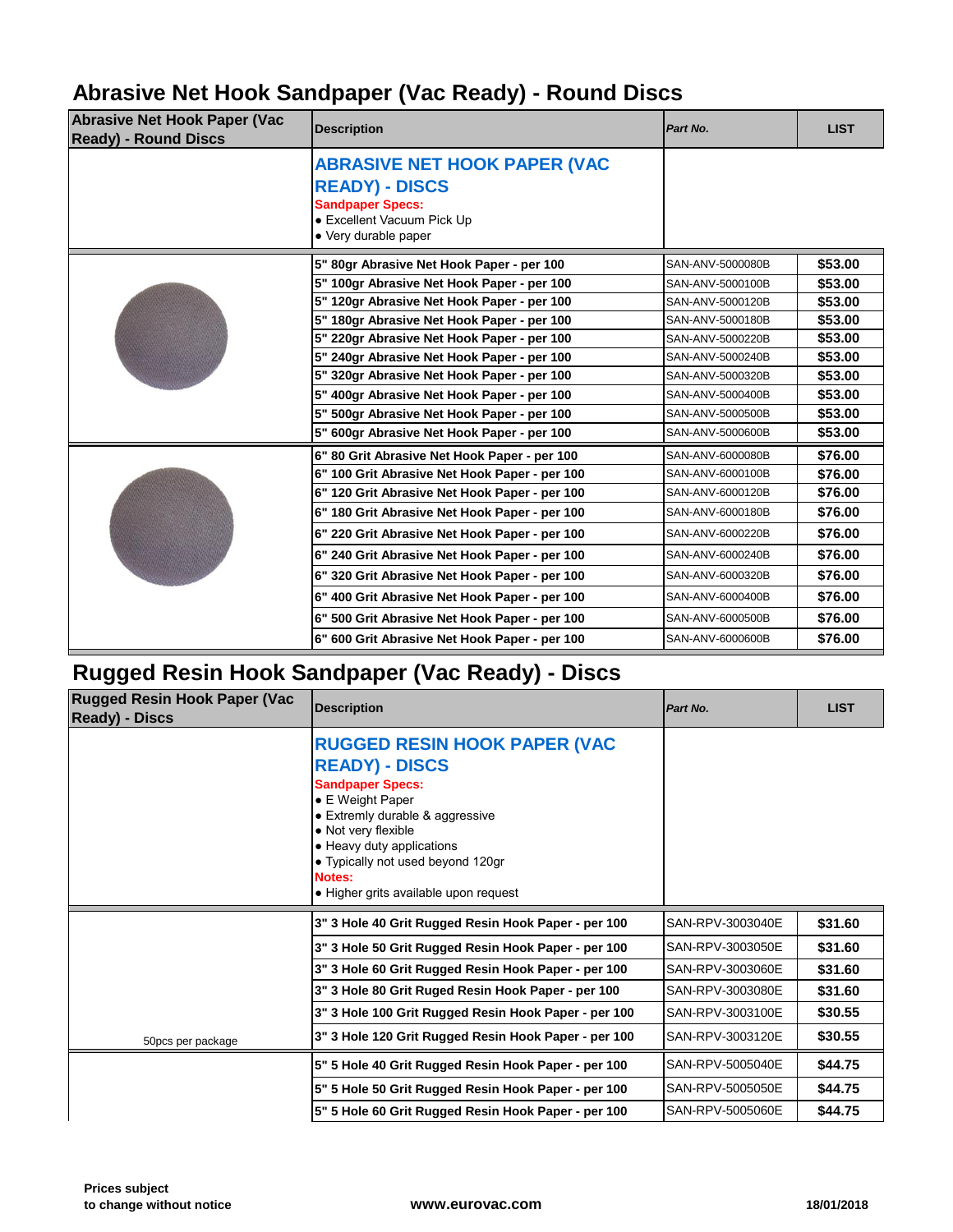# Abrasive Net Hook Sandpaper (Vac Ready) - Round Discs

| Abrasive Net Hook Paper (Vac Ready) - Round Discs | Description | Part No. | LIST |
|---|---|---|---|
| | **ABRASIVE NET HOOK PAPER (VAC READY) - DISCS**<br>**Sandpaper Specs:**<br>• Excellent Vacuum Pick Up<br>• Very durable paper | | |
| | **5" 80gr Abrasive Net Hook Paper - per 100** | SAN-ANV-5000080B | **$53.00** |
| | **5" 100gr Abrasive Net Hook Paper - per 100** | SAN-ANV-5000100B | **$53.00** |
| | **5" 120gr Abrasive Net Hook Paper - per 100** | SAN-ANV-5000120B | **$53.00** |
| | **5" 180gr Abrasive Net Hook Paper - per 100** | SAN-ANV-5000180B | **$53.00** |
| | **5" 220gr Abrasive Net Hook Paper - per 100** | SAN-ANV-5000220B | **$53.00** |
| | **5" 240gr Abrasive Net Hook Paper - per 100** | SAN-ANV-5000240B | **$53.00** |
| | **5" 320gr Abrasive Net Hook Paper - per 100** | SAN-ANV-5000320B | **$53.00** |
| | **5" 400gr Abrasive Net Hook Paper - per 100** | SAN-ANV-5000400B | **$53.00** |
| | **5" 500gr Abrasive Net Hook Paper - per 100** | SAN-ANV-5000500B | **$53.00** |
| | **5" 600gr Abrasive Net Hook Paper - per 100** | SAN-ANV-5000600B | **$53.00** |
| | **6" 80 Grit Abrasive Net Hook Paper - per 100** | SAN-ANV-6000080B | **$76.00** |
| | **6" 100 Grit Abrasive Net Hook Paper - per 100** | SAN-ANV-6000100B | **$76.00** |
| | **6" 120 Grit Abrasive Net Hook Paper - per 100** | SAN-ANV-6000120B | **$76.00** |
| | **6" 180 Grit Abrasive Net Hook Paper - per 100** | SAN-ANV-6000180B | **$76.00** |
| | **6" 220 Grit Abrasive Net Hook Paper - per 100** | SAN-ANV-6000220B | **$76.00** |
| | **6" 240 Grit Abrasive Net Hook Paper - per 100** | SAN-ANV-6000240B | **$76.00** |
| | **6" 320 Grit Abrasive Net Hook Paper - per 100** | SAN-ANV-6000320B | **$76.00** |
| | **6" 400 Grit Abrasive Net Hook Paper - per 100** | SAN-ANV-6000400B | **$76.00** |
| | **6" 500 Grit Abrasive Net Hook Paper - per 100** | SAN-ANV-6000500B | **$76.00** |
| | **6" 600 Grit Abrasive Net Hook Paper - per 100** | SAN-ANV-6000600B | **$76.00** |

# Rugged Resin Hook Sandpaper (Vac Ready) - Discs

| Rugged Resin Hook Paper (Vac Ready) - Discs | Description | Part No. | LIST |
|---|---|---|---|
| | **RUGGED RESIN HOOK PAPER (VAC READY) - DISCS**<br>**Sandpaper Specs:**<br>• E Weight Paper<br>• Extremly durable & aggressive<br>• Not very flexible<br>• Heavy duty applications<br>• Typically not used beyond 120gr<br>**Notes:**<br>• Higher grits available upon request | | |
| | **3" 3 Hole 40 Grit Rugged Resin Hook Paper - per 100** | SAN-RPV-3003040E | **$31.60** |
| | **3" 3 Hole 50 Grit Rugged Resin Hook Paper - per 100** | SAN-RPV-3003050E | **$31.60** |
| | **3" 3 Hole 60 Grit Rugged Resin Hook Paper - per 100** | SAN-RPV-3003060E | **$31.60** |
| | **3" 3 Hole 80 Grit Ruged Resin Hook Paper - per 100** | SAN-RPV-3003080E | **$31.60** |
| | **3" 3 Hole 100 Grit Rugged Resin Hook Paper - per 100** | SAN-RPV-3003100E | **$30.55** |
| 50pcs per package | **3" 3 Hole 120 Grit Rugged Resin Hook Paper - per 100** | SAN-RPV-3003120E | **$30.55** |
| | **5" 5 Hole 40 Grit Rugged Resin Hook Paper - per 100** | SAN-RPV-5005040E | **$44.75** |
| | **5" 5 Hole 50 Grit Rugged Resin Hook Paper - per 100** | SAN-RPV-5005050E | **$44.75** |
| | **5" 5 Hole 60 Grit Rugged Resin Hook Paper - per 100** | SAN-RPV-5005060E | **$44.75** |

**Prices subject to change without notice**

**www.eurovac.com**

**18/01/2018**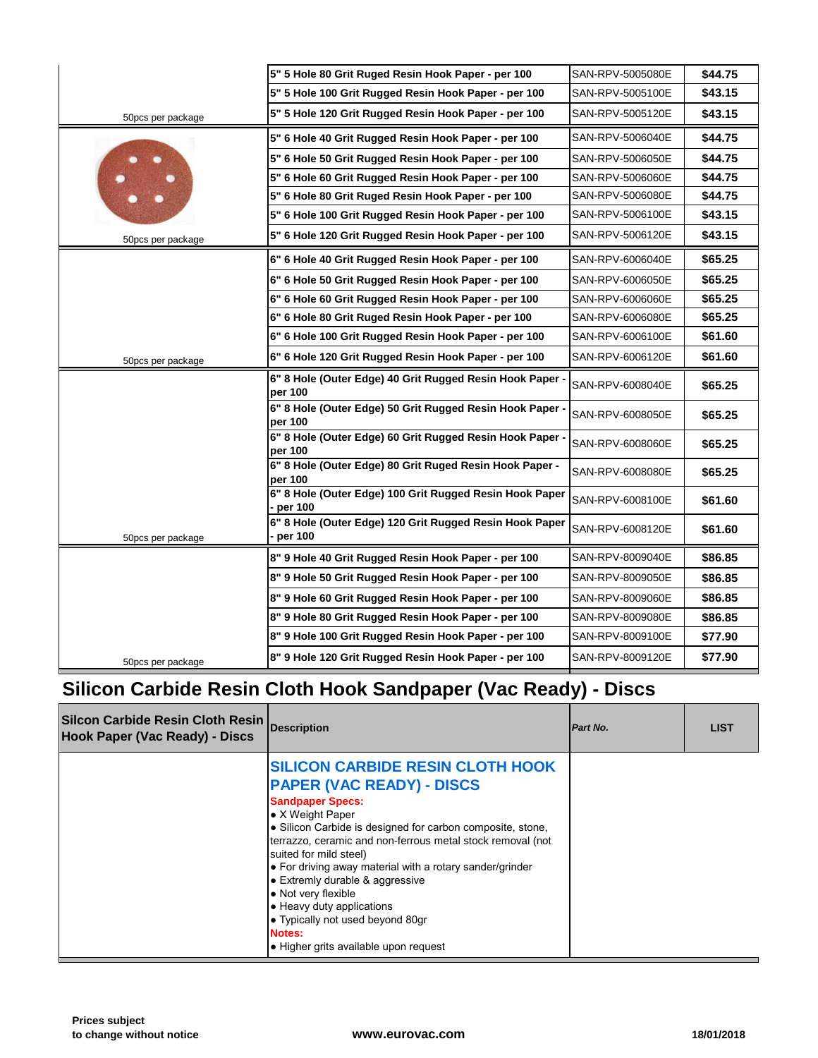| | Description | Part No. | LIST |
|---|---|---|---|
| | 5" 5 Hole 80 Grit Ruged Resin Hook Paper - per 100 | SAN-RPV-5005080E | $44.75 |
| | 5" 5 Hole 100 Grit Rugged Resin Hook Paper - per 100 | SAN-RPV-5005100E | $43.15 |
| 50pcs per package | 5" 5 Hole 120 Grit Rugged Resin Hook Paper - per 100 | SAN-RPV-5005120E | $43.15 |
| | 5" 6 Hole 40 Grit Rugged Resin Hook Paper - per 100 | SAN-RPV-5006040E | $44.75 |
| | 5" 6 Hole 50 Grit Rugged Resin Hook Paper - per 100 | SAN-RPV-5006050E | $44.75 |
| | 5" 6 Hole 60 Grit Rugged Resin Hook Paper - per 100 | SAN-RPV-5006060E | $44.75 |
| | 5" 6 Hole 80 Grit Ruged Resin Hook Paper - per 100 | SAN-RPV-5006080E | $44.75 |
| | 5" 6 Hole 100 Grit Rugged Resin Hook Paper - per 100 | SAN-RPV-5006100E | $43.15 |
| 50pcs per package | 5" 6 Hole 120 Grit Rugged Resin Hook Paper - per 100 | SAN-RPV-5006120E | $43.15 |
| | 6" 6 Hole 40 Grit Rugged Resin Hook Paper - per 100 | SAN-RPV-6006040E | $65.25 |
| | 6" 6 Hole 50 Grit Rugged Resin Hook Paper - per 100 | SAN-RPV-6006050E | $65.25 |
| | 6" 6 Hole 60 Grit Rugged Resin Hook Paper - per 100 | SAN-RPV-6006060E | $65.25 |
| | 6" 6 Hole 80 Grit Ruged Resin Hook Paper - per 100 | SAN-RPV-6006080E | $65.25 |
| | 6" 6 Hole 100 Grit Rugged Resin Hook Paper - per 100 | SAN-RPV-6006100E | $61.60 |
| 50pcs per package | 6" 6 Hole 120 Grit Rugged Resin Hook Paper - per 100 | SAN-RPV-6006120E | $61.60 |
| | 6" 8 Hole (Outer Edge) 40 Grit Rugged Resin Hook Paper - per 100 | SAN-RPV-6008040E | $65.25 |
| | 6" 8 Hole (Outer Edge) 50 Grit Rugged Resin Hook Paper - per 100 | SAN-RPV-6008050E | $65.25 |
| | 6" 8 Hole (Outer Edge) 60 Grit Rugged Resin Hook Paper - per 100 | SAN-RPV-6008060E | $65.25 |
| | 6" 8 Hole (Outer Edge) 80 Grit Ruged Resin Hook Paper - per 100 | SAN-RPV-6008080E | $65.25 |
| | 6" 8 Hole (Outer Edge) 100 Grit Rugged Resin Hook Paper - per 100 | SAN-RPV-6008100E | $61.60 |
| 50pcs per package | 6" 8 Hole (Outer Edge) 120 Grit Rugged Resin Hook Paper - per 100 | SAN-RPV-6008120E | $61.60 |
| | 8" 9 Hole 40 Grit Rugged Resin Hook Paper - per 100 | SAN-RPV-8009040E | $86.85 |
| | 8" 9 Hole 50 Grit Rugged Resin Hook Paper - per 100 | SAN-RPV-8009050E | $86.85 |
| | 8" 9 Hole 60 Grit Rugged Resin Hook Paper - per 100 | SAN-RPV-8009060E | $86.85 |
| | 8" 9 Hole 80 Grit Rugged Resin Hook Paper - per 100 | SAN-RPV-8009080E | $86.85 |
| | 8" 9 Hole 100 Grit Rugged Resin Hook Paper - per 100 | SAN-RPV-8009100E | $77.90 |
| 50pcs per package | 8" 9 Hole 120 Grit Rugged Resin Hook Paper - per 100 | SAN-RPV-8009120E | $77.90 |

## Silicon Carbide Resin Cloth Hook Sandpaper (Vac Ready) - Discs

| Silicon Carbide Resin Cloth Resin Hook Paper (Vac Ready) - Discs | Description | *Part No.* | LIST |
|---|---|---|---|
| | **SILICON CARBIDE RESIN CLOTH HOOK PAPER (VAC READY) - DISCS**<br>**Sandpaper Specs:**<br>• X Weight Paper<br>• Silicon Carbide is designed for carbon composite, stone, terrazzo, ceramic and non-ferrous metal stock removal (not suited for mild steel)<br>• For driving away material with a rotary sander/grinder<br>• Extremly durable & aggressive<br>• Not very flexible<br>• Heavy duty applications<br>• Typically not used beyond 80gr<br>**Notes:**<br>• Higher grits available upon request | | |

**Prices subject to change without notice** **www.eurovac.com** **18/01/2018**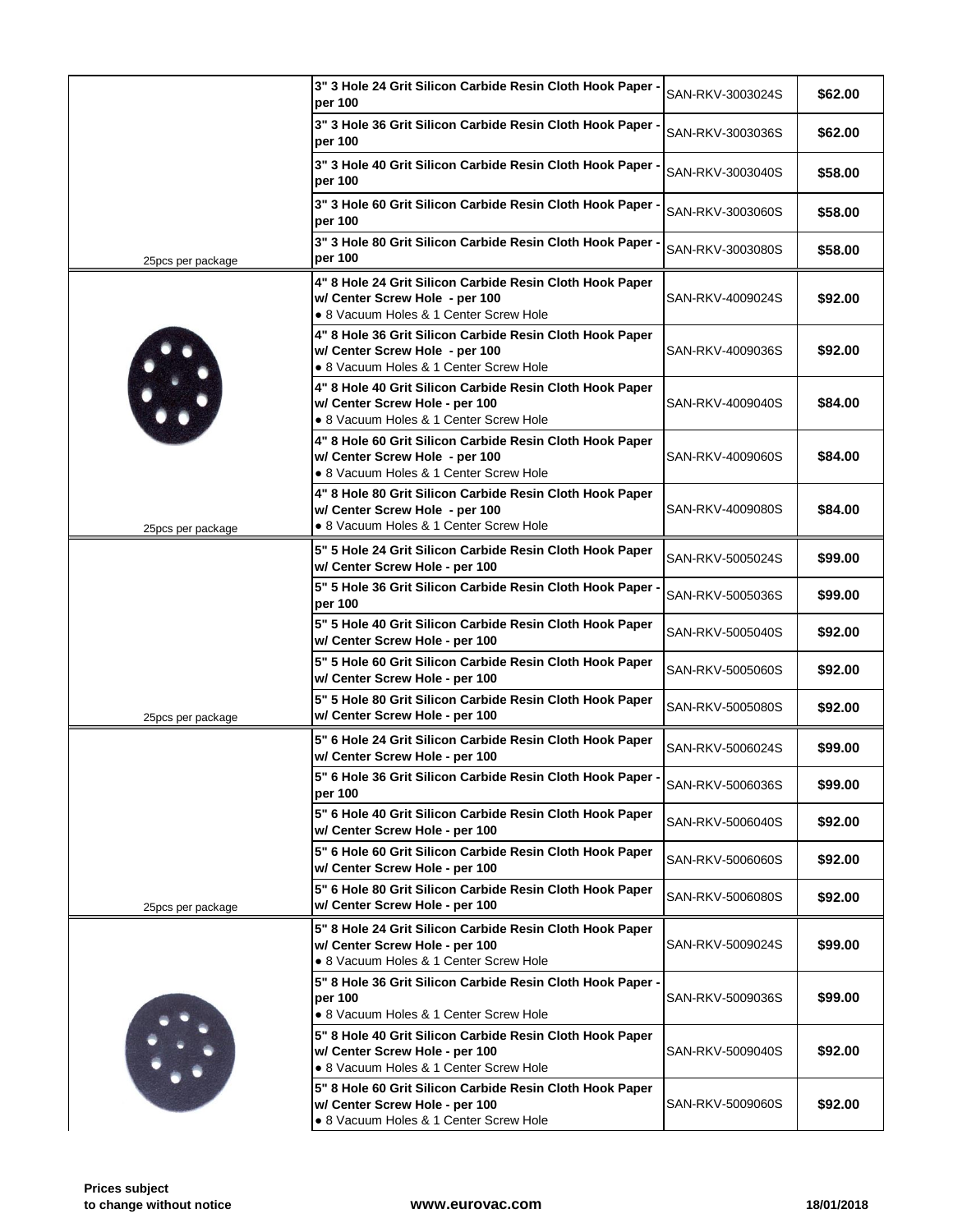| | Description | Part Number | Price |
|---|---|---|---|
| | **3" 3 Hole 24 Grit Silicon Carbide Resin Cloth Hook Paper - per 100** | SAN-RKV-3003024S | **$62.00** |
| | **3" 3 Hole 36 Grit Silicon Carbide Resin Cloth Hook Paper - per 100** | SAN-RKV-3003036S | **$62.00** |
| | **3" 3 Hole 40 Grit Silicon Carbide Resin Cloth Hook Paper - per 100** | SAN-RKV-3003040S | **$58.00** |
| | **3" 3 Hole 60 Grit Silicon Carbide Resin Cloth Hook Paper - per 100** | SAN-RKV-3003060S | **$58.00** |
| 25pcs per package | **3" 3 Hole 80 Grit Silicon Carbide Resin Cloth Hook Paper - per 100** | SAN-RKV-3003080S | **$58.00** |
| | **4" 8 Hole 24 Grit Silicon Carbide Resin Cloth Hook Paper w/ Center Screw Hole - per 100** • 8 Vacuum Holes & 1 Center Screw Hole | SAN-RKV-4009024S | **$92.00** |
| | **4" 8 Hole 36 Grit Silicon Carbide Resin Cloth Hook Paper w/ Center Screw Hole - per 100** • 8 Vacuum Holes & 1 Center Screw Hole | SAN-RKV-4009036S | **$92.00** |
| | **4" 8 Hole 40 Grit Silicon Carbide Resin Cloth Hook Paper w/ Center Screw Hole - per 100** • 8 Vacuum Holes & 1 Center Screw Hole | SAN-RKV-4009040S | **$84.00** |
| | **4" 8 Hole 60 Grit Silicon Carbide Resin Cloth Hook Paper w/ Center Screw Hole - per 100** • 8 Vacuum Holes & 1 Center Screw Hole | SAN-RKV-4009060S | **$84.00** |
| 25pcs per package | **4" 8 Hole 80 Grit Silicon Carbide Resin Cloth Hook Paper w/ Center Screw Hole - per 100** • 8 Vacuum Holes & 1 Center Screw Hole | SAN-RKV-4009080S | **$84.00** |
| | **5" 5 Hole 24 Grit Silicon Carbide Resin Cloth Hook Paper w/ Center Screw Hole - per 100** | SAN-RKV-5005024S | **$99.00** |
| | **5" 5 Hole 36 Grit Silicon Carbide Resin Cloth Hook Paper - per 100** | SAN-RKV-5005036S | **$99.00** |
| | **5" 5 Hole 40 Grit Silicon Carbide Resin Cloth Hook Paper w/ Center Screw Hole - per 100** | SAN-RKV-5005040S | **$92.00** |
| | **5" 5 Hole 60 Grit Silicon Carbide Resin Cloth Hook Paper w/ Center Screw Hole - per 100** | SAN-RKV-5005060S | **$92.00** |
| 25pcs per package | **5" 5 Hole 80 Grit Silicon Carbide Resin Cloth Hook Paper w/ Center Screw Hole - per 100** | SAN-RKV-5005080S | **$92.00** |
| | **5" 6 Hole 24 Grit Silicon Carbide Resin Cloth Hook Paper w/ Center Screw Hole - per 100** | SAN-RKV-5006024S | **$99.00** |
| | **5" 6 Hole 36 Grit Silicon Carbide Resin Cloth Hook Paper - per 100** | SAN-RKV-5006036S | **$99.00** |
| | **5" 6 Hole 40 Grit Silicon Carbide Resin Cloth Hook Paper w/ Center Screw Hole - per 100** | SAN-RKV-5006040S | **$92.00** |
| | **5" 6 Hole 60 Grit Silicon Carbide Resin Cloth Hook Paper w/ Center Screw Hole - per 100** | SAN-RKV-5006060S | **$92.00** |
| 25pcs per package | **5" 6 Hole 80 Grit Silicon Carbide Resin Cloth Hook Paper w/ Center Screw Hole - per 100** | SAN-RKV-5006080S | **$92.00** |
| | **5" 8 Hole 24 Grit Silicon Carbide Resin Cloth Hook Paper w/ Center Screw Hole - per 100** • 8 Vacuum Holes & 1 Center Screw Hole | SAN-RKV-5009024S | **$99.00** |
| | **5" 8 Hole 36 Grit Silicon Carbide Resin Cloth Hook Paper - per 100** • 8 Vacuum Holes & 1 Center Screw Hole | SAN-RKV-5009036S | **$99.00** |
| | **5" 8 Hole 40 Grit Silicon Carbide Resin Cloth Hook Paper w/ Center Screw Hole - per 100** • 8 Vacuum Holes & 1 Center Screw Hole | SAN-RKV-5009040S | **$92.00** |
| | **5" 8 Hole 60 Grit Silicon Carbide Resin Cloth Hook Paper w/ Center Screw Hole - per 100** • 8 Vacuum Holes & 1 Center Screw Hole | SAN-RKV-5009060S | **$92.00** |

**Prices subject to change without notice** **www.eurovac.com** **18/01/2018**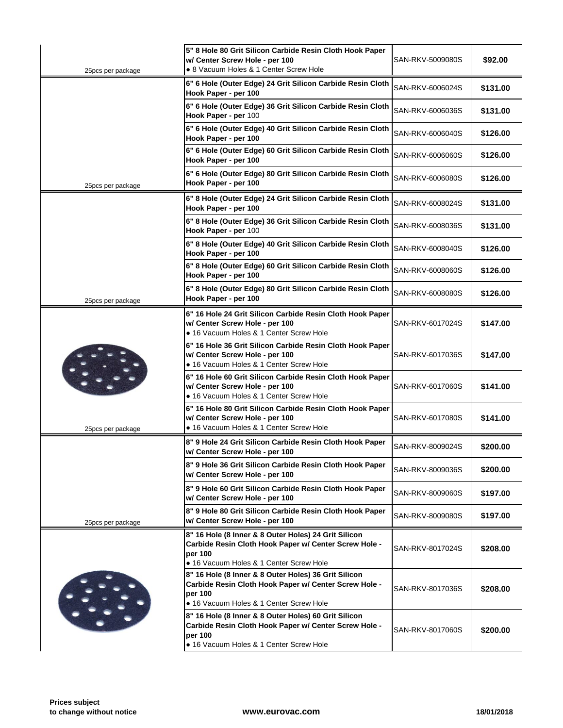| | Description | Part Number | Price |
|---|---|---|---|
| 25pcs per package | **5" 8 Hole 80 Grit Silicon Carbide Resin Cloth Hook Paper w/ Center Screw Hole - per 100**<br>• 8 Vacuum Holes & 1 Center Screw Hole | SAN-RKV-5009080S | **$92.00** |
| | **6" 6 Hole (Outer Edge) 24 Grit Silicon Carbide Resin Cloth Hook Paper - per 100** | SAN-RKV-6006024S | **$131.00** |
| | **6" 6 Hole (Outer Edge) 36 Grit Silicon Carbide Resin Cloth Hook Paper - per** 100 | SAN-RKV-6006036S | **$131.00** |
| | **6" 6 Hole (Outer Edge) 40 Grit Silicon Carbide Resin Cloth Hook Paper - per 100** | SAN-RKV-6006040S | **$126.00** |
| | **6" 6 Hole (Outer Edge) 60 Grit Silicon Carbide Resin Cloth Hook Paper - per 100** | SAN-RKV-6006060S | **$126.00** |
| 25pcs per package | **6" 6 Hole (Outer Edge) 80 Grit Silicon Carbide Resin Cloth Hook Paper - per 100** | SAN-RKV-6006080S | **$126.00** |
| | **6" 8 Hole (Outer Edge) 24 Grit Silicon Carbide Resin Cloth Hook Paper - per 100** | SAN-RKV-6008024S | **$131.00** |
| | **6" 8 Hole (Outer Edge) 36 Grit Silicon Carbide Resin Cloth Hook Paper - per** 100 | SAN-RKV-6008036S | **$131.00** |
| | **6" 8 Hole (Outer Edge) 40 Grit Silicon Carbide Resin Cloth Hook Paper - per 100** | SAN-RKV-6008040S | **$126.00** |
| | **6" 8 Hole (Outer Edge) 60 Grit Silicon Carbide Resin Cloth Hook Paper - per 100** | SAN-RKV-6008060S | **$126.00** |
| 25pcs per package | **6" 8 Hole (Outer Edge) 80 Grit Silicon Carbide Resin Cloth Hook Paper - per 100** | SAN-RKV-6008080S | **$126.00** |
| | **6" 16 Hole 24 Grit Silicon Carbide Resin Cloth Hook Paper w/ Center Screw Hole - per 100**<br>• 16 Vacuum Holes & 1 Center Screw Hole | SAN-RKV-6017024S | **$147.00** |
| | **6" 16 Hole 36 Grit Silicon Carbide Resin Cloth Hook Paper w/ Center Screw Hole - per 100**<br>• 16 Vacuum Holes & 1 Center Screw Hole | SAN-RKV-6017036S | **$147.00** |
| | **6" 16 Hole 60 Grit Silicon Carbide Resin Cloth Hook Paper w/ Center Screw Hole - per 100**<br>• 16 Vacuum Holes & 1 Center Screw Hole | SAN-RKV-6017060S | **$141.00** |
| 25pcs per package | **6" 16 Hole 80 Grit Silicon Carbide Resin Cloth Hook Paper w/ Center Screw Hole - per 100**<br>• 16 Vacuum Holes & 1 Center Screw Hole | SAN-RKV-6017080S | **$141.00** |
| | **8" 9 Hole 24 Grit Silicon Carbide Resin Cloth Hook Paper w/ Center Screw Hole - per 100** | SAN-RKV-8009024S | **$200.00** |
| | **8" 9 Hole 36 Grit Silicon Carbide Resin Cloth Hook Paper w/ Center Screw Hole - per 100** | SAN-RKV-8009036S | **$200.00** |
| | **8" 9 Hole 60 Grit Silicon Carbide Resin Cloth Hook Paper w/ Center Screw Hole - per 100** | SAN-RKV-8009060S | **$197.00** |
| 25pcs per package | **8" 9 Hole 80 Grit Silicon Carbide Resin Cloth Hook Paper w/ Center Screw Hole - per 100** | SAN-RKV-8009080S | **$197.00** |
| | **8" 16 Hole (8 Inner & 8 Outer Holes) 24 Grit Silicon Carbide Resin Cloth Hook Paper w/ Center Screw Hole - per 100**<br>• 16 Vacuum Holes & 1 Center Screw Hole | SAN-RKV-8017024S | **$208.00** |
| | **8" 16 Hole (8 Inner & 8 Outer Holes) 36 Grit Silicon Carbide Resin Cloth Hook Paper w/ Center Screw Hole - per 100**<br>• 16 Vacuum Holes & 1 Center Screw Hole | SAN-RKV-8017036S | **$208.00** |
| | **8" 16 Hole (8 Inner & 8 Outer Holes) 60 Grit Silicon Carbide Resin Cloth Hook Paper w/ Center Screw Hole - per 100**<br>• 16 Vacuum Holes & 1 Center Screw Hole | SAN-RKV-8017060S | **$200.00** |

**Prices subject to change without notice** | **www.eurovac.com** | **18/01/2018**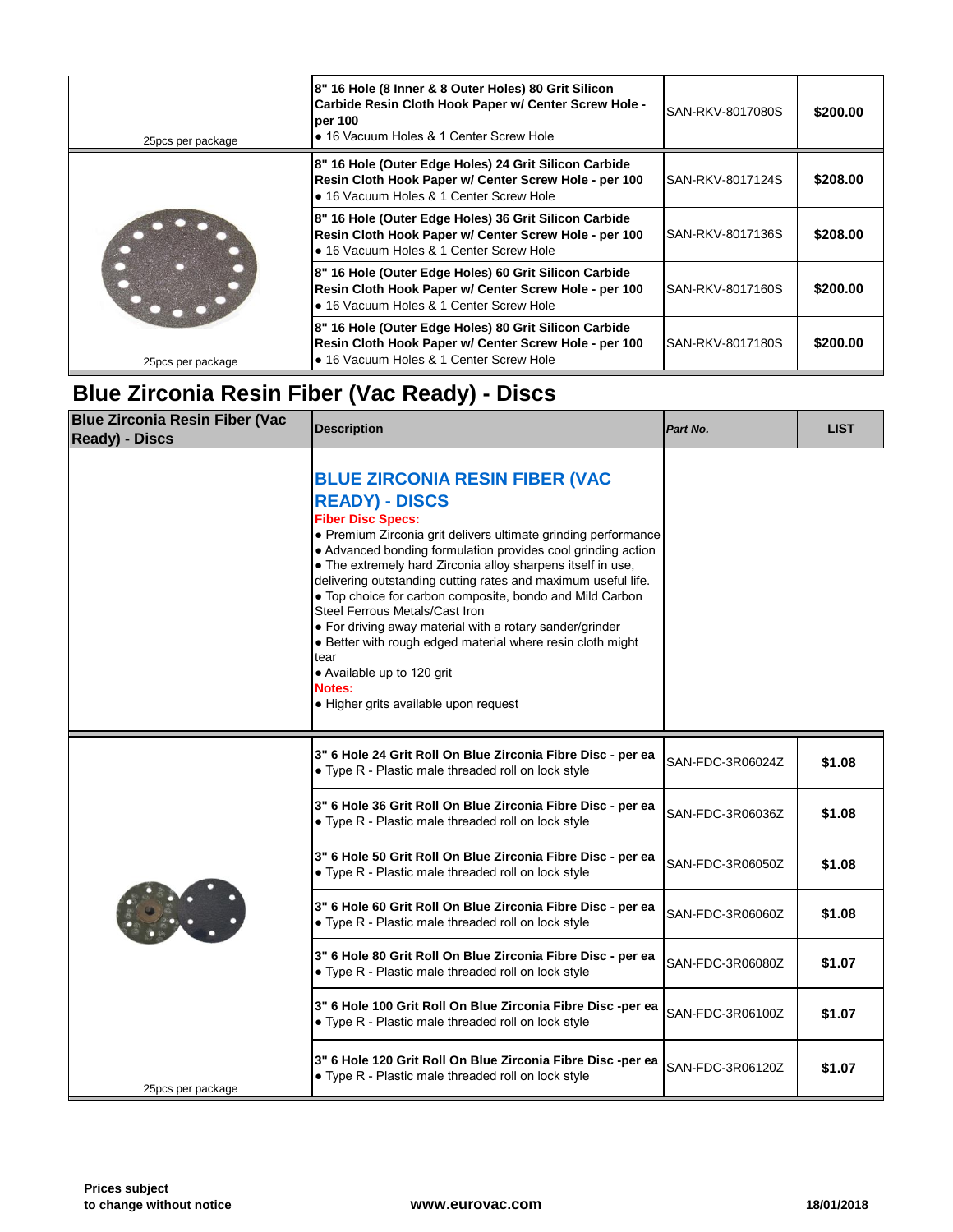| | | | |
|---|---|---|---|
| 25pcs per package | **8" 16 Hole (8 Inner & 8 Outer Holes) 80 Grit Silicon Carbide Resin Cloth Hook Paper w/ Center Screw Hole - per 100** • 16 Vacuum Holes & 1 Center Screw Hole | SAN-RKV-8017080S | **$200.00** |
| | **8" 16 Hole (Outer Edge Holes) 24 Grit Silicon Carbide Resin Cloth Hook Paper w/ Center Screw Hole - per 100** • 16 Vacuum Holes & 1 Center Screw Hole | SAN-RKV-8017124S | **$208.00** |
| | **8" 16 Hole (Outer Edge Holes) 36 Grit Silicon Carbide Resin Cloth Hook Paper w/ Center Screw Hole - per 100** • 16 Vacuum Holes & 1 Center Screw Hole | SAN-RKV-8017136S | **$208.00** |
| | **8" 16 Hole (Outer Edge Holes) 60 Grit Silicon Carbide Resin Cloth Hook Paper w/ Center Screw Hole - per 100** • 16 Vacuum Holes & 1 Center Screw Hole | SAN-RKV-8017160S | **$200.00** |
| 25pcs per package | **8" 16 Hole (Outer Edge Holes) 80 Grit Silicon Carbide Resin Cloth Hook Paper w/ Center Screw Hole - per 100** • 16 Vacuum Holes & 1 Center Screw Hole | SAN-RKV-8017180S | **$200.00** |

# Blue Zirconia Resin Fiber (Vac Ready) - Discs

| **Blue Zirconia Resin Fiber (Vac Ready) - Discs** | **Description** | ***Part No.*** | **LIST** |
|---|---|---|---|
| | **BLUE ZIRCONIA RESIN FIBER (VAC READY) - DISCS** **Fiber Disc Specs:** • Premium Zirconia grit delivers ultimate grinding performance • Advanced bonding formulation provides cool grinding action • The extremely hard Zirconia alloy sharpens itself in use, delivering outstanding cutting rates and maximum useful life. • Top choice for carbon composite, bondo and Mild Carbon Steel Ferrous Metals/Cast Iron • For driving away material with a rotary sander/grinder • Better with rough edged material where resin cloth might tear • Available up to 120 grit **Notes:** • Higher grits available upon request | | |
| | **3" 6 Hole 24 Grit Roll On Blue Zirconia Fibre Disc - per ea** • Type R - Plastic male threaded roll on lock style | SAN-FDC-3R06024Z | **$1.08** |
| | **3" 6 Hole 36 Grit Roll On Blue Zirconia Fibre Disc - per ea** • Type R - Plastic male threaded roll on lock style | SAN-FDC-3R06036Z | **$1.08** |
| | **3" 6 Hole 50 Grit Roll On Blue Zirconia Fibre Disc - per ea** • Type R - Plastic male threaded roll on lock style | SAN-FDC-3R06050Z | **$1.08** |
| | **3" 6 Hole 60 Grit Roll On Blue Zirconia Fibre Disc - per ea** • Type R - Plastic male threaded roll on lock style | SAN-FDC-3R06060Z | **$1.08** |
| | **3" 6 Hole 80 Grit Roll On Blue Zirconia Fibre Disc - per ea** • Type R - Plastic male threaded roll on lock style | SAN-FDC-3R06080Z | **$1.07** |
| | **3" 6 Hole 100 Grit Roll On Blue Zirconia Fibre Disc -per ea** • Type R - Plastic male threaded roll on lock style | SAN-FDC-3R06100Z | **$1.07** |
| 25pcs per package | **3" 6 Hole 120 Grit Roll On Blue Zirconia Fibre Disc -per ea** • Type R - Plastic male threaded roll on lock style | SAN-FDC-3R06120Z | **$1.07** |

**Prices subject to change without notice** **www.eurovac.com** **18/01/2018**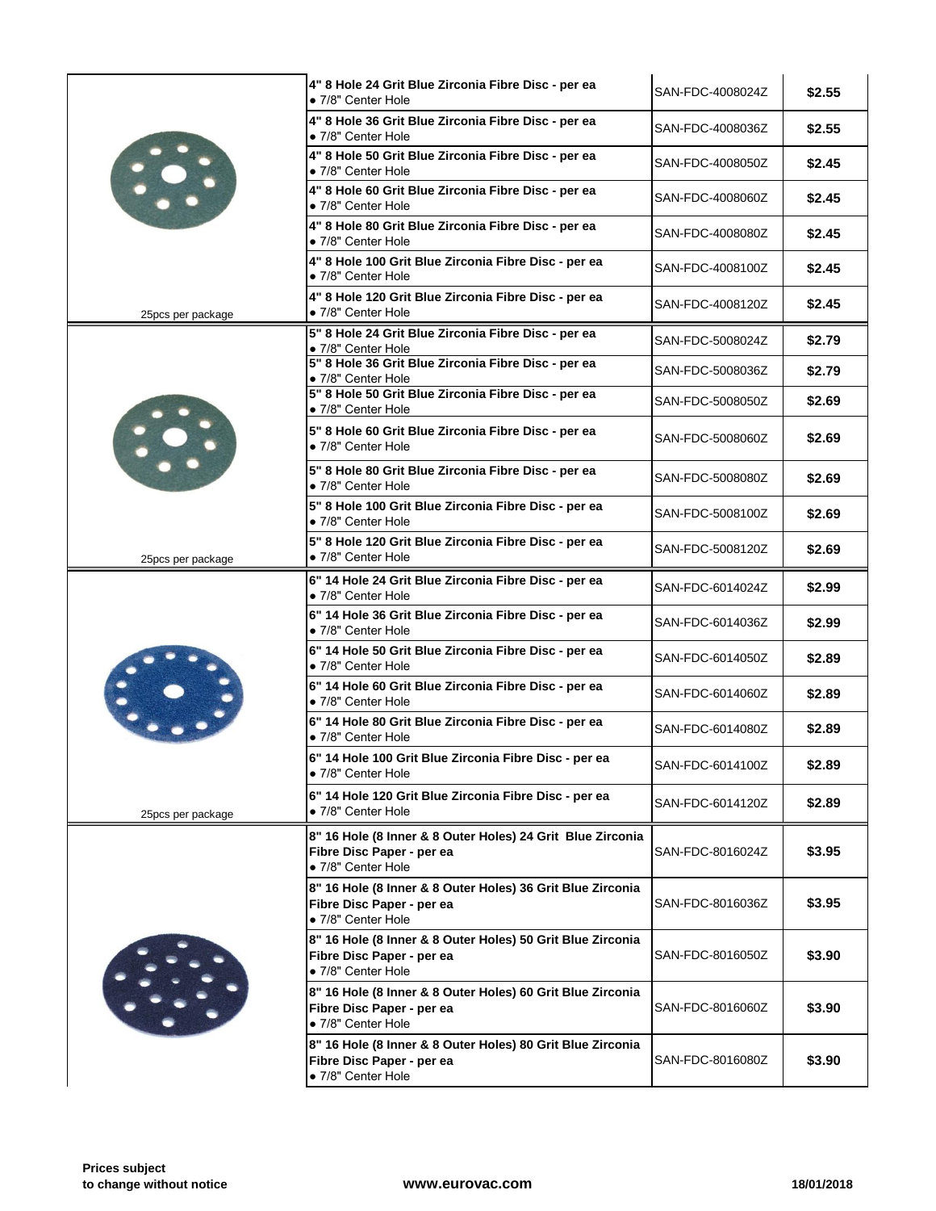| | Description | Part No. | Price |
|---|---|---|---|
| 25pcs per package | **4" 8 Hole 24 Grit Blue Zirconia Fibre Disc - per ea** • 7/8" Center Hole | SAN-FDC-4008024Z | **$2.55** |
| | **4" 8 Hole 36 Grit Blue Zirconia Fibre Disc - per ea** • 7/8" Center Hole | SAN-FDC-4008036Z | **$2.55** |
| | **4" 8 Hole 50 Grit Blue Zirconia Fibre Disc - per ea** • 7/8" Center Hole | SAN-FDC-4008050Z | **$2.45** |
| | **4" 8 Hole 60 Grit Blue Zirconia Fibre Disc - per ea** • 7/8" Center Hole | SAN-FDC-4008060Z | **$2.45** |
| | **4" 8 Hole 80 Grit Blue Zirconia Fibre Disc - per ea** • 7/8" Center Hole | SAN-FDC-4008080Z | **$2.45** |
| | **4" 8 Hole 100 Grit Blue Zirconia Fibre Disc - per ea** • 7/8" Center Hole | SAN-FDC-4008100Z | **$2.45** |
| | **4" 8 Hole 120 Grit Blue Zirconia Fibre Disc - per ea** • 7/8" Center Hole | SAN-FDC-4008120Z | **$2.45** |
| 25pcs per package | **5" 8 Hole 24 Grit Blue Zirconia Fibre Disc - per ea** • 7/8" Center Hole | SAN-FDC-5008024Z | **$2.79** |
| | **5" 8 Hole 36 Grit Blue Zirconia Fibre Disc - per ea** • 7/8" Center Hole | SAN-FDC-5008036Z | **$2.79** |
| | **5" 8 Hole 50 Grit Blue Zirconia Fibre Disc - per ea** • 7/8" Center Hole | SAN-FDC-5008050Z | **$2.69** |
| | **5" 8 Hole 60 Grit Blue Zirconia Fibre Disc - per ea** • 7/8" Center Hole | SAN-FDC-5008060Z | **$2.69** |
| | **5" 8 Hole 80 Grit Blue Zirconia Fibre Disc - per ea** • 7/8" Center Hole | SAN-FDC-5008080Z | **$2.69** |
| | **5" 8 Hole 100 Grit Blue Zirconia Fibre Disc - per ea** • 7/8" Center Hole | SAN-FDC-5008100Z | **$2.69** |
| | **5" 8 Hole 120 Grit Blue Zirconia Fibre Disc - per ea** • 7/8" Center Hole | SAN-FDC-5008120Z | **$2.69** |
| 25pcs per package | **6" 14 Hole 24 Grit Blue Zirconia Fibre Disc - per ea** • 7/8" Center Hole | SAN-FDC-6014024Z | **$2.99** |
| | **6" 14 Hole 36 Grit Blue Zirconia Fibre Disc - per ea** • 7/8" Center Hole | SAN-FDC-6014036Z | **$2.99** |
| | **6" 14 Hole 50 Grit Blue Zirconia Fibre Disc - per ea** • 7/8" Center Hole | SAN-FDC-6014050Z | **$2.89** |
| | **6" 14 Hole 60 Grit Blue Zirconia Fibre Disc - per ea** • 7/8" Center Hole | SAN-FDC-6014060Z | **$2.89** |
| | **6" 14 Hole 80 Grit Blue Zirconia Fibre Disc - per ea** • 7/8" Center Hole | SAN-FDC-6014080Z | **$2.89** |
| | **6" 14 Hole 100 Grit Blue Zirconia Fibre Disc - per ea** • 7/8" Center Hole | SAN-FDC-6014100Z | **$2.89** |
| | **6" 14 Hole 120 Grit Blue Zirconia Fibre Disc - per ea** • 7/8" Center Hole | SAN-FDC-6014120Z | **$2.89** |
| | **8" 16 Hole (8 Inner & 8 Outer Holes) 24 Grit Blue Zirconia Fibre Disc Paper - per ea** • 7/8" Center Hole | SAN-FDC-8016024Z | **$3.95** |
| | **8" 16 Hole (8 Inner & 8 Outer Holes) 36 Grit Blue Zirconia Fibre Disc Paper - per ea** • 7/8" Center Hole | SAN-FDC-8016036Z | **$3.95** |
| | **8" 16 Hole (8 Inner & 8 Outer Holes) 50 Grit Blue Zirconia Fibre Disc Paper - per ea** • 7/8" Center Hole | SAN-FDC-8016050Z | **$3.90** |
| | **8" 16 Hole (8 Inner & 8 Outer Holes) 60 Grit Blue Zirconia Fibre Disc Paper - per ea** • 7/8" Center Hole | SAN-FDC-8016060Z | **$3.90** |
| | **8" 16 Hole (8 Inner & 8 Outer Holes) 80 Grit Blue Zirconia Fibre Disc Paper - per ea** • 7/8" Center Hole | SAN-FDC-8016080Z | **$3.90** |

**Prices subject to change without notice** **www.eurovac.com** **18/01/2018**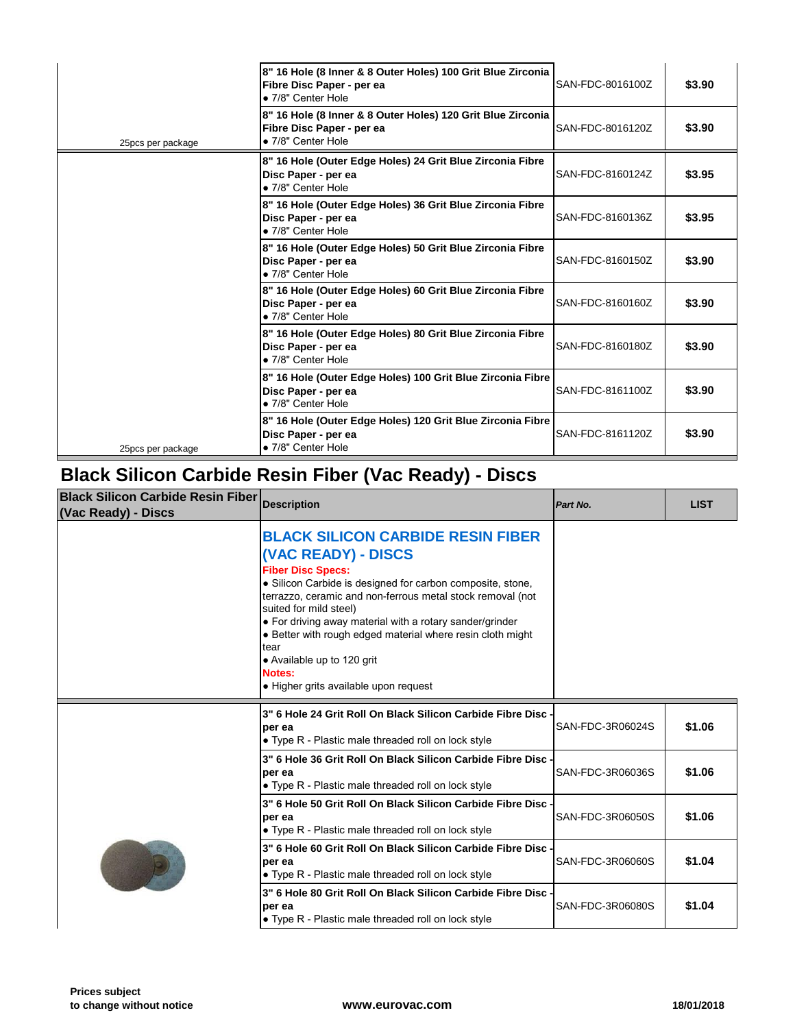| | Description | Part No. | LIST |
|---|---|---|---|
| | **8" 16 Hole (8 Inner & 8 Outer Holes) 100 Grit Blue Zirconia Fibre Disc Paper - per ea** • 7/8" Center Hole | SAN-FDC-8016100Z | **$3.90** |
| 25pcs per package | **8" 16 Hole (8 Inner & 8 Outer Holes) 120 Grit Blue Zirconia Fibre Disc Paper - per ea** • 7/8" Center Hole | SAN-FDC-8016120Z | **$3.90** |
| | **8" 16 Hole (Outer Edge Holes) 24 Grit Blue Zirconia Fibre Disc Paper - per ea** • 7/8" Center Hole | SAN-FDC-8160124Z | **$3.95** |
| | **8" 16 Hole (Outer Edge Holes) 36 Grit Blue Zirconia Fibre Disc Paper - per ea** • 7/8" Center Hole | SAN-FDC-8160136Z | **$3.95** |
| | **8" 16 Hole (Outer Edge Holes) 50 Grit Blue Zirconia Fibre Disc Paper - per ea** • 7/8" Center Hole | SAN-FDC-8160150Z | **$3.90** |
| | **8" 16 Hole (Outer Edge Holes) 60 Grit Blue Zirconia Fibre Disc Paper - per ea** • 7/8" Center Hole | SAN-FDC-8160160Z | **$3.90** |
| | **8" 16 Hole (Outer Edge Holes) 80 Grit Blue Zirconia Fibre Disc Paper - per ea** • 7/8" Center Hole | SAN-FDC-8160180Z | **$3.90** |
| | **8" 16 Hole (Outer Edge Holes) 100 Grit Blue Zirconia Fibre Disc Paper - per ea** • 7/8" Center Hole | SAN-FDC-8161100Z | **$3.90** |
| 25pcs per package | **8" 16 Hole (Outer Edge Holes) 120 Grit Blue Zirconia Fibre Disc Paper - per ea** • 7/8" Center Hole | SAN-FDC-8161120Z | **$3.90** |

# Black Silicon Carbide Resin Fiber (Vac Ready) - Discs

| Black Silicon Carbide Resin Fiber (Vac Ready) - Discs | Description | *Part No.* | LIST |
|---|---|---|---|
| | **BLACK SILICON CARBIDE RESIN FIBER (VAC READY) - DISCS** **Fiber Disc Specs:** • Silicon Carbide is designed for carbon composite, stone, terrazzo, ceramic and non-ferrous metal stock removal (not suited for mild steel) • For driving away material with a rotary sander/grinder • Better with rough edged material where resin cloth might tear • Available up to 120 grit **Notes:** • Higher grits available upon request | | |
| | **3" 6 Hole 24 Grit Roll On Black Silicon Carbide Fibre Disc - per ea** • Type R - Plastic male threaded roll on lock style | SAN-FDC-3R06024S | **$1.06** |
| | **3" 6 Hole 36 Grit Roll On Black Silicon Carbide Fibre Disc - per ea** • Type R - Plastic male threaded roll on lock style | SAN-FDC-3R06036S | **$1.06** |
| | **3" 6 Hole 50 Grit Roll On Black Silicon Carbide Fibre Disc - per ea** • Type R - Plastic male threaded roll on lock style | SAN-FDC-3R06050S | **$1.06** |
| | **3" 6 Hole 60 Grit Roll On Black Silicon Carbide Fibre Disc - per ea** • Type R - Plastic male threaded roll on lock style | SAN-FDC-3R06060S | **$1.04** |
| | **3" 6 Hole 80 Grit Roll On Black Silicon Carbide Fibre Disc - per ea** • Type R - Plastic male threaded roll on lock style | SAN-FDC-3R06080S | **$1.04** |

**Prices subject to change without notice** | **www.eurovac.com** | **18/01/2018**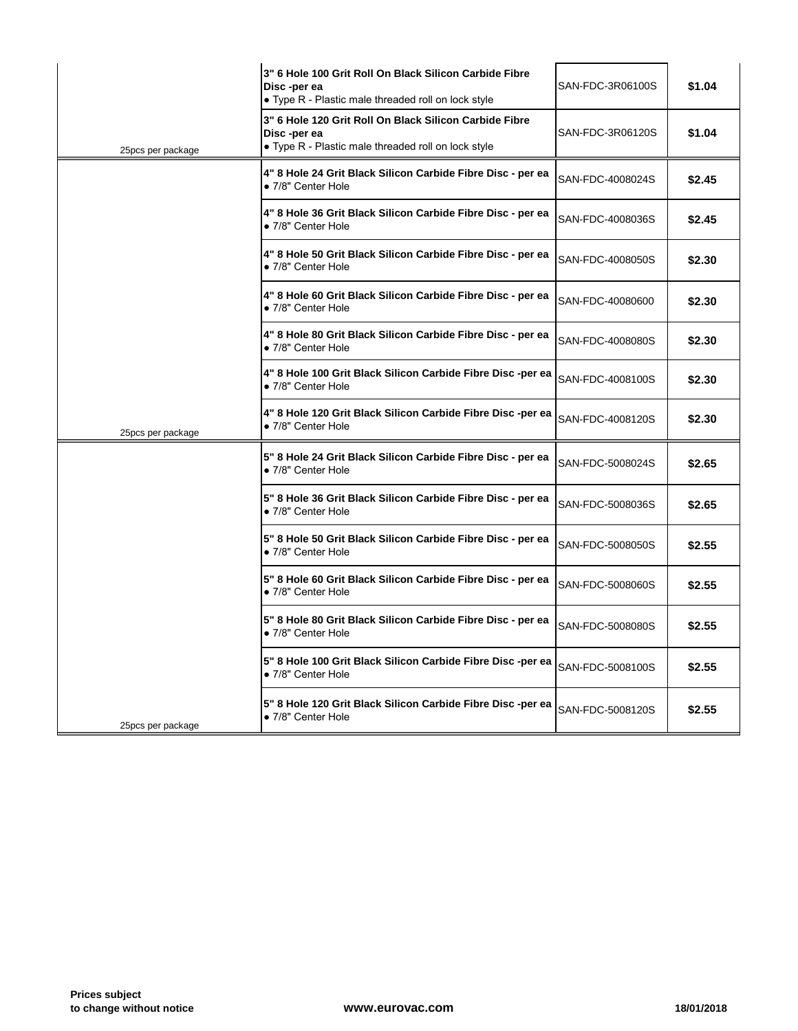| | Description | Part Number | Price |
|---|---|---|---|
| | **3" 6 Hole 100 Grit Roll On Black Silicon Carbide Fibre Disc -per ea**<br>• Type R - Plastic male threaded roll on lock style | SAN-FDC-3R06100S | **$1.04** |
| 25pcs per package | **3" 6 Hole 120 Grit Roll On Black Silicon Carbide Fibre Disc -per ea**<br>• Type R - Plastic male threaded roll on lock style | SAN-FDC-3R06120S | **$1.04** |
| | **4" 8 Hole 24 Grit Black Silicon Carbide Fibre Disc - per ea**<br>• 7/8" Center Hole | SAN-FDC-4008024S | **$2.45** |
| | **4" 8 Hole 36 Grit Black Silicon Carbide Fibre Disc - per ea**<br>• 7/8" Center Hole | SAN-FDC-4008036S | **$2.45** |
| | **4" 8 Hole 50 Grit Black Silicon Carbide Fibre Disc - per ea**<br>• 7/8" Center Hole | SAN-FDC-4008050S | **$2.30** |
| | **4" 8 Hole 60 Grit Black Silicon Carbide Fibre Disc - per ea**<br>• 7/8" Center Hole | SAN-FDC-40080600 | **$2.30** |
| | **4" 8 Hole 80 Grit Black Silicon Carbide Fibre Disc - per ea**<br>• 7/8" Center Hole | SAN-FDC-4008080S | **$2.30** |
| | **4" 8 Hole 100 Grit Black Silicon Carbide Fibre Disc -per ea**<br>• 7/8" Center Hole | SAN-FDC-4008100S | **$2.30** |
| 25pcs per package | **4" 8 Hole 120 Grit Black Silicon Carbide Fibre Disc -per ea**<br>• 7/8" Center Hole | SAN-FDC-4008120S | **$2.30** |
| | **5" 8 Hole 24 Grit Black Silicon Carbide Fibre Disc - per ea**<br>• 7/8" Center Hole | SAN-FDC-5008024S | **$2.65** |
| | **5" 8 Hole 36 Grit Black Silicon Carbide Fibre Disc - per ea**<br>• 7/8" Center Hole | SAN-FDC-5008036S | **$2.65** |
| | **5" 8 Hole 50 Grit Black Silicon Carbide Fibre Disc - per ea**<br>• 7/8" Center Hole | SAN-FDC-5008050S | **$2.55** |
| | **5" 8 Hole 60 Grit Black Silicon Carbide Fibre Disc - per ea**<br>• 7/8" Center Hole | SAN-FDC-5008060S | **$2.55** |
| | **5" 8 Hole 80 Grit Black Silicon Carbide Fibre Disc - per ea**<br>• 7/8" Center Hole | SAN-FDC-5008080S | **$2.55** |
| | **5" 8 Hole 100 Grit Black Silicon Carbide Fibre Disc -per ea**<br>• 7/8" Center Hole | SAN-FDC-5008100S | **$2.55** |
| 25pcs per package | **5" 8 Hole 120 Grit Black Silicon Carbide Fibre Disc -per ea**<br>• 7/8" Center Hole | SAN-FDC-5008120S | **$2.55** |

**Prices subject to change without notice** **www.eurovac.com** **18/01/2018**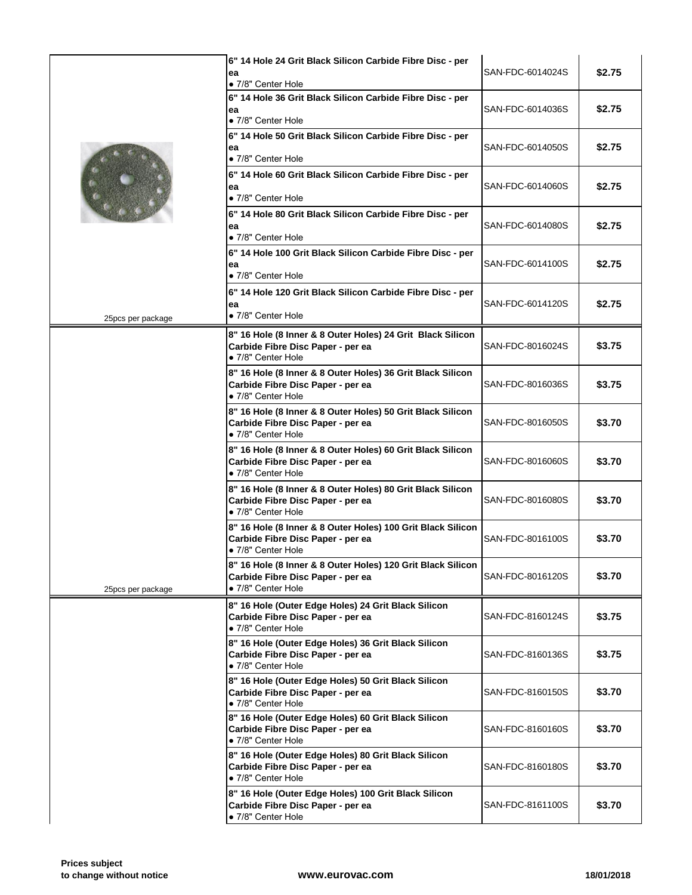| | Description | Item No. | Price |
|---|---|---|---|
| 25pcs per package | **6" 14 Hole 24 Grit Black Silicon Carbide Fibre Disc - per ea**<br>• 7/8" Center Hole | SAN-FDC-6014024S | **$2.75** |
| | **6" 14 Hole 36 Grit Black Silicon Carbide Fibre Disc - per ea**<br>• 7/8" Center Hole | SAN-FDC-6014036S | **$2.75** |
| | **6" 14 Hole 50 Grit Black Silicon Carbide Fibre Disc - per ea**<br>• 7/8" Center Hole | SAN-FDC-6014050S | **$2.75** |
| | **6" 14 Hole 60 Grit Black Silicon Carbide Fibre Disc - per ea**<br>• 7/8" Center Hole | SAN-FDC-6014060S | **$2.75** |
| | **6" 14 Hole 80 Grit Black Silicon Carbide Fibre Disc - per ea**<br>• 7/8" Center Hole | SAN-FDC-6014080S | **$2.75** |
| | **6" 14 Hole 100 Grit Black Silicon Carbide Fibre Disc - per ea**<br>• 7/8" Center Hole | SAN-FDC-6014100S | **$2.75** |
| | **6" 14 Hole 120 Grit Black Silicon Carbide Fibre Disc - per ea**<br>• 7/8" Center Hole | SAN-FDC-6014120S | **$2.75** |
| 25pcs per package | **8" 16 Hole (8 Inner & 8 Outer Holes) 24 Grit Black Silicon Carbide Fibre Disc Paper - per ea**<br>• 7/8" Center Hole | SAN-FDC-8016024S | **$3.75** |
| | **8" 16 Hole (8 Inner & 8 Outer Holes) 36 Grit Black Silicon Carbide Fibre Disc Paper - per ea**<br>• 7/8" Center Hole | SAN-FDC-8016036S | **$3.75** |
| | **8" 16 Hole (8 Inner & 8 Outer Holes) 50 Grit Black Silicon Carbide Fibre Disc Paper - per ea**<br>• 7/8" Center Hole | SAN-FDC-8016050S | **$3.70** |
| | **8" 16 Hole (8 Inner & 8 Outer Holes) 60 Grit Black Silicon Carbide Fibre Disc Paper - per ea**<br>• 7/8" Center Hole | SAN-FDC-8016060S | **$3.70** |
| | **8" 16 Hole (8 Inner & 8 Outer Holes) 80 Grit Black Silicon Carbide Fibre Disc Paper - per ea**<br>• 7/8" Center Hole | SAN-FDC-8016080S | **$3.70** |
| | **8" 16 Hole (8 Inner & 8 Outer Holes) 100 Grit Black Silicon Carbide Fibre Disc Paper - per ea**<br>• 7/8" Center Hole | SAN-FDC-8016100S | **$3.70** |
| | **8" 16 Hole (8 Inner & 8 Outer Holes) 120 Grit Black Silicon Carbide Fibre Disc Paper - per ea**<br>• 7/8" Center Hole | SAN-FDC-8016120S | **$3.70** |
| | **8" 16 Hole (Outer Edge Holes) 24 Grit Black Silicon Carbide Fibre Disc Paper - per ea**<br>• 7/8" Center Hole | SAN-FDC-8160124S | **$3.75** |
| | **8" 16 Hole (Outer Edge Holes) 36 Grit Black Silicon Carbide Fibre Disc Paper - per ea**<br>• 7/8" Center Hole | SAN-FDC-8160136S | **$3.75** |
| | **8" 16 Hole (Outer Edge Holes) 50 Grit Black Silicon Carbide Fibre Disc Paper - per ea**<br>• 7/8" Center Hole | SAN-FDC-8160150S | **$3.70** |
| | **8" 16 Hole (Outer Edge Holes) 60 Grit Black Silicon Carbide Fibre Disc Paper - per ea**<br>• 7/8" Center Hole | SAN-FDC-8160160S | **$3.70** |
| | **8" 16 Hole (Outer Edge Holes) 80 Grit Black Silicon Carbide Fibre Disc Paper - per ea**<br>• 7/8" Center Hole | SAN-FDC-8160180S | **$3.70** |
| | **8" 16 Hole (Outer Edge Holes) 100 Grit Black Silicon Carbide Fibre Disc Paper - per ea**<br>• 7/8" Center Hole | SAN-FDC-8161100S | **$3.70** |

**Prices subject to change without notice** | **www.eurovac.com** | **18/01/2018**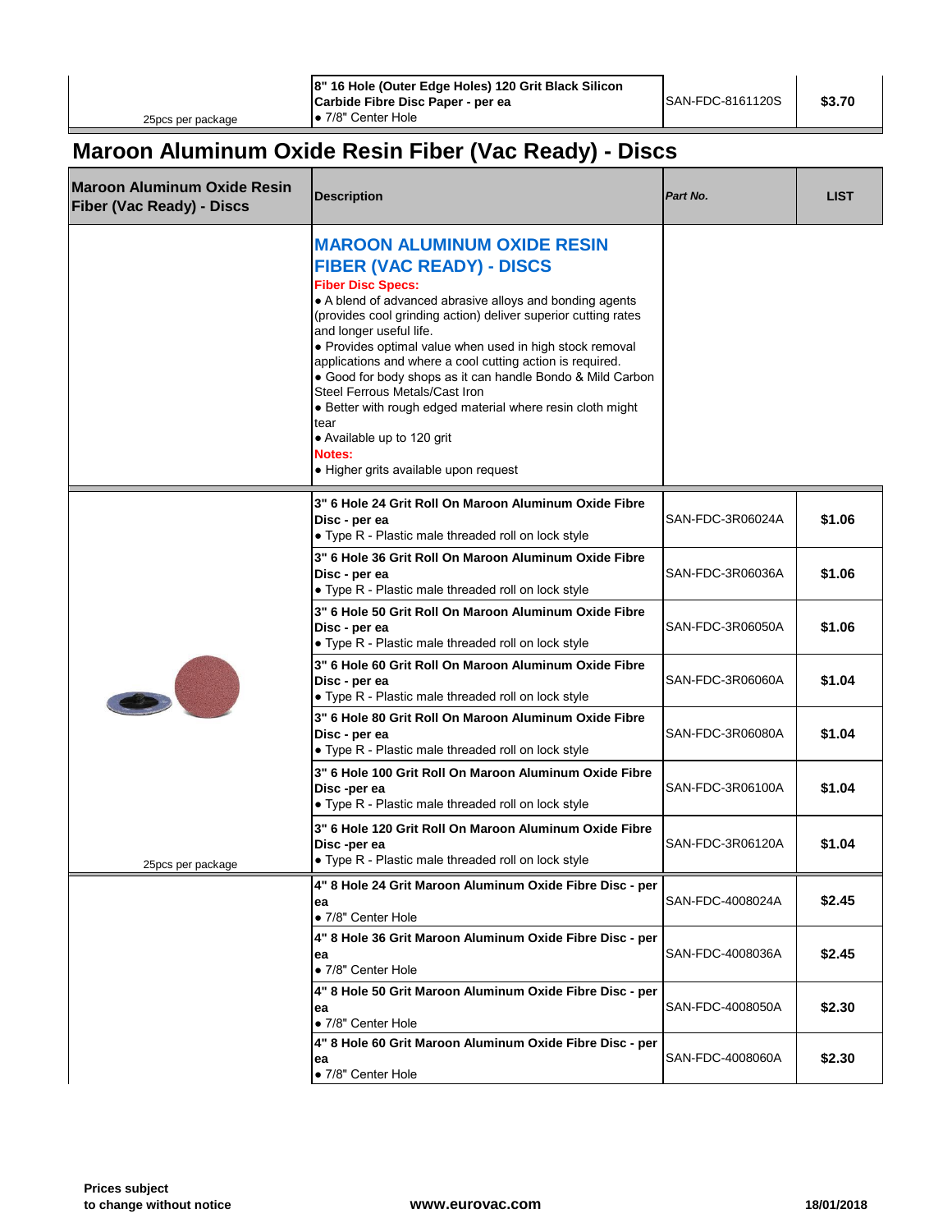| | | | |
|---|---|---|---|
| 25pcs per package | **8" 16 Hole (Outer Edge Holes) 120 Grit Black Silicon Carbide Fibre Disc Paper - per ea**<br>• 7/8" Center Hole | SAN-FDC-8161120S | **$3.70** |

## Maroon Aluminum Oxide Resin Fiber (Vac Ready) - Discs

| **Maroon Aluminum Oxide Resin Fiber (Vac Ready) - Discs** | **Description** | ***Part No.*** | **LIST** |
|---|---|---|---|
| | **MAROON ALUMINUM OXIDE RESIN FIBER (VAC READY) - DISCS**<br>**Fiber Disc Specs:**<br>• A blend of advanced abrasive alloys and bonding agents (provides cool grinding action) deliver superior cutting rates and longer useful life.<br>• Provides optimal value when used in high stock removal applications and where a cool cutting action is required.<br>• Good for body shops as it can handle Bondo & Mild Carbon Steel Ferrous Metals/Cast Iron<br>• Better with rough edged material where resin cloth might tear<br>• Available up to 120 grit<br>**Notes:**<br>• Higher grits available upon request | | |
| | **3" 6 Hole 24 Grit Roll On Maroon Aluminum Oxide Fibre Disc - per ea**<br>• Type R - Plastic male threaded roll on lock style | SAN-FDC-3R06024A | **$1.06** |
| | **3" 6 Hole 36 Grit Roll On Maroon Aluminum Oxide Fibre Disc - per ea**<br>• Type R - Plastic male threaded roll on lock style | SAN-FDC-3R06036A | **$1.06** |
| | **3" 6 Hole 50 Grit Roll On Maroon Aluminum Oxide Fibre Disc - per ea**<br>• Type R - Plastic male threaded roll on lock style | SAN-FDC-3R06050A | **$1.06** |
| | **3" 6 Hole 60 Grit Roll On Maroon Aluminum Oxide Fibre Disc - per ea**<br>• Type R - Plastic male threaded roll on lock style | SAN-FDC-3R06060A | **$1.04** |
| | **3" 6 Hole 80 Grit Roll On Maroon Aluminum Oxide Fibre Disc - per ea**<br>• Type R - Plastic male threaded roll on lock style | SAN-FDC-3R06080A | **$1.04** |
| | **3" 6 Hole 100 Grit Roll On Maroon Aluminum Oxide Fibre Disc -per ea**<br>• Type R - Plastic male threaded roll on lock style | SAN-FDC-3R06100A | **$1.04** |
| 25pcs per package | **3" 6 Hole 120 Grit Roll On Maroon Aluminum Oxide Fibre Disc -per ea**<br>• Type R - Plastic male threaded roll on lock style | SAN-FDC-3R06120A | **$1.04** |
| | **4" 8 Hole 24 Grit Maroon Aluminum Oxide Fibre Disc - per ea**<br>• 7/8" Center Hole | SAN-FDC-4008024A | **$2.45** |
| | **4" 8 Hole 36 Grit Maroon Aluminum Oxide Fibre Disc - per ea**<br>• 7/8" Center Hole | SAN-FDC-4008036A | **$2.45** |
| | **4" 8 Hole 50 Grit Maroon Aluminum Oxide Fibre Disc - per ea**<br>• 7/8" Center Hole | SAN-FDC-4008050A | **$2.30** |
| | **4" 8 Hole 60 Grit Maroon Aluminum Oxide Fibre Disc - per ea**<br>• 7/8" Center Hole | SAN-FDC-4008060A | **$2.30** |

**Prices subject to change without notice** **www.eurovac.com** **18/01/2018**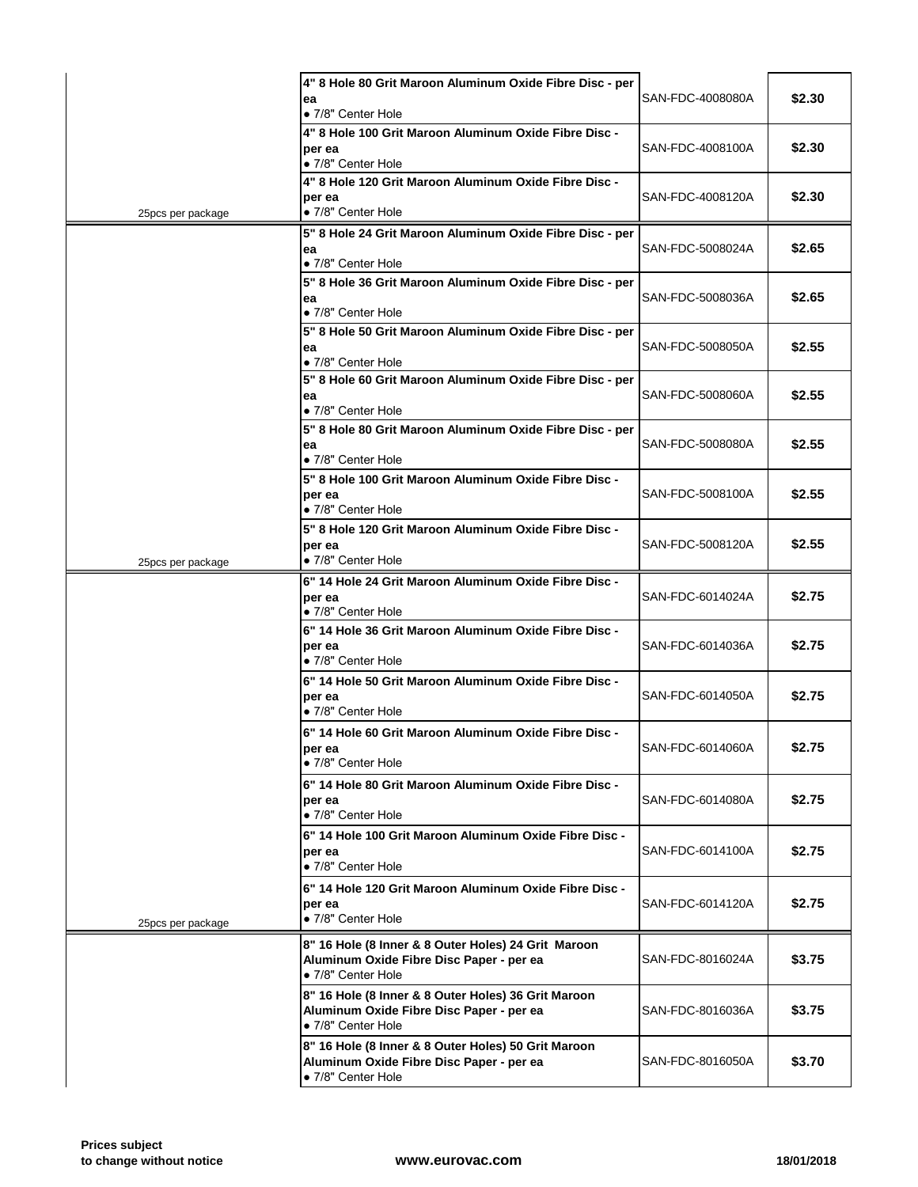| | Description | Part Number | Price |
|---|---|---|---|
| | **4" 8 Hole 80 Grit Maroon Aluminum Oxide Fibre Disc - per ea**<br>• 7/8" Center Hole | SAN-FDC-4008080A | **$2.30** |
| | **4" 8 Hole 100 Grit Maroon Aluminum Oxide Fibre Disc - per ea**<br>• 7/8" Center Hole | SAN-FDC-4008100A | **$2.30** |
| 25pcs per package | **4" 8 Hole 120 Grit Maroon Aluminum Oxide Fibre Disc - per ea**<br>• 7/8" Center Hole | SAN-FDC-4008120A | **$2.30** |
| | **5" 8 Hole 24 Grit Maroon Aluminum Oxide Fibre Disc - per ea**<br>• 7/8" Center Hole | SAN-FDC-5008024A | **$2.65** |
| | **5" 8 Hole 36 Grit Maroon Aluminum Oxide Fibre Disc - per ea**<br>• 7/8" Center Hole | SAN-FDC-5008036A | **$2.65** |
| | **5" 8 Hole 50 Grit Maroon Aluminum Oxide Fibre Disc - per ea**<br>• 7/8" Center Hole | SAN-FDC-5008050A | **$2.55** |
| | **5" 8 Hole 60 Grit Maroon Aluminum Oxide Fibre Disc - per ea**<br>• 7/8" Center Hole | SAN-FDC-5008060A | **$2.55** |
| | **5" 8 Hole 80 Grit Maroon Aluminum Oxide Fibre Disc - per ea**<br>• 7/8" Center Hole | SAN-FDC-5008080A | **$2.55** |
| | **5" 8 Hole 100 Grit Maroon Aluminum Oxide Fibre Disc - per ea**<br>• 7/8" Center Hole | SAN-FDC-5008100A | **$2.55** |
| 25pcs per package | **5" 8 Hole 120 Grit Maroon Aluminum Oxide Fibre Disc - per ea**<br>• 7/8" Center Hole | SAN-FDC-5008120A | **$2.55** |
| | **6" 14 Hole 24 Grit Maroon Aluminum Oxide Fibre Disc - per ea**<br>• 7/8" Center Hole | SAN-FDC-6014024A | **$2.75** |
| | **6" 14 Hole 36 Grit Maroon Aluminum Oxide Fibre Disc - per ea**<br>• 7/8" Center Hole | SAN-FDC-6014036A | **$2.75** |
| | **6" 14 Hole 50 Grit Maroon Aluminum Oxide Fibre Disc - per ea**<br>• 7/8" Center Hole | SAN-FDC-6014050A | **$2.75** |
| | **6" 14 Hole 60 Grit Maroon Aluminum Oxide Fibre Disc - per ea**<br>• 7/8" Center Hole | SAN-FDC-6014060A | **$2.75** |
| | **6" 14 Hole 80 Grit Maroon Aluminum Oxide Fibre Disc - per ea**<br>• 7/8" Center Hole | SAN-FDC-6014080A | **$2.75** |
| | **6" 14 Hole 100 Grit Maroon Aluminum Oxide Fibre Disc - per ea**<br>• 7/8" Center Hole | SAN-FDC-6014100A | **$2.75** |
| 25pcs per package | **6" 14 Hole 120 Grit Maroon Aluminum Oxide Fibre Disc - per ea**<br>• 7/8" Center Hole | SAN-FDC-6014120A | **$2.75** |
| | **8" 16 Hole (8 Inner & 8 Outer Holes) 24 Grit Maroon Aluminum Oxide Fibre Disc Paper - per ea**<br>• 7/8" Center Hole | SAN-FDC-8016024A | **$3.75** |
| | **8" 16 Hole (8 Inner & 8 Outer Holes) 36 Grit Maroon Aluminum Oxide Fibre Disc Paper - per ea**<br>• 7/8" Center Hole | SAN-FDC-8016036A | **$3.75** |
| | **8" 16 Hole (8 Inner & 8 Outer Holes) 50 Grit Maroon Aluminum Oxide Fibre Disc Paper - per ea**<br>• 7/8" Center Hole | SAN-FDC-8016050A | **$3.70** |

**Prices subject to change without notice** **www.eurovac.com** **18/01/2018**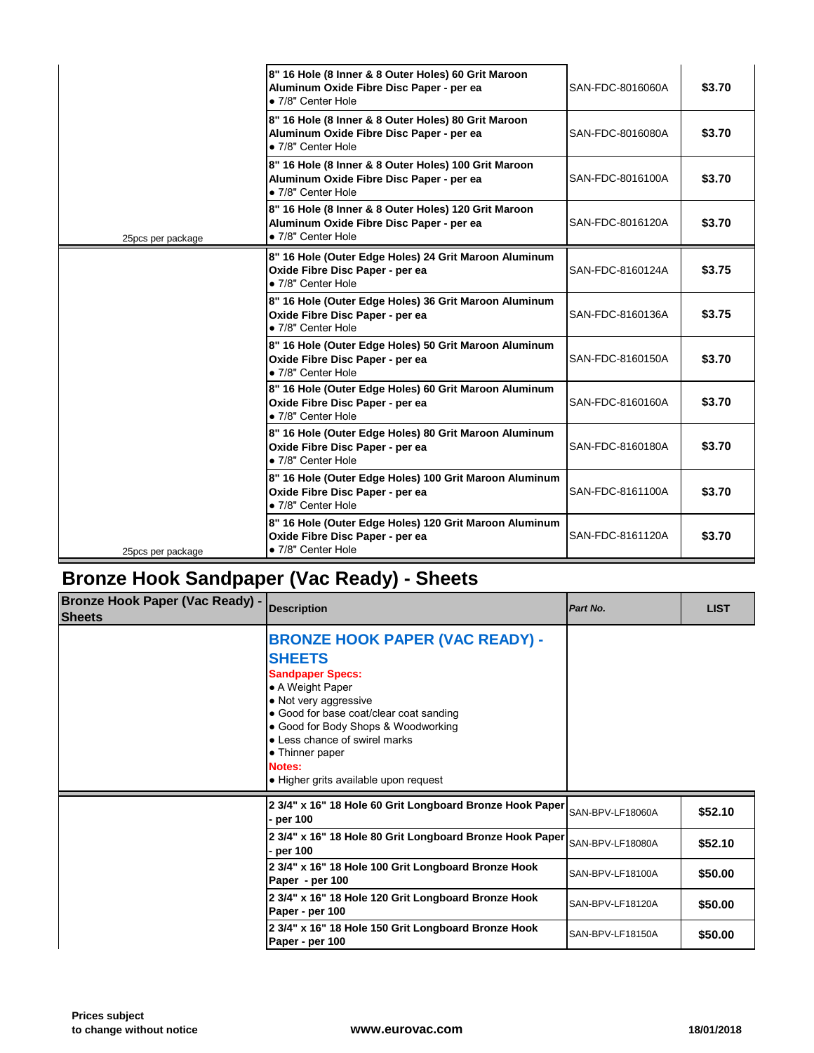| | | | |
|---|---|---|---|
| | **8" 16 Hole (8 Inner & 8 Outer Holes) 60 Grit Maroon Aluminum Oxide Fibre Disc Paper - per ea**<br>• 7/8" Center Hole | SAN-FDC-8016060A | **$3.70** |
| | **8" 16 Hole (8 Inner & 8 Outer Holes) 80 Grit Maroon Aluminum Oxide Fibre Disc Paper - per ea**<br>• 7/8" Center Hole | SAN-FDC-8016080A | **$3.70** |
| | **8" 16 Hole (8 Inner & 8 Outer Holes) 100 Grit Maroon Aluminum Oxide Fibre Disc Paper - per ea**<br>• 7/8" Center Hole | SAN-FDC-8016100A | **$3.70** |
| 25pcs per package | **8" 16 Hole (8 Inner & 8 Outer Holes) 120 Grit Maroon Aluminum Oxide Fibre Disc Paper - per ea**<br>• 7/8" Center Hole | SAN-FDC-8016120A | **$3.70** |
| | **8" 16 Hole (Outer Edge Holes) 24 Grit Maroon Aluminum Oxide Fibre Disc Paper - per ea**<br>• 7/8" Center Hole | SAN-FDC-8160124A | **$3.75** |
| | **8" 16 Hole (Outer Edge Holes) 36 Grit Maroon Aluminum Oxide Fibre Disc Paper - per ea**<br>• 7/8" Center Hole | SAN-FDC-8160136A | **$3.75** |
| | **8" 16 Hole (Outer Edge Holes) 50 Grit Maroon Aluminum Oxide Fibre Disc Paper - per ea**<br>• 7/8" Center Hole | SAN-FDC-8160150A | **$3.70** |
| | **8" 16 Hole (Outer Edge Holes) 60 Grit Maroon Aluminum Oxide Fibre Disc Paper - per ea**<br>• 7/8" Center Hole | SAN-FDC-8160160A | **$3.70** |
| | **8" 16 Hole (Outer Edge Holes) 80 Grit Maroon Aluminum Oxide Fibre Disc Paper - per ea**<br>• 7/8" Center Hole | SAN-FDC-8160180A | **$3.70** |
| | **8" 16 Hole (Outer Edge Holes) 100 Grit Maroon Aluminum Oxide Fibre Disc Paper - per ea**<br>• 7/8" Center Hole | SAN-FDC-8161100A | **$3.70** |
| 25pcs per package | **8" 16 Hole (Outer Edge Holes) 120 Grit Maroon Aluminum Oxide Fibre Disc Paper - per ea**<br>• 7/8" Center Hole | SAN-FDC-8161120A | **$3.70** |

# Bronze Hook Sandpaper (Vac Ready) - Sheets

| Bronze Hook Paper (Vac Ready) - Sheets | Description | *Part No.* | LIST |
|---|---|---|---|
| | **BRONZE HOOK PAPER (VAC READY) - SHEETS**<br>**Sandpaper Specs:**<br>• A Weight Paper<br>• Not very aggressive<br>• Good for base coat/clear coat sanding<br>• Good for Body Shops & Woodworking<br>• Less chance of swirel marks<br>• Thinner paper<br>**Notes:**<br>• Higher grits available upon request | | |
| | **2 3/4" x 16" 18 Hole 60 Grit Longboard Bronze Hook Paper - per 100** | SAN-BPV-LF18060A | **$52.10** |
| | **2 3/4" x 16" 18 Hole 80 Grit Longboard Bronze Hook Paper - per 100** | SAN-BPV-LF18080A | **$52.10** |
| | **2 3/4" x 16" 18 Hole 100 Grit Longboard Bronze Hook Paper - per 100** | SAN-BPV-LF18100A | **$50.00** |
| | **2 3/4" x 16" 18 Hole 120 Grit Longboard Bronze Hook Paper - per 100** | SAN-BPV-LF18120A | **$50.00** |
| | **2 3/4" x 16" 18 Hole 150 Grit Longboard Bronze Hook Paper - per 100** | SAN-BPV-LF18150A | **$50.00** |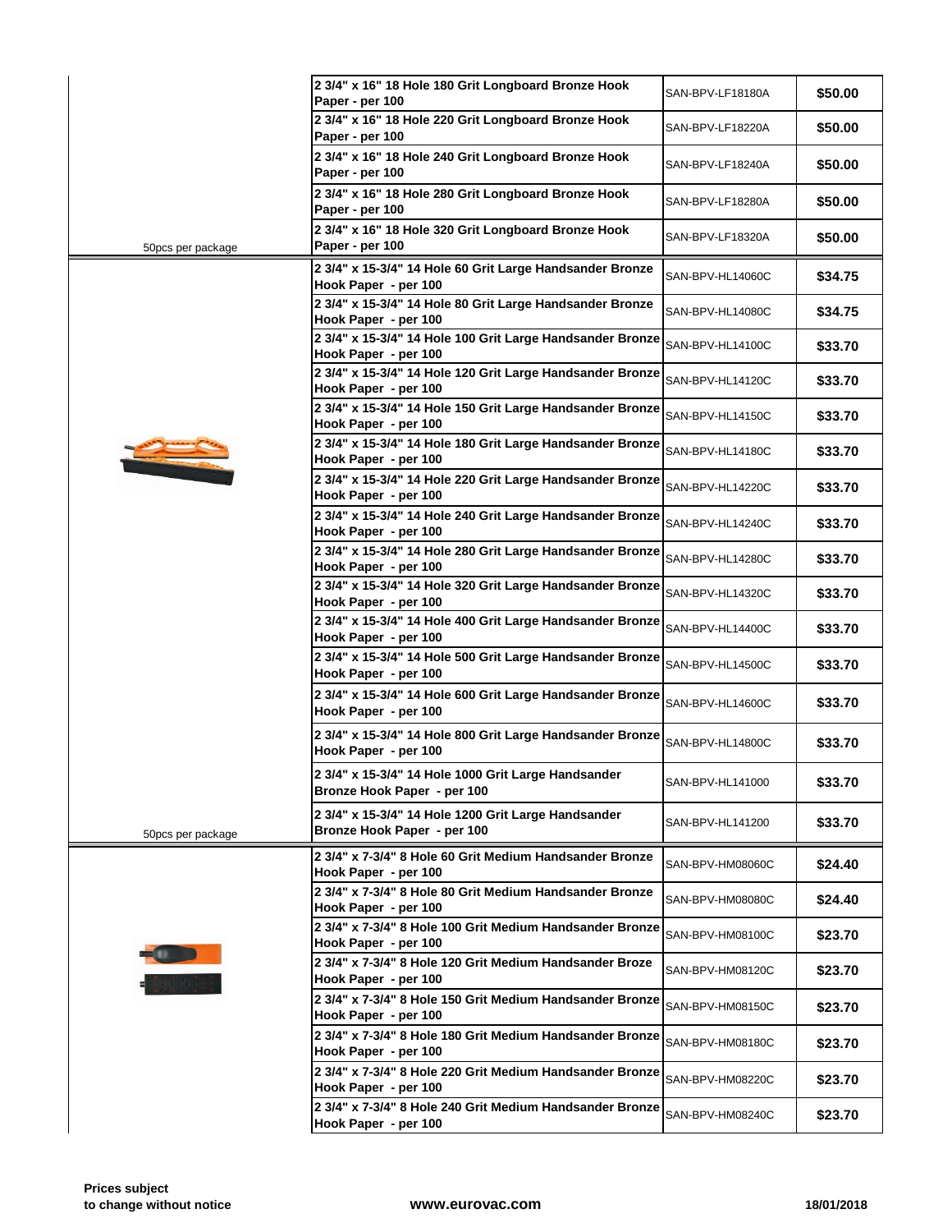| | Description | Part Number | Price |
|---|---|---|---|
| | 2 3/4" x 16" 18 Hole 180 Grit Longboard Bronze Hook Paper - per 100 | SAN-BPV-LF18180A | $50.00 |
| | 2 3/4" x 16" 18 Hole 220 Grit Longboard Bronze Hook Paper - per 100 | SAN-BPV-LF18220A | $50.00 |
| | 2 3/4" x 16" 18 Hole 240 Grit Longboard Bronze Hook Paper - per 100 | SAN-BPV-LF18240A | $50.00 |
| | 2 3/4" x 16" 18 Hole 280 Grit Longboard Bronze Hook Paper - per 100 | SAN-BPV-LF18280A | $50.00 |
| 50pcs per package | 2 3/4" x 16" 18 Hole 320 Grit Longboard Bronze Hook Paper - per 100 | SAN-BPV-LF18320A | $50.00 |
| | 2 3/4" x 15-3/4" 14 Hole 60 Grit Large Handsander Bronze Hook Paper - per 100 | SAN-BPV-HL14060C | $34.75 |
| | 2 3/4" x 15-3/4" 14 Hole 80 Grit Large Handsander Bronze Hook Paper - per 100 | SAN-BPV-HL14080C | $34.75 |
| | 2 3/4" x 15-3/4" 14 Hole 100 Grit Large Handsander Bronze Hook Paper - per 100 | SAN-BPV-HL14100C | $33.70 |
| | 2 3/4" x 15-3/4" 14 Hole 120 Grit Large Handsander Bronze Hook Paper - per 100 | SAN-BPV-HL14120C | $33.70 |
| | 2 3/4" x 15-3/4" 14 Hole 150 Grit Large Handsander Bronze Hook Paper - per 100 | SAN-BPV-HL14150C | $33.70 |
| | 2 3/4" x 15-3/4" 14 Hole 180 Grit Large Handsander Bronze Hook Paper - per 100 | SAN-BPV-HL14180C | $33.70 |
| | 2 3/4" x 15-3/4" 14 Hole 220 Grit Large Handsander Bronze Hook Paper - per 100 | SAN-BPV-HL14220C | $33.70 |
| | 2 3/4" x 15-3/4" 14 Hole 240 Grit Large Handsander Bronze Hook Paper - per 100 | SAN-BPV-HL14240C | $33.70 |
| | 2 3/4" x 15-3/4" 14 Hole 280 Grit Large Handsander Bronze Hook Paper - per 100 | SAN-BPV-HL14280C | $33.70 |
| | 2 3/4" x 15-3/4" 14 Hole 320 Grit Large Handsander Bronze Hook Paper - per 100 | SAN-BPV-HL14320C | $33.70 |
| | 2 3/4" x 15-3/4" 14 Hole 400 Grit Large Handsander Bronze Hook Paper - per 100 | SAN-BPV-HL14400C | $33.70 |
| | 2 3/4" x 15-3/4" 14 Hole 500 Grit Large Handsander Bronze Hook Paper - per 100 | SAN-BPV-HL14500C | $33.70 |
| | 2 3/4" x 15-3/4" 14 Hole 600 Grit Large Handsander Bronze Hook Paper - per 100 | SAN-BPV-HL14600C | $33.70 |
| | 2 3/4" x 15-3/4" 14 Hole 800 Grit Large Handsander Bronze Hook Paper - per 100 | SAN-BPV-HL14800C | $33.70 |
| | 2 3/4" x 15-3/4" 14 Hole 1000 Grit Large Handsander Bronze Hook Paper - per 100 | SAN-BPV-HL141000 | $33.70 |
| 50pcs per package | 2 3/4" x 15-3/4" 14 Hole 1200 Grit Large Handsander Bronze Hook Paper - per 100 | SAN-BPV-HL141200 | $33.70 |
| | 2 3/4" x 7-3/4" 8 Hole 60 Grit Medium Handsander Bronze Hook Paper - per 100 | SAN-BPV-HM08060C | $24.40 |
| | 2 3/4" x 7-3/4" 8 Hole 80 Grit Medium Handsander Bronze Hook Paper - per 100 | SAN-BPV-HM08080C | $24.40 |
| | 2 3/4" x 7-3/4" 8 Hole 100 Grit Medium Handsander Bronze Hook Paper - per 100 | SAN-BPV-HM08100C | $23.70 |
| | 2 3/4" x 7-3/4" 8 Hole 120 Grit Medium Handsander Broze Hook Paper - per 100 | SAN-BPV-HM08120C | $23.70 |
| | 2 3/4" x 7-3/4" 8 Hole 150 Grit Medium Handsander Bronze Hook Paper - per 100 | SAN-BPV-HM08150C | $23.70 |
| | 2 3/4" x 7-3/4" 8 Hole 180 Grit Medium Handsander Bronze Hook Paper - per 100 | SAN-BPV-HM08180C | $23.70 |
| | 2 3/4" x 7-3/4" 8 Hole 220 Grit Medium Handsander Bronze Hook Paper - per 100 | SAN-BPV-HM08220C | $23.70 |
| | 2 3/4" x 7-3/4" 8 Hole 240 Grit Medium Handsander Bronze Hook Paper - per 100 | SAN-BPV-HM08240C | $23.70 |

**Prices subject to change without notice** **www.eurovac.com** **18/01/2018**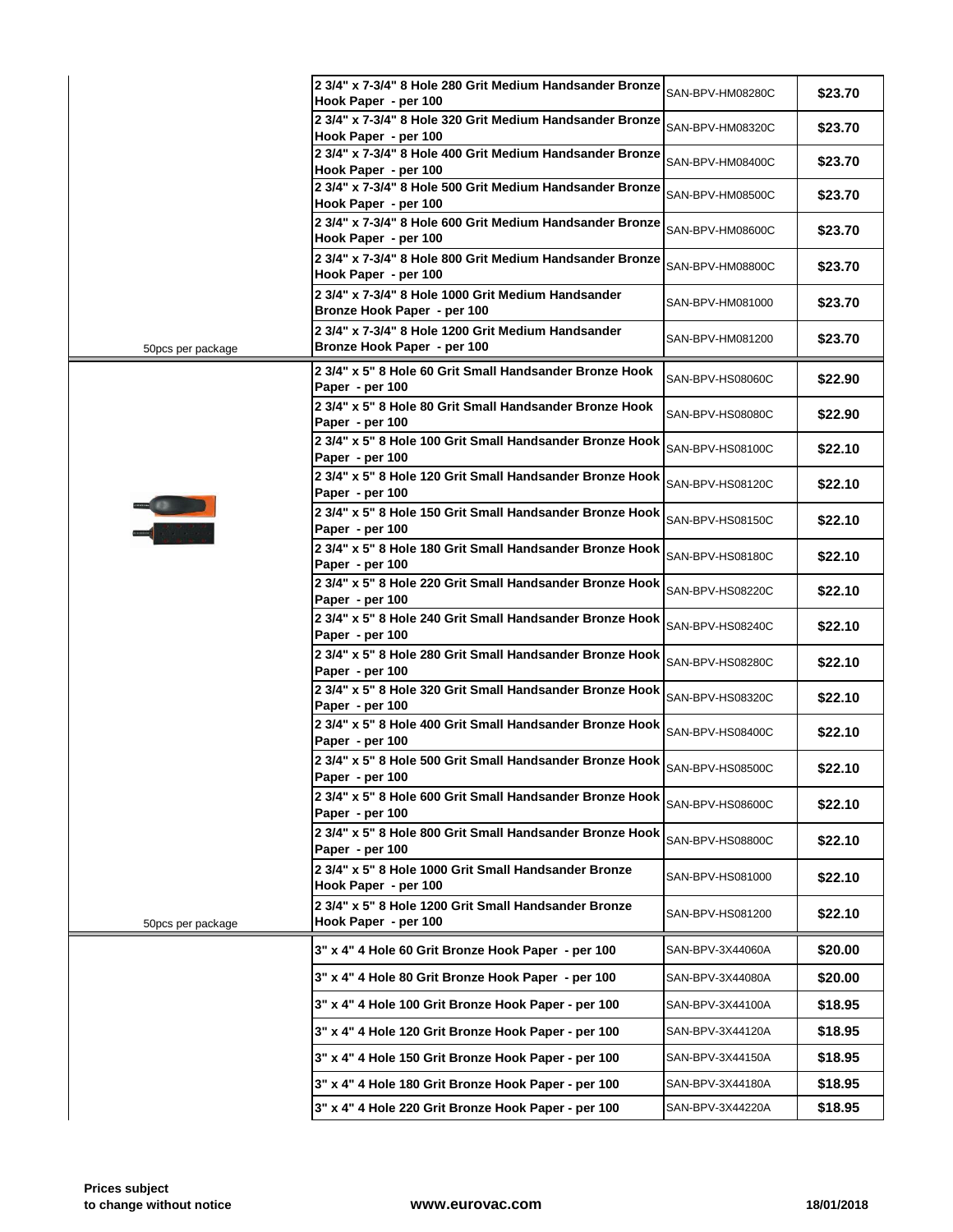| | Description | Part Number | Price |
|---|---|---|---|
| | 2 3/4" x 7-3/4" 8 Hole 280 Grit Medium Handsander Bronze Hook Paper - per 100 | SAN-BPV-HM08280C | $23.70 |
| | 2 3/4" x 7-3/4" 8 Hole 320 Grit Medium Handsander Bronze Hook Paper - per 100 | SAN-BPV-HM08320C | $23.70 |
| | 2 3/4" x 7-3/4" 8 Hole 400 Grit Medium Handsander Bronze Hook Paper - per 100 | SAN-BPV-HM08400C | $23.70 |
| | 2 3/4" x 7-3/4" 8 Hole 500 Grit Medium Handsander Bronze Hook Paper - per 100 | SAN-BPV-HM08500C | $23.70 |
| | 2 3/4" x 7-3/4" 8 Hole 600 Grit Medium Handsander Bronze Hook Paper - per 100 | SAN-BPV-HM08600C | $23.70 |
| | 2 3/4" x 7-3/4" 8 Hole 800 Grit Medium Handsander Bronze Hook Paper - per 100 | SAN-BPV-HM08800C | $23.70 |
| | 2 3/4" x 7-3/4" 8 Hole 1000 Grit Medium Handsander Bronze Hook Paper - per 100 | SAN-BPV-HM081000 | $23.70 |
| 50pcs per package | 2 3/4" x 7-3/4" 8 Hole 1200 Grit Medium Handsander Bronze Hook Paper - per 100 | SAN-BPV-HM081200 | $23.70 |
| | 2 3/4" x 5" 8 Hole 60 Grit Small Handsander Bronze Hook Paper - per 100 | SAN-BPV-HS08060C | $22.90 |
| | 2 3/4" x 5" 8 Hole 80 Grit Small Handsander Bronze Hook Paper - per 100 | SAN-BPV-HS08080C | $22.90 |
| | 2 3/4" x 5" 8 Hole 100 Grit Small Handsander Bronze Hook Paper - per 100 | SAN-BPV-HS08100C | $22.10 |
| | 2 3/4" x 5" 8 Hole 120 Grit Small Handsander Bronze Hook Paper - per 100 | SAN-BPV-HS08120C | $22.10 |
| | 2 3/4" x 5" 8 Hole 150 Grit Small Handsander Bronze Hook Paper - per 100 | SAN-BPV-HS08150C | $22.10 |
| | 2 3/4" x 5" 8 Hole 180 Grit Small Handsander Bronze Hook Paper - per 100 | SAN-BPV-HS08180C | $22.10 |
| | 2 3/4" x 5" 8 Hole 220 Grit Small Handsander Bronze Hook Paper - per 100 | SAN-BPV-HS08220C | $22.10 |
| | 2 3/4" x 5" 8 Hole 240 Grit Small Handsander Bronze Hook Paper - per 100 | SAN-BPV-HS08240C | $22.10 |
| | 2 3/4" x 5" 8 Hole 280 Grit Small Handsander Bronze Hook Paper - per 100 | SAN-BPV-HS08280C | $22.10 |
| | 2 3/4" x 5" 8 Hole 320 Grit Small Handsander Bronze Hook Paper - per 100 | SAN-BPV-HS08320C | $22.10 |
| | 2 3/4" x 5" 8 Hole 400 Grit Small Handsander Bronze Hook Paper - per 100 | SAN-BPV-HS08400C | $22.10 |
| | 2 3/4" x 5" 8 Hole 500 Grit Small Handsander Bronze Hook Paper - per 100 | SAN-BPV-HS08500C | $22.10 |
| | 2 3/4" x 5" 8 Hole 600 Grit Small Handsander Bronze Hook Paper - per 100 | SAN-BPV-HS08600C | $22.10 |
| | 2 3/4" x 5" 8 Hole 800 Grit Small Handsander Bronze Hook Paper - per 100 | SAN-BPV-HS08800C | $22.10 |
| | 2 3/4" x 5" 8 Hole 1000 Grit Small Handsander Bronze Hook Paper - per 100 | SAN-BPV-HS081000 | $22.10 |
| 50pcs per package | 2 3/4" x 5" 8 Hole 1200 Grit Small Handsander Bronze Hook Paper - per 100 | SAN-BPV-HS081200 | $22.10 |
| | 3" x 4" 4 Hole 60 Grit Bronze Hook Paper - per 100 | SAN-BPV-3X44060A | $20.00 |
| | 3" x 4" 4 Hole 80 Grit Bronze Hook Paper - per 100 | SAN-BPV-3X44080A | $20.00 |
| | 3" x 4" 4 Hole 100 Grit Bronze Hook Paper - per 100 | SAN-BPV-3X44100A | $18.95 |
| | 3" x 4" 4 Hole 120 Grit Bronze Hook Paper - per 100 | SAN-BPV-3X44120A | $18.95 |
| | 3" x 4" 4 Hole 150 Grit Bronze Hook Paper - per 100 | SAN-BPV-3X44150A | $18.95 |
| | 3" x 4" 4 Hole 180 Grit Bronze Hook Paper - per 100 | SAN-BPV-3X44180A | $18.95 |
| | 3" x 4" 4 Hole 220 Grit Bronze Hook Paper - per 100 | SAN-BPV-3X44220A | $18.95 |

**Prices subject to change without notice** **www.eurovac.com** **18/01/2018**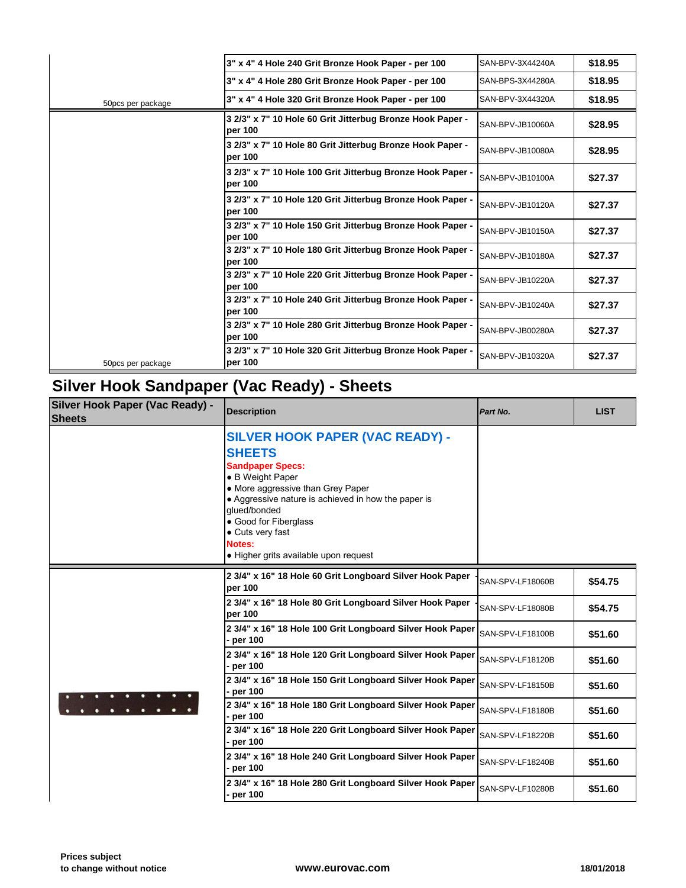| | | | |
|---|---|---|---|
| | **3" x 4" 4 Hole 240 Grit Bronze Hook Paper - per 100** | SAN-BPV-3X44240A | **$18.95** |
| | **3" x 4" 4 Hole 280 Grit Bronze Hook Paper - per 100** | SAN-BPS-3X44280A | **$18.95** |
| 50pcs per package | **3" x 4" 4 Hole 320 Grit Bronze Hook Paper - per 100** | SAN-BPV-3X44320A | **$18.95** |
| | **3 2/3" x 7" 10 Hole 60 Grit Jitterbug Bronze Hook Paper - per 100** | SAN-BPV-JB10060A | **$28.95** |
| | **3 2/3" x 7" 10 Hole 80 Grit Jitterbug Bronze Hook Paper - per 100** | SAN-BPV-JB10080A | **$28.95** |
| | **3 2/3" x 7" 10 Hole 100 Grit Jitterbug Bronze Hook Paper - per 100** | SAN-BPV-JB10100A | **$27.37** |
| | **3 2/3" x 7" 10 Hole 120 Grit Jitterbug Bronze Hook Paper - per 100** | SAN-BPV-JB10120A | **$27.37** |
| | **3 2/3" x 7" 10 Hole 150 Grit Jitterbug Bronze Hook Paper - per 100** | SAN-BPV-JB10150A | **$27.37** |
| | **3 2/3" x 7" 10 Hole 180 Grit Jitterbug Bronze Hook Paper - per 100** | SAN-BPV-JB10180A | **$27.37** |
| | **3 2/3" x 7" 10 Hole 220 Grit Jitterbug Bronze Hook Paper - per 100** | SAN-BPV-JB10220A | **$27.37** |
| | **3 2/3" x 7" 10 Hole 240 Grit Jitterbug Bronze Hook Paper - per 100** | SAN-BPV-JB10240A | **$27.37** |
| | **3 2/3" x 7" 10 Hole 280 Grit Jitterbug Bronze Hook Paper - per 100** | SAN-BPV-JB00280A | **$27.37** |
| 50pcs per package | **3 2/3" x 7" 10 Hole 320 Grit Jitterbug Bronze Hook Paper - per 100** | SAN-BPV-JB10320A | **$27.37** |

## Silver Hook Sandpaper (Vac Ready) - Sheets

| Silver Hook Paper (Vac Ready) - Sheets | Description | *Part No.* | LIST |
|---|---|---|---|
| | **SILVER HOOK PAPER (VAC READY) - SHEETS**<br>**Sandpaper Specs:**<br>• B Weight Paper<br>• More aggressive than Grey Paper<br>• Aggressive nature is achieved in how the paper is glued/bonded<br>• Good for Fiberglass<br>• Cuts very fast<br>**Notes:**<br>• Higher grits available upon request | | |
| | **2 3/4" x 16" 18 Hole 60 Grit Longboard Silver Hook Paper - per 100** | SAN-SPV-LF18060B | **$54.75** |
| | **2 3/4" x 16" 18 Hole 80 Grit Longboard Silver Hook Paper - per 100** | SAN-SPV-LF18080B | **$54.75** |
| | **2 3/4" x 16" 18 Hole 100 Grit Longboard Silver Hook Paper - per 100** | SAN-SPV-LF18100B | **$51.60** |
| | **2 3/4" x 16" 18 Hole 120 Grit Longboard Silver Hook Paper - per 100** | SAN-SPV-LF18120B | **$51.60** |
| | **2 3/4" x 16" 18 Hole 150 Grit Longboard Silver Hook Paper - per 100** | SAN-SPV-LF18150B | **$51.60** |
| | **2 3/4" x 16" 18 Hole 180 Grit Longboard Silver Hook Paper - per 100** | SAN-SPV-LF18180B | **$51.60** |
| | **2 3/4" x 16" 18 Hole 220 Grit Longboard Silver Hook Paper - per 100** | SAN-SPV-LF18220B | **$51.60** |
| | **2 3/4" x 16" 18 Hole 240 Grit Longboard Silver Hook Paper - per 100** | SAN-SPV-LF18240B | **$51.60** |
| | **2 3/4" x 16" 18 Hole 280 Grit Longboard Silver Hook Paper - per 100** | SAN-SPV-LF10280B | **$51.60** |

**Prices subject to change without notice** **www.eurovac.com** **18/01/2018**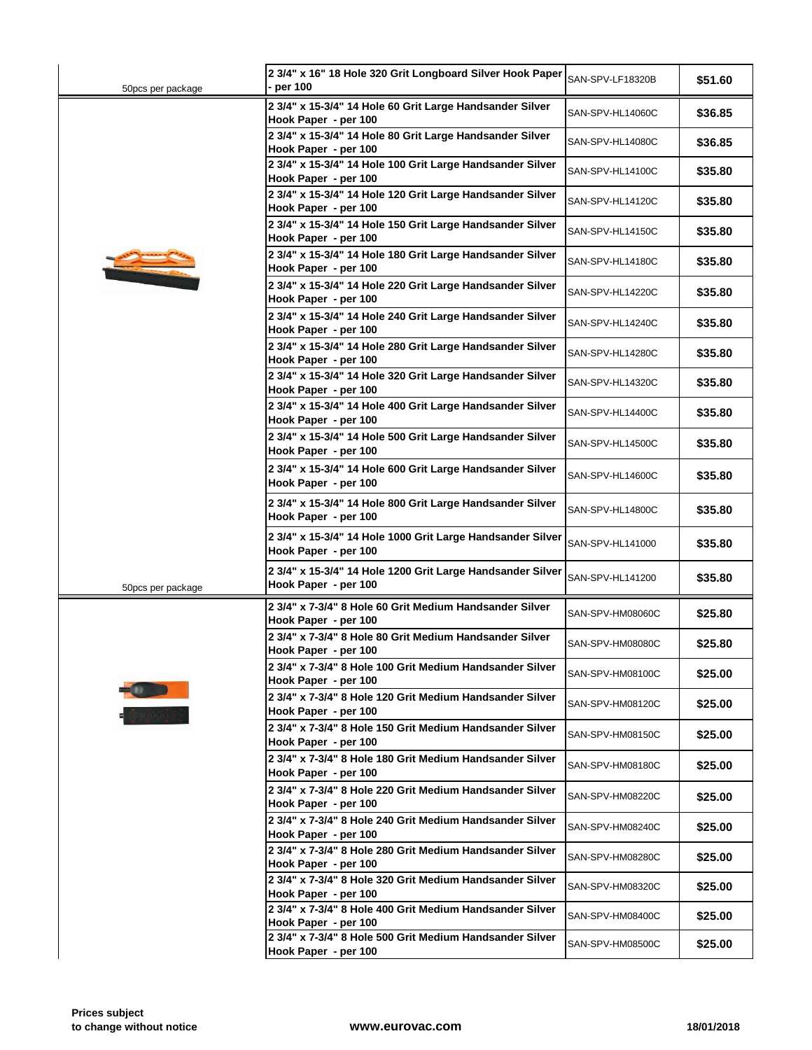| | Description | Part Number | Price |
|---|---|---|---|
| 50pcs per package | 2 3/4" x 16" 18 Hole 320 Grit Longboard Silver Hook Paper - per 100 | SAN-SPV-LF18320B | $51.60 |
| | 2 3/4" x 15-3/4" 14 Hole 60 Grit Large Handsander Silver Hook Paper - per 100 | SAN-SPV-HL14060C | $36.85 |
| | 2 3/4" x 15-3/4" 14 Hole 80 Grit Large Handsander Silver Hook Paper - per 100 | SAN-SPV-HL14080C | $36.85 |
| | 2 3/4" x 15-3/4" 14 Hole 100 Grit Large Handsander Silver Hook Paper - per 100 | SAN-SPV-HL14100C | $35.80 |
| | 2 3/4" x 15-3/4" 14 Hole 120 Grit Large Handsander Silver Hook Paper - per 100 | SAN-SPV-HL14120C | $35.80 |
| | 2 3/4" x 15-3/4" 14 Hole 150 Grit Large Handsander Silver Hook Paper - per 100 | SAN-SPV-HL14150C | $35.80 |
| | 2 3/4" x 15-3/4" 14 Hole 180 Grit Large Handsander Silver Hook Paper - per 100 | SAN-SPV-HL14180C | $35.80 |
| | 2 3/4" x 15-3/4" 14 Hole 220 Grit Large Handsander Silver Hook Paper - per 100 | SAN-SPV-HL14220C | $35.80 |
| | 2 3/4" x 15-3/4" 14 Hole 240 Grit Large Handsander Silver Hook Paper - per 100 | SAN-SPV-HL14240C | $35.80 |
| | 2 3/4" x 15-3/4" 14 Hole 280 Grit Large Handsander Silver Hook Paper - per 100 | SAN-SPV-HL14280C | $35.80 |
| | 2 3/4" x 15-3/4" 14 Hole 320 Grit Large Handsander Silver Hook Paper - per 100 | SAN-SPV-HL14320C | $35.80 |
| | 2 3/4" x 15-3/4" 14 Hole 400 Grit Large Handsander Silver Hook Paper - per 100 | SAN-SPV-HL14400C | $35.80 |
| | 2 3/4" x 15-3/4" 14 Hole 500 Grit Large Handsander Silver Hook Paper - per 100 | SAN-SPV-HL14500C | $35.80 |
| | 2 3/4" x 15-3/4" 14 Hole 600 Grit Large Handsander Silver Hook Paper - per 100 | SAN-SPV-HL14600C | $35.80 |
| | 2 3/4" x 15-3/4" 14 Hole 800 Grit Large Handsander Silver Hook Paper - per 100 | SAN-SPV-HL14800C | $35.80 |
| | 2 3/4" x 15-3/4" 14 Hole 1000 Grit Large Handsander Silver Hook Paper - per 100 | SAN-SPV-HL141000 | $35.80 |
| 50pcs per package | 2 3/4" x 15-3/4" 14 Hole 1200 Grit Large Handsander Silver Hook Paper - per 100 | SAN-SPV-HL141200 | $35.80 |
| | 2 3/4" x 7-3/4" 8 Hole 60 Grit Medium Handsander Silver Hook Paper - per 100 | SAN-SPV-HM08060C | $25.80 |
| | 2 3/4" x 7-3/4" 8 Hole 80 Grit Medium Handsander Silver Hook Paper - per 100 | SAN-SPV-HM08080C | $25.80 |
| | 2 3/4" x 7-3/4" 8 Hole 100 Grit Medium Handsander Silver Hook Paper - per 100 | SAN-SPV-HM08100C | $25.00 |
| | 2 3/4" x 7-3/4" 8 Hole 120 Grit Medium Handsander Silver Hook Paper - per 100 | SAN-SPV-HM08120C | $25.00 |
| | 2 3/4" x 7-3/4" 8 Hole 150 Grit Medium Handsander Silver Hook Paper - per 100 | SAN-SPV-HM08150C | $25.00 |
| | 2 3/4" x 7-3/4" 8 Hole 180 Grit Medium Handsander Silver Hook Paper - per 100 | SAN-SPV-HM08180C | $25.00 |
| | 2 3/4" x 7-3/4" 8 Hole 220 Grit Medium Handsander Silver Hook Paper - per 100 | SAN-SPV-HM08220C | $25.00 |
| | 2 3/4" x 7-3/4" 8 Hole 240 Grit Medium Handsander Silver Hook Paper - per 100 | SAN-SPV-HM08240C | $25.00 |
| | 2 3/4" x 7-3/4" 8 Hole 280 Grit Medium Handsander Silver Hook Paper - per 100 | SAN-SPV-HM08280C | $25.00 |
| | 2 3/4" x 7-3/4" 8 Hole 320 Grit Medium Handsander Silver Hook Paper - per 100 | SAN-SPV-HM08320C | $25.00 |
| | 2 3/4" x 7-3/4" 8 Hole 400 Grit Medium Handsander Silver Hook Paper - per 100 | SAN-SPV-HM08400C | $25.00 |
| | 2 3/4" x 7-3/4" 8 Hole 500 Grit Medium Handsander Silver Hook Paper - per 100 | SAN-SPV-HM08500C | $25.00 |

**Prices subject to change without notice** **www.eurovac.com** **18/01/2018**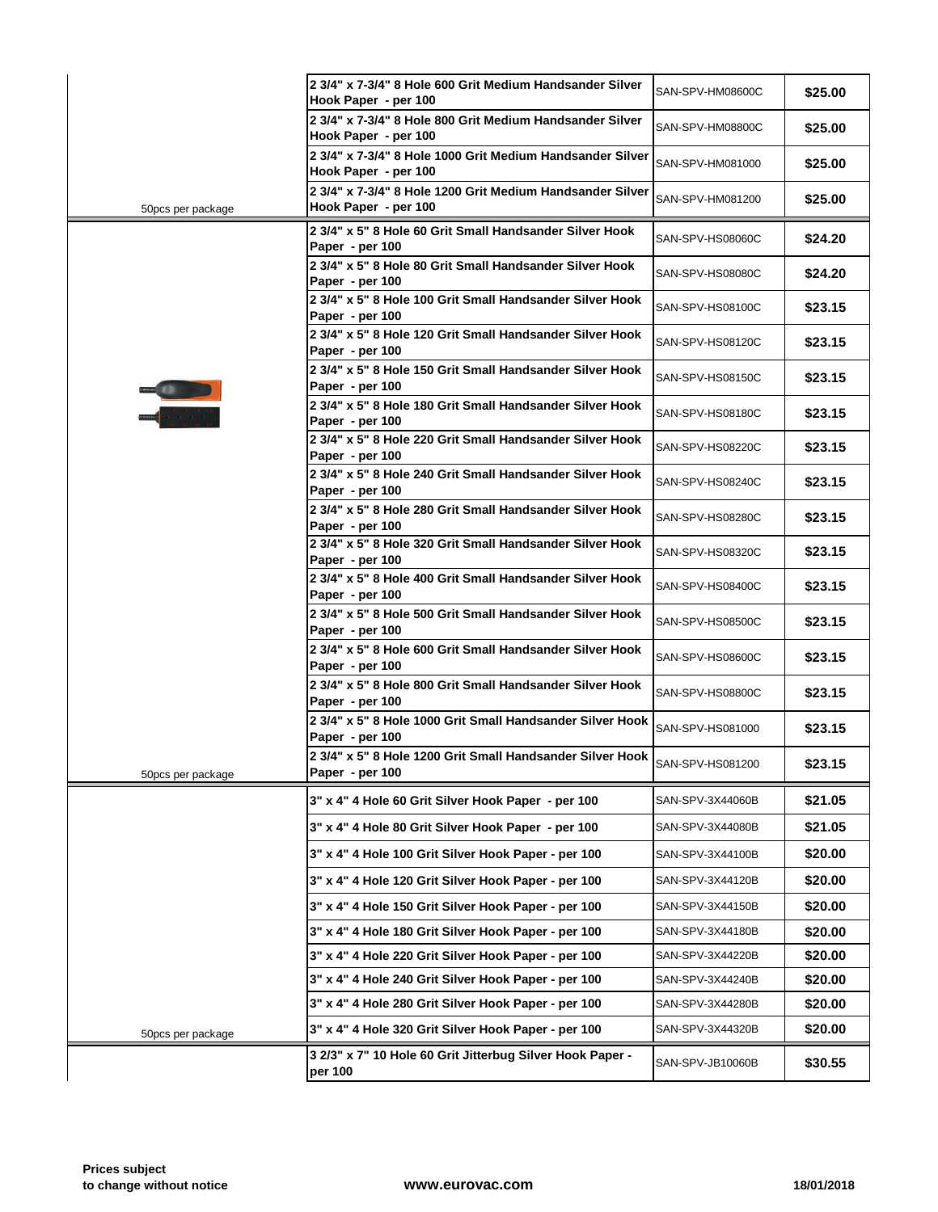| | Description | Part Number | Price |
|---|---|---|---|
| | 2 3/4" x 7-3/4" 8 Hole 600 Grit Medium Handsander Silver Hook Paper - per 100 | SAN-SPV-HM08600C | $25.00 |
| | 2 3/4" x 7-3/4" 8 Hole 800 Grit Medium Handsander Silver Hook Paper - per 100 | SAN-SPV-HM08800C | $25.00 |
| | 2 3/4" x 7-3/4" 8 Hole 1000 Grit Medium Handsander Silver Hook Paper - per 100 | SAN-SPV-HM081000 | $25.00 |
| 50pcs per package | 2 3/4" x 7-3/4" 8 Hole 1200 Grit Medium Handsander Silver Hook Paper - per 100 | SAN-SPV-HM081200 | $25.00 |
| | 2 3/4" x 5" 8 Hole 60 Grit Small Handsander Silver Hook Paper - per 100 | SAN-SPV-HS08060C | $24.20 |
| | 2 3/4" x 5" 8 Hole 80 Grit Small Handsander Silver Hook Paper - per 100 | SAN-SPV-HS08080C | $24.20 |
| | 2 3/4" x 5" 8 Hole 100 Grit Small Handsander Silver Hook Paper - per 100 | SAN-SPV-HS08100C | $23.15 |
| | 2 3/4" x 5" 8 Hole 120 Grit Small Handsander Silver Hook Paper - per 100 | SAN-SPV-HS08120C | $23.15 |
| | 2 3/4" x 5" 8 Hole 150 Grit Small Handsander Silver Hook Paper - per 100 | SAN-SPV-HS08150C | $23.15 |
| | 2 3/4" x 5" 8 Hole 180 Grit Small Handsander Silver Hook Paper - per 100 | SAN-SPV-HS08180C | $23.15 |
| | 2 3/4" x 5" 8 Hole 220 Grit Small Handsander Silver Hook Paper - per 100 | SAN-SPV-HS08220C | $23.15 |
| | 2 3/4" x 5" 8 Hole 240 Grit Small Handsander Silver Hook Paper - per 100 | SAN-SPV-HS08240C | $23.15 |
| | 2 3/4" x 5" 8 Hole 280 Grit Small Handsander Silver Hook Paper - per 100 | SAN-SPV-HS08280C | $23.15 |
| | 2 3/4" x 5" 8 Hole 320 Grit Small Handsander Silver Hook Paper - per 100 | SAN-SPV-HS08320C | $23.15 |
| | 2 3/4" x 5" 8 Hole 400 Grit Small Handsander Silver Hook Paper - per 100 | SAN-SPV-HS08400C | $23.15 |
| | 2 3/4" x 5" 8 Hole 500 Grit Small Handsander Silver Hook Paper - per 100 | SAN-SPV-HS08500C | $23.15 |
| | 2 3/4" x 5" 8 Hole 600 Grit Small Handsander Silver Hook Paper - per 100 | SAN-SPV-HS08600C | $23.15 |
| | 2 3/4" x 5" 8 Hole 800 Grit Small Handsander Silver Hook Paper - per 100 | SAN-SPV-HS08800C | $23.15 |
| | 2 3/4" x 5" 8 Hole 1000 Grit Small Handsander Silver Hook Paper - per 100 | SAN-SPV-HS081000 | $23.15 |
| 50pcs per package | 2 3/4" x 5" 8 Hole 1200 Grit Small Handsander Silver Hook Paper - per 100 | SAN-SPV-HS081200 | $23.15 |
| | 3" x 4" 4 Hole 60 Grit Silver Hook Paper - per 100 | SAN-SPV-3X44060B | $21.05 |
| | 3" x 4" 4 Hole 80 Grit Silver Hook Paper - per 100 | SAN-SPV-3X44080B | $21.05 |
| | 3" x 4" 4 Hole 100 Grit Silver Hook Paper - per 100 | SAN-SPV-3X44100B | $20.00 |
| | 3" x 4" 4 Hole 120 Grit Silver Hook Paper - per 100 | SAN-SPV-3X44120B | $20.00 |
| | 3" x 4" 4 Hole 150 Grit Silver Hook Paper - per 100 | SAN-SPV-3X44150B | $20.00 |
| | 3" x 4" 4 Hole 180 Grit Silver Hook Paper - per 100 | SAN-SPV-3X44180B | $20.00 |
| | 3" x 4" 4 Hole 220 Grit Silver Hook Paper - per 100 | SAN-SPV-3X44220B | $20.00 |
| | 3" x 4" 4 Hole 240 Grit Silver Hook Paper - per 100 | SAN-SPV-3X44240B | $20.00 |
| | 3" x 4" 4 Hole 280 Grit Silver Hook Paper - per 100 | SAN-SPV-3X44280B | $20.00 |
| 50pcs per package | 3" x 4" 4 Hole 320 Grit Silver Hook Paper - per 100 | SAN-SPV-3X44320B | $20.00 |
| | 3 2/3" x 7" 10 Hole 60 Grit Jitterbug Silver Hook Paper - per 100 | SAN-SPV-JB10060B | $30.55 |

**Prices subject to change without notice** **www.eurovac.com** **18/01/2018**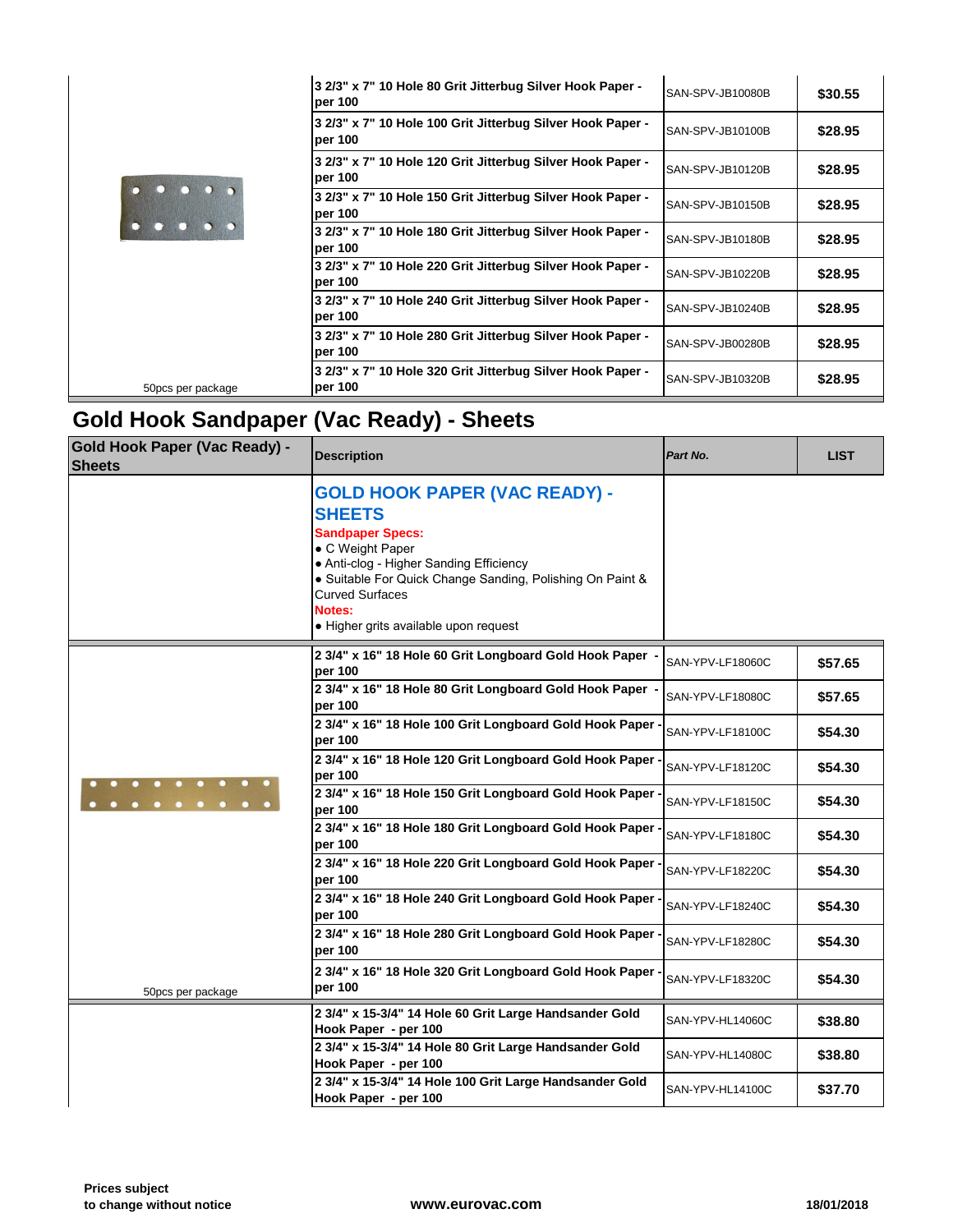| | | | |
|---|---|---|---|
| | 3 2/3" x 7" 10 Hole 80 Grit Jitterbug Silver Hook Paper - per 100 | SAN-SPV-JB10080B | $30.55 |
| | 3 2/3" x 7" 10 Hole 100 Grit Jitterbug Silver Hook Paper - per 100 | SAN-SPV-JB10100B | $28.95 |
| | 3 2/3" x 7" 10 Hole 120 Grit Jitterbug Silver Hook Paper - per 100 | SAN-SPV-JB10120B | $28.95 |
| | 3 2/3" x 7" 10 Hole 150 Grit Jitterbug Silver Hook Paper - per 100 | SAN-SPV-JB10150B | $28.95 |
| | 3 2/3" x 7" 10 Hole 180 Grit Jitterbug Silver Hook Paper - per 100 | SAN-SPV-JB10180B | $28.95 |
| | 3 2/3" x 7" 10 Hole 220 Grit Jitterbug Silver Hook Paper - per 100 | SAN-SPV-JB10220B | $28.95 |
| | 3 2/3" x 7" 10 Hole 240 Grit Jitterbug Silver Hook Paper - per 100 | SAN-SPV-JB10240B | $28.95 |
| | 3 2/3" x 7" 10 Hole 280 Grit Jitterbug Silver Hook Paper - per 100 | SAN-SPV-JB00280B | $28.95 |
| 50pcs per package | 3 2/3" x 7" 10 Hole 320 Grit Jitterbug Silver Hook Paper - per 100 | SAN-SPV-JB10320B | $28.95 |

## Gold Hook Sandpaper (Vac Ready) - Sheets

| Gold Hook Paper (Vac Ready) - Sheets | Description | *Part No.* | LIST |
|---|---|---|---|
| | **GOLD HOOK PAPER (VAC READY) - SHEETS**<br>**Sandpaper Specs:**<br>• C Weight Paper<br>• Anti-clog - Higher Sanding Efficiency<br>• Suitable For Quick Change Sanding, Polishing On Paint & Curved Surfaces<br>**Notes:**<br>• Higher grits available upon request | | |
| | 2 3/4" x 16" 18 Hole 60 Grit Longboard Gold Hook Paper - per 100 | SAN-YPV-LF18060C | $57.65 |
| | 2 3/4" x 16" 18 Hole 80 Grit Longboard Gold Hook Paper - per 100 | SAN-YPV-LF18080C | $57.65 |
| | 2 3/4" x 16" 18 Hole 100 Grit Longboard Gold Hook Paper - per 100 | SAN-YPV-LF18100C | $54.30 |
| | 2 3/4" x 16" 18 Hole 120 Grit Longboard Gold Hook Paper - per 100 | SAN-YPV-LF18120C | $54.30 |
| | 2 3/4" x 16" 18 Hole 150 Grit Longboard Gold Hook Paper - per 100 | SAN-YPV-LF18150C | $54.30 |
| | 2 3/4" x 16" 18 Hole 180 Grit Longboard Gold Hook Paper - per 100 | SAN-YPV-LF18180C | $54.30 |
| | 2 3/4" x 16" 18 Hole 220 Grit Longboard Gold Hook Paper - per 100 | SAN-YPV-LF18220C | $54.30 |
| | 2 3/4" x 16" 18 Hole 240 Grit Longboard Gold Hook Paper - per 100 | SAN-YPV-LF18240C | $54.30 |
| | 2 3/4" x 16" 18 Hole 280 Grit Longboard Gold Hook Paper - per 100 | SAN-YPV-LF18280C | $54.30 |
| 50pcs per package | 2 3/4" x 16" 18 Hole 320 Grit Longboard Gold Hook Paper - per 100 | SAN-YPV-LF18320C | $54.30 |
| | 2 3/4" x 15-3/4" 14 Hole 60 Grit Large Handsander Gold Hook Paper - per 100 | SAN-YPV-HL14060C | $38.80 |
| | 2 3/4" x 15-3/4" 14 Hole 80 Grit Large Handsander Gold Hook Paper - per 100 | SAN-YPV-HL14080C | $38.80 |
| | 2 3/4" x 15-3/4" 14 Hole 100 Grit Large Handsander Gold Hook Paper - per 100 | SAN-YPV-HL14100C | $37.70 |

Prices subject to change without notice www.eurovac.com 18/01/2018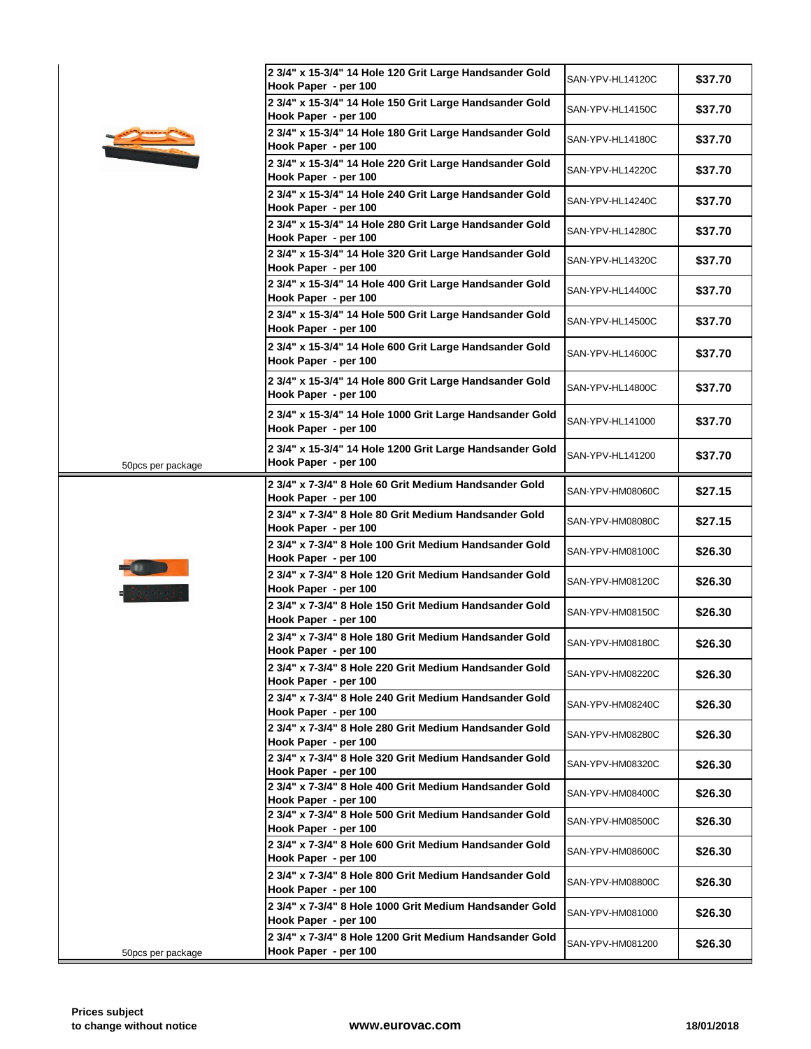| | Description | Part Number | Price |
|---|---|---|---|
| | 2 3/4" x 15-3/4" 14 Hole 120 Grit Large Handsander Gold Hook Paper - per 100 | SAN-YPV-HL14120C | $37.70 |
| | 2 3/4" x 15-3/4" 14 Hole 150 Grit Large Handsander Gold Hook Paper - per 100 | SAN-YPV-HL14150C | $37.70 |
| | 2 3/4" x 15-3/4" 14 Hole 180 Grit Large Handsander Gold Hook Paper - per 100 | SAN-YPV-HL14180C | $37.70 |
| | 2 3/4" x 15-3/4" 14 Hole 220 Grit Large Handsander Gold Hook Paper - per 100 | SAN-YPV-HL14220C | $37.70 |
| | 2 3/4" x 15-3/4" 14 Hole 240 Grit Large Handsander Gold Hook Paper - per 100 | SAN-YPV-HL14240C | $37.70 |
| | 2 3/4" x 15-3/4" 14 Hole 280 Grit Large Handsander Gold Hook Paper - per 100 | SAN-YPV-HL14280C | $37.70 |
| | 2 3/4" x 15-3/4" 14 Hole 320 Grit Large Handsander Gold Hook Paper - per 100 | SAN-YPV-HL14320C | $37.70 |
| | 2 3/4" x 15-3/4" 14 Hole 400 Grit Large Handsander Gold Hook Paper - per 100 | SAN-YPV-HL14400C | $37.70 |
| | 2 3/4" x 15-3/4" 14 Hole 500 Grit Large Handsander Gold Hook Paper - per 100 | SAN-YPV-HL14500C | $37.70 |
| | 2 3/4" x 15-3/4" 14 Hole 600 Grit Large Handsander Gold Hook Paper - per 100 | SAN-YPV-HL14600C | $37.70 |
| | 2 3/4" x 15-3/4" 14 Hole 800 Grit Large Handsander Gold Hook Paper - per 100 | SAN-YPV-HL14800C | $37.70 |
| | 2 3/4" x 15-3/4" 14 Hole 1000 Grit Large Handsander Gold Hook Paper - per 100 | SAN-YPV-HL141000 | $37.70 |
| 50pcs per package | 2 3/4" x 15-3/4" 14 Hole 1200 Grit Large Handsander Gold Hook Paper - per 100 | SAN-YPV-HL141200 | $37.70 |
| | 2 3/4" x 7-3/4" 8 Hole 60 Grit Medium Handsander Gold Hook Paper - per 100 | SAN-YPV-HM08060C | $27.15 |
| | 2 3/4" x 7-3/4" 8 Hole 80 Grit Medium Handsander Gold Hook Paper - per 100 | SAN-YPV-HM08080C | $27.15 |
| | 2 3/4" x 7-3/4" 8 Hole 100 Grit Medium Handsander Gold Hook Paper - per 100 | SAN-YPV-HM08100C | $26.30 |
| | 2 3/4" x 7-3/4" 8 Hole 120 Grit Medium Handsander Gold Hook Paper - per 100 | SAN-YPV-HM08120C | $26.30 |
| | 2 3/4" x 7-3/4" 8 Hole 150 Grit Medium Handsander Gold Hook Paper - per 100 | SAN-YPV-HM08150C | $26.30 |
| | 2 3/4" x 7-3/4" 8 Hole 180 Grit Medium Handsander Gold Hook Paper - per 100 | SAN-YPV-HM08180C | $26.30 |
| | 2 3/4" x 7-3/4" 8 Hole 220 Grit Medium Handsander Gold Hook Paper - per 100 | SAN-YPV-HM08220C | $26.30 |
| | 2 3/4" x 7-3/4" 8 Hole 240 Grit Medium Handsander Gold Hook Paper - per 100 | SAN-YPV-HM08240C | $26.30 |
| | 2 3/4" x 7-3/4" 8 Hole 280 Grit Medium Handsander Gold Hook Paper - per 100 | SAN-YPV-HM08280C | $26.30 |
| | 2 3/4" x 7-3/4" 8 Hole 320 Grit Medium Handsander Gold Hook Paper - per 100 | SAN-YPV-HM08320C | $26.30 |
| | 2 3/4" x 7-3/4" 8 Hole 400 Grit Medium Handsander Gold Hook Paper - per 100 | SAN-YPV-HM08400C | $26.30 |
| | 2 3/4" x 7-3/4" 8 Hole 500 Grit Medium Handsander Gold Hook Paper - per 100 | SAN-YPV-HM08500C | $26.30 |
| | 2 3/4" x 7-3/4" 8 Hole 600 Grit Medium Handsander Gold Hook Paper - per 100 | SAN-YPV-HM08600C | $26.30 |
| | 2 3/4" x 7-3/4" 8 Hole 800 Grit Medium Handsander Gold Hook Paper - per 100 | SAN-YPV-HM08800C | $26.30 |
| | 2 3/4" x 7-3/4" 8 Hole 1000 Grit Medium Handsander Gold Hook Paper - per 100 | SAN-YPV-HM081000 | $26.30 |
| 50pcs per package | 2 3/4" x 7-3/4" 8 Hole 1200 Grit Medium Handsander Gold Hook Paper - per 100 | SAN-YPV-HM081200 | $26.30 |

**Prices subject to change without notice** **www.eurovac.com** **18/01/2018**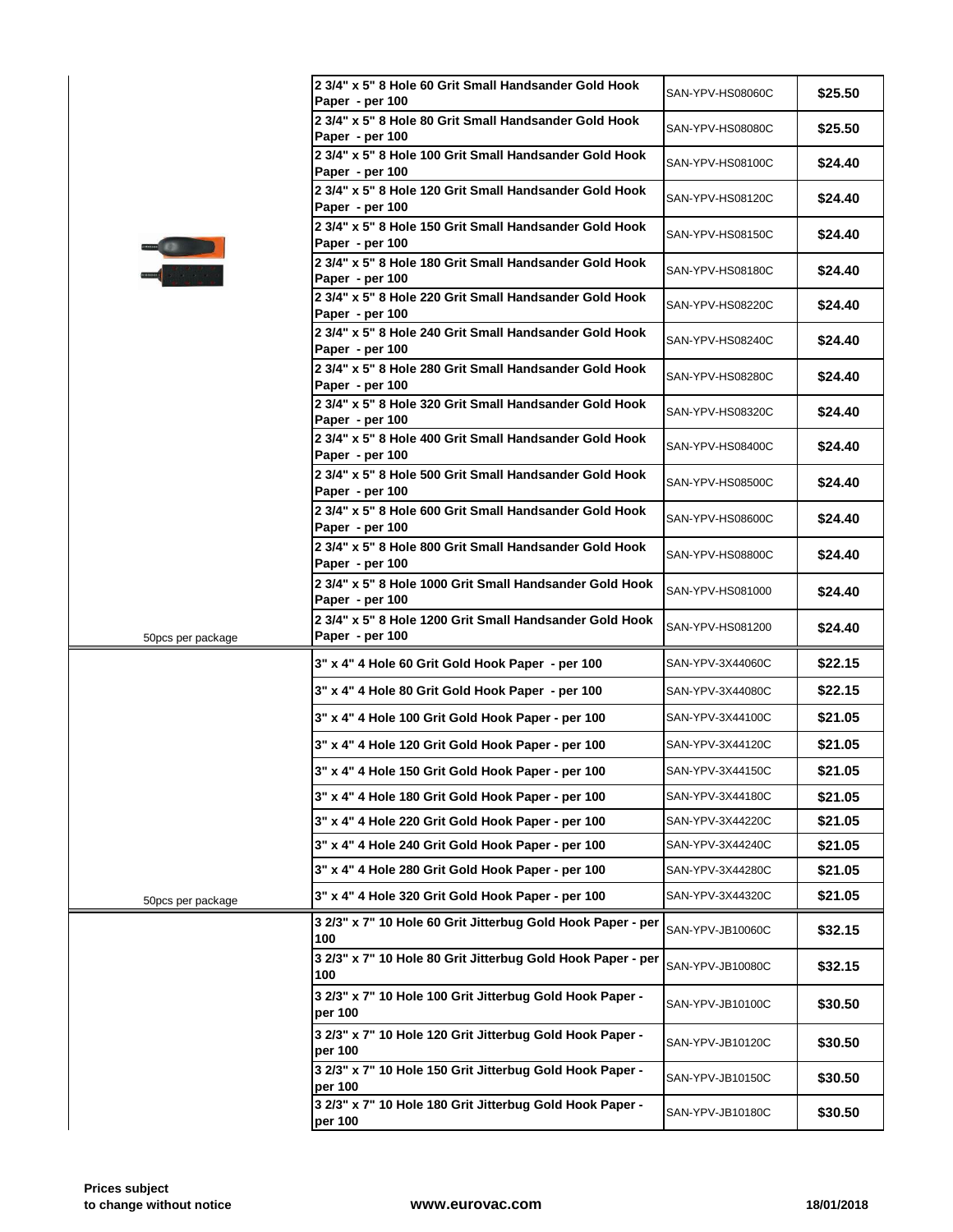| | Description | Part No. | Price |
|---|---|---|---|
| | 2 3/4" x 5" 8 Hole 60 Grit Small Handsander Gold Hook Paper - per 100 | SAN-YPV-HS08060C | $25.50 |
| | 2 3/4" x 5" 8 Hole 80 Grit Small Handsander Gold Hook Paper - per 100 | SAN-YPV-HS08080C | $25.50 |
| | 2 3/4" x 5" 8 Hole 100 Grit Small Handsander Gold Hook Paper - per 100 | SAN-YPV-HS08100C | $24.40 |
| | 2 3/4" x 5" 8 Hole 120 Grit Small Handsander Gold Hook Paper - per 100 | SAN-YPV-HS08120C | $24.40 |
| | 2 3/4" x 5" 8 Hole 150 Grit Small Handsander Gold Hook Paper - per 100 | SAN-YPV-HS08150C | $24.40 |
| | 2 3/4" x 5" 8 Hole 180 Grit Small Handsander Gold Hook Paper - per 100 | SAN-YPV-HS08180C | $24.40 |
| | 2 3/4" x 5" 8 Hole 220 Grit Small Handsander Gold Hook Paper - per 100 | SAN-YPV-HS08220C | $24.40 |
| | 2 3/4" x 5" 8 Hole 240 Grit Small Handsander Gold Hook Paper - per 100 | SAN-YPV-HS08240C | $24.40 |
| | 2 3/4" x 5" 8 Hole 280 Grit Small Handsander Gold Hook Paper - per 100 | SAN-YPV-HS08280C | $24.40 |
| | 2 3/4" x 5" 8 Hole 320 Grit Small Handsander Gold Hook Paper - per 100 | SAN-YPV-HS08320C | $24.40 |
| | 2 3/4" x 5" 8 Hole 400 Grit Small Handsander Gold Hook Paper - per 100 | SAN-YPV-HS08400C | $24.40 |
| | 2 3/4" x 5" 8 Hole 500 Grit Small Handsander Gold Hook Paper - per 100 | SAN-YPV-HS08500C | $24.40 |
| | 2 3/4" x 5" 8 Hole 600 Grit Small Handsander Gold Hook Paper - per 100 | SAN-YPV-HS08600C | $24.40 |
| | 2 3/4" x 5" 8 Hole 800 Grit Small Handsander Gold Hook Paper - per 100 | SAN-YPV-HS08800C | $24.40 |
| | 2 3/4" x 5" 8 Hole 1000 Grit Small Handsander Gold Hook Paper - per 100 | SAN-YPV-HS081000 | $24.40 |
| 50pcs per package | 2 3/4" x 5" 8 Hole 1200 Grit Small Handsander Gold Hook Paper - per 100 | SAN-YPV-HS081200 | $24.40 |
| | 3" x 4" 4 Hole 60 Grit Gold Hook Paper - per 100 | SAN-YPV-3X44060C | $22.15 |
| | 3" x 4" 4 Hole 80 Grit Gold Hook Paper - per 100 | SAN-YPV-3X44080C | $22.15 |
| | 3" x 4" 4 Hole 100 Grit Gold Hook Paper - per 100 | SAN-YPV-3X44100C | $21.05 |
| | 3" x 4" 4 Hole 120 Grit Gold Hook Paper - per 100 | SAN-YPV-3X44120C | $21.05 |
| | 3" x 4" 4 Hole 150 Grit Gold Hook Paper - per 100 | SAN-YPV-3X44150C | $21.05 |
| | 3" x 4" 4 Hole 180 Grit Gold Hook Paper - per 100 | SAN-YPV-3X44180C | $21.05 |
| | 3" x 4" 4 Hole 220 Grit Gold Hook Paper - per 100 | SAN-YPV-3X44220C | $21.05 |
| | 3" x 4" 4 Hole 240 Grit Gold Hook Paper - per 100 | SAN-YPV-3X44240C | $21.05 |
| | 3" x 4" 4 Hole 280 Grit Gold Hook Paper - per 100 | SAN-YPV-3X44280C | $21.05 |
| 50pcs per package | 3" x 4" 4 Hole 320 Grit Gold Hook Paper - per 100 | SAN-YPV-3X44320C | $21.05 |
| | 3 2/3" x 7" 10 Hole 60 Grit Jitterbug Gold Hook Paper - per 100 | SAN-YPV-JB10060C | $32.15 |
| | 3 2/3" x 7" 10 Hole 80 Grit Jitterbug Gold Hook Paper - per 100 | SAN-YPV-JB10080C | $32.15 |
| | 3 2/3" x 7" 10 Hole 100 Grit Jitterbug Gold Hook Paper - per 100 | SAN-YPV-JB10100C | $30.50 |
| | 3 2/3" x 7" 10 Hole 120 Grit Jitterbug Gold Hook Paper - per 100 | SAN-YPV-JB10120C | $30.50 |
| | 3 2/3" x 7" 10 Hole 150 Grit Jitterbug Gold Hook Paper - per 100 | SAN-YPV-JB10150C | $30.50 |
| | 3 2/3" x 7" 10 Hole 180 Grit Jitterbug Gold Hook Paper - per 100 | SAN-YPV-JB10180C | $30.50 |

**Prices subject to change without notice** **www.eurovac.com** **18/01/2018**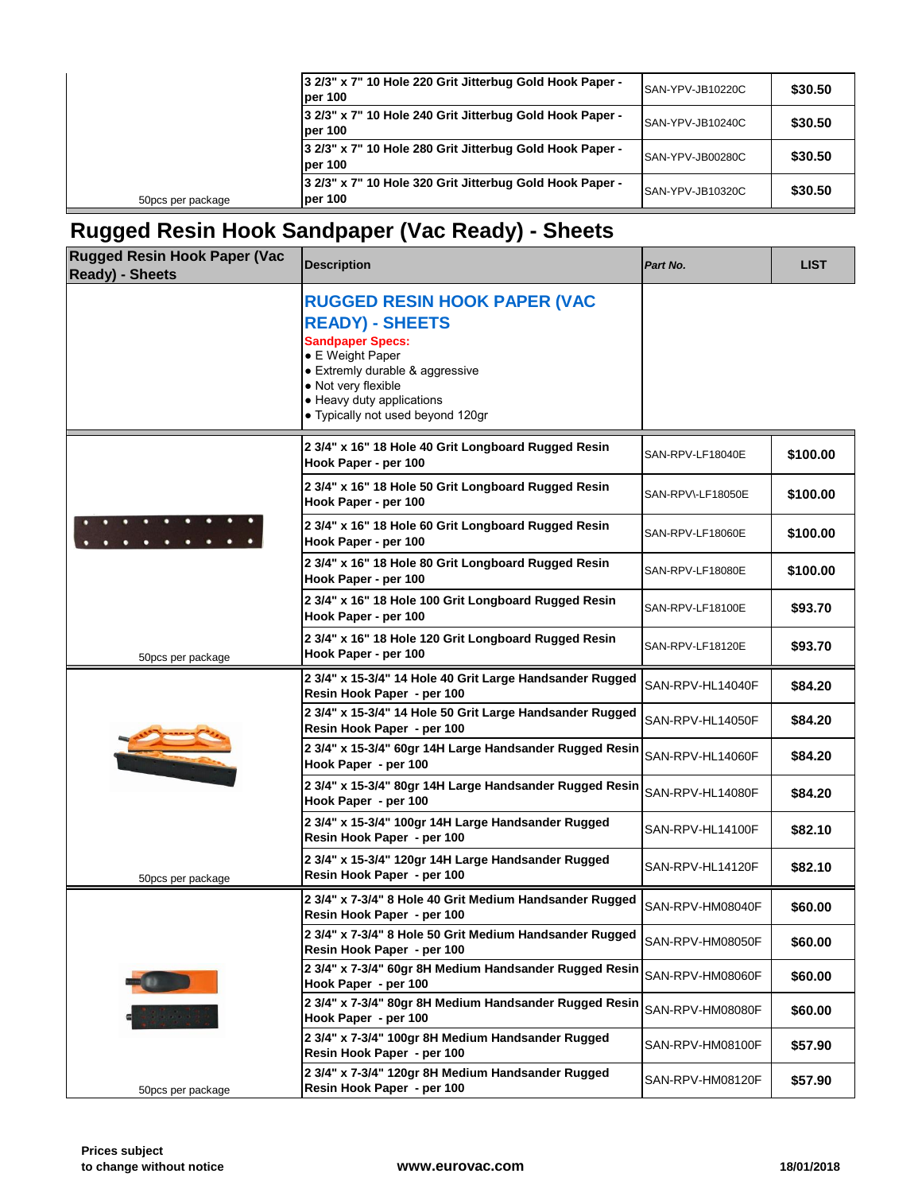| | | | |
|---|---|---|---|
| | 3 2/3" x 7" 10 Hole 220 Grit Jitterbug Gold Hook Paper - per 100 | SAN-YPV-JB10220C | $30.50 |
| | 3 2/3" x 7" 10 Hole 240 Grit Jitterbug Gold Hook Paper - per 100 | SAN-YPV-JB10240C | $30.50 |
| | 3 2/3" x 7" 10 Hole 280 Grit Jitterbug Gold Hook Paper - per 100 | SAN-YPV-JB00280C | $30.50 |
| 50pcs per package | 3 2/3" x 7" 10 Hole 320 Grit Jitterbug Gold Hook Paper - per 100 | SAN-YPV-JB10320C | $30.50 |

# Rugged Resin Hook Sandpaper (Vac Ready) - Sheets

| Rugged Resin Hook Paper (Vac Ready) - Sheets | Description | *Part No.* | LIST |
|---|---|---|---|
| | **RUGGED RESIN HOOK PAPER (VAC READY) - SHEETS**<br>**Sandpaper Specs:**<br>• E Weight Paper<br>• Extremly durable & aggressive<br>• Not very flexible<br>• Heavy duty applications<br>• Typically not used beyond 120gr | | |
| | 2 3/4" x 16" 18 Hole 40 Grit Longboard Rugged Resin Hook Paper - per 100 | SAN-RPV-LF18040E | $100.00 |
| | 2 3/4" x 16" 18 Hole 50 Grit Longboard Rugged Resin Hook Paper - per 100 | SAN-RPV\-LF18050E | $100.00 |
| | 2 3/4" x 16" 18 Hole 60 Grit Longboard Rugged Resin Hook Paper - per 100 | SAN-RPV-LF18060E | $100.00 |
| | 2 3/4" x 16" 18 Hole 80 Grit Longboard Rugged Resin Hook Paper - per 100 | SAN-RPV-LF18080E | $100.00 |
| | 2 3/4" x 16" 18 Hole 100 Grit Longboard Rugged Resin Hook Paper - per 100 | SAN-RPV-LF18100E | $93.70 |
| 50pcs per package | 2 3/4" x 16" 18 Hole 120 Grit Longboard Rugged Resin Hook Paper - per 100 | SAN-RPV-LF18120E | $93.70 |
| | 2 3/4" x 15-3/4" 14 Hole 40 Grit Large Handsander Rugged Resin Hook Paper - per 100 | SAN-RPV-HL14040F | $84.20 |
| | 2 3/4" x 15-3/4" 14 Hole 50 Grit Large Handsander Rugged Resin Hook Paper - per 100 | SAN-RPV-HL14050F | $84.20 |
| | 2 3/4" x 15-3/4" 60gr 14H Large Handsander Rugged Resin Hook Paper - per 100 | SAN-RPV-HL14060F | $84.20 |
| | 2 3/4" x 15-3/4" 80gr 14H Large Handsander Rugged Resin Hook Paper - per 100 | SAN-RPV-HL14080F | $84.20 |
| | 2 3/4" x 15-3/4" 100gr 14H Large Handsander Rugged Resin Hook Paper - per 100 | SAN-RPV-HL14100F | $82.10 |
| 50pcs per package | 2 3/4" x 15-3/4" 120gr 14H Large Handsander Rugged Resin Hook Paper - per 100 | SAN-RPV-HL14120F | $82.10 |
| | 2 3/4" x 7-3/4" 8 Hole 40 Grit Medium Handsander Rugged Resin Hook Paper - per 100 | SAN-RPV-HM08040F | $60.00 |
| | 2 3/4" x 7-3/4" 8 Hole 50 Grit Medium Handsander Rugged Resin Hook Paper - per 100 | SAN-RPV-HM08050F | $60.00 |
| | 2 3/4" x 7-3/4" 60gr 8H Medium Handsander Rugged Resin Hook Paper - per 100 | SAN-RPV-HM08060F | $60.00 |
| | 2 3/4" x 7-3/4" 80gr 8H Medium Handsander Rugged Resin Hook Paper - per 100 | SAN-RPV-HM08080F | $60.00 |
| | 2 3/4" x 7-3/4" 100gr 8H Medium Handsander Rugged Resin Hook Paper - per 100 | SAN-RPV-HM08100F | $57.90 |
| 50pcs per package | 2 3/4" x 7-3/4" 120gr 8H Medium Handsander Rugged Resin Hook Paper - per 100 | SAN-RPV-HM08120F | $57.90 |

**Prices subject to change without notice** **www.eurovac.com** **18/01/2018**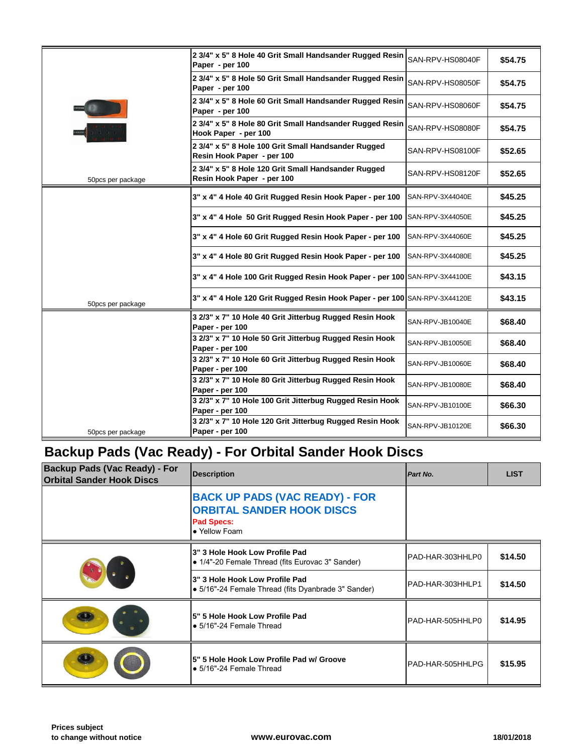| | | | |
|---|---|---|---|
| 50pcs per package | 2 3/4" x 5" 8 Hole 40 Grit Small Handsander Rugged Resin Paper - per 100 | SAN-RPV-HS08040F | $54.75 |
| | 2 3/4" x 5" 8 Hole 50 Grit Small Handsander Rugged Resin Paper - per 100 | SAN-RPV-HS08050F | $54.75 |
| | 2 3/4" x 5" 8 Hole 60 Grit Small Handsander Rugged Resin Paper - per 100 | SAN-RPV-HS08060F | $54.75 |
| | 2 3/4" x 5" 8 Hole 80 Grit Small Handsander Rugged Resin Hook Paper - per 100 | SAN-RPV-HS08080F | $54.75 |
| | 2 3/4" x 5" 8 Hole 100 Grit Small Handsander Rugged Resin Hook Paper - per 100 | SAN-RPV-HS08100F | $52.65 |
| | 2 3/4" x 5" 8 Hole 120 Grit Small Handsander Rugged Resin Hook Paper - per 100 | SAN-RPV-HS08120F | $52.65 |
| 50pcs per package | 3" x 4" 4 Hole 40 Grit Rugged Resin Hook Paper - per 100 | SAN-RPV-3X44040E | $45.25 |
| | 3" x 4" 4 Hole 50 Grit Rugged Resin Hook Paper - per 100 | SAN-RPV-3X44050E | $45.25 |
| | 3" x 4" 4 Hole 60 Grit Rugged Resin Hook Paper - per 100 | SAN-RPV-3X44060E | $45.25 |
| | 3" x 4" 4 Hole 80 Grit Rugged Resin Hook Paper - per 100 | SAN-RPV-3X44080E | $45.25 |
| | 3" x 4" 4 Hole 100 Grit Rugged Resin Hook Paper - per 100 | SAN-RPV-3X44100E | $43.15 |
| | 3" x 4" 4 Hole 120 Grit Rugged Resin Hook Paper - per 100 | SAN-RPV-3X44120E | $43.15 |
| 50pcs per package | 3 2/3" x 7" 10 Hole 40 Grit Jitterbug Rugged Resin Hook Paper - per 100 | SAN-RPV-JB10040E | $68.40 |
| | 3 2/3" x 7" 10 Hole 50 Grit Jitterbug Rugged Resin Hook Paper - per 100 | SAN-RPV-JB10050E | $68.40 |
| | 3 2/3" x 7" 10 Hole 60 Grit Jitterbug Rugged Resin Hook Paper - per 100 | SAN-RPV-JB10060E | $68.40 |
| | 3 2/3" x 7" 10 Hole 80 Grit Jitterbug Rugged Resin Hook Paper - per 100 | SAN-RPV-JB10080E | $68.40 |
| | 3 2/3" x 7" 10 Hole 100 Grit Jitterbug Rugged Resin Hook Paper - per 100 | SAN-RPV-JB10100E | $66.30 |
| | 3 2/3" x 7" 10 Hole 120 Grit Jitterbug Rugged Resin Hook Paper - per 100 | SAN-RPV-JB10120E | $66.30 |

## Backup Pads (Vac Ready) - For Orbital Sander Hook Discs

| Backup Pads (Vac Ready) - For Orbital Sander Hook Discs | Description | *Part No.* | LIST |
|---|---|---|---|
| | **BACK UP PADS (VAC READY) - FOR ORBITAL SANDER HOOK DISCS**<br>**Pad Specs:**<br>• Yellow Foam | | |
| | **3" 3 Hole Hook Low Profile Pad**<br>• 1/4"-20 Female Thread (fits Eurovac 3" Sander) | PAD-HAR-303HHLP0 | $14.50 |
| | **3" 3 Hole Hook Low Profile Pad**<br>• 5/16"-24 Female Thread (fits Dyanbrade 3" Sander) | PAD-HAR-303HHLP1 | $14.50 |
| | **5" 5 Hole Hook Low Profile Pad**<br>• 5/16"-24 Female Thread | PAD-HAR-505HHLP0 | $14.95 |
| | **5" 5 Hole Hook Low Profile Pad w/ Groove**<br>• 5/16"-24 Female Thread | PAD-HAR-505HHLPG | $15.95 |

**Prices subject to change without notice** — **www.eurovac.com** — **18/01/2018**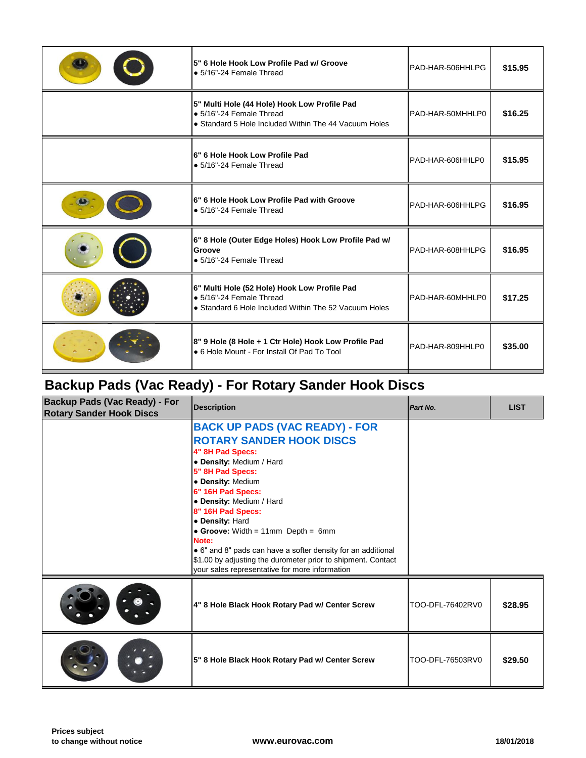| | Description | Part No. | LIST |
|---|---|---|---|
| | **5" 6 Hole Hook Low Profile Pad w/ Groove**<br>• 5/16"-24 Female Thread | PAD-HAR-506HHLPG | **$15.95** |
| | **5" Multi Hole (44 Hole) Hook Low Profile Pad**<br>• 5/16"-24 Female Thread<br>• Standard 5 Hole Included Within The 44 Vacuum Holes | PAD-HAR-50MHHLP0 | **$16.25** |
| | **6" 6 Hole Hook Low Profile Pad**<br>• 5/16"-24 Female Thread | PAD-HAR-606HHLP0 | **$15.95** |
| | **6" 6 Hole Hook Low Profile Pad with Groove**<br>• 5/16"-24 Female Thread | PAD-HAR-606HHLPG | **$16.95** |
| | **6" 8 Hole (Outer Edge Holes) Hook Low Profile Pad w/ Groove**<br>• 5/16"-24 Female Thread | PAD-HAR-608HHLPG | **$16.95** |
| | **6" Multi Hole (52 Hole) Hook Low Profile Pad**<br>• 5/16"-24 Female Thread<br>• Standard 6 Hole Included Within The 52 Vacuum Holes | PAD-HAR-60MHHLP0 | **$17.25** |
| | **8" 9 Hole (8 Hole + 1 Ctr Hole) Hook Low Profile Pad**<br>• 6 Hole Mount - For Install Of Pad To Tool | PAD-HAR-809HHLP0 | **$35.00** |

## Backup Pads (Vac Ready) - For Rotary Sander Hook Discs

| Backup Pads (Vac Ready) - For Rotary Sander Hook Discs | Description | *Part No.* | LIST |
|---|---|---|---|
| | **BACK UP PADS (VAC READY) - FOR ROTARY SANDER HOOK DISCS**<br>**4" 8H Pad Specs:**<br>• **Density:** Medium / Hard<br>**5" 8H Pad Specs:**<br>• **Density:** Medium<br>**6" 16H Pad Specs:**<br>• **Density:** Medium / Hard<br>**8" 16H Pad Specs:**<br>• **Density:** Hard<br>• **Groove:** Width = 11mm Depth = 6mm<br>**Note:**<br>• 6" and 8" pads can have a softer density for an additional $1.00 by adjusting the durometer prior to shipment. Contact your sales representative for more information | | |
| | **4" 8 Hole Black Hook Rotary Pad w/ Center Screw** | TOO-DFL-76402RV0 | **$28.95** |
| | **5" 8 Hole Black Hook Rotary Pad w/ Center Screw** | TOO-DFL-76503RV0 | **$29.50** |

**Prices subject to change without notice**

**www.eurovac.com**

**18/01/2018**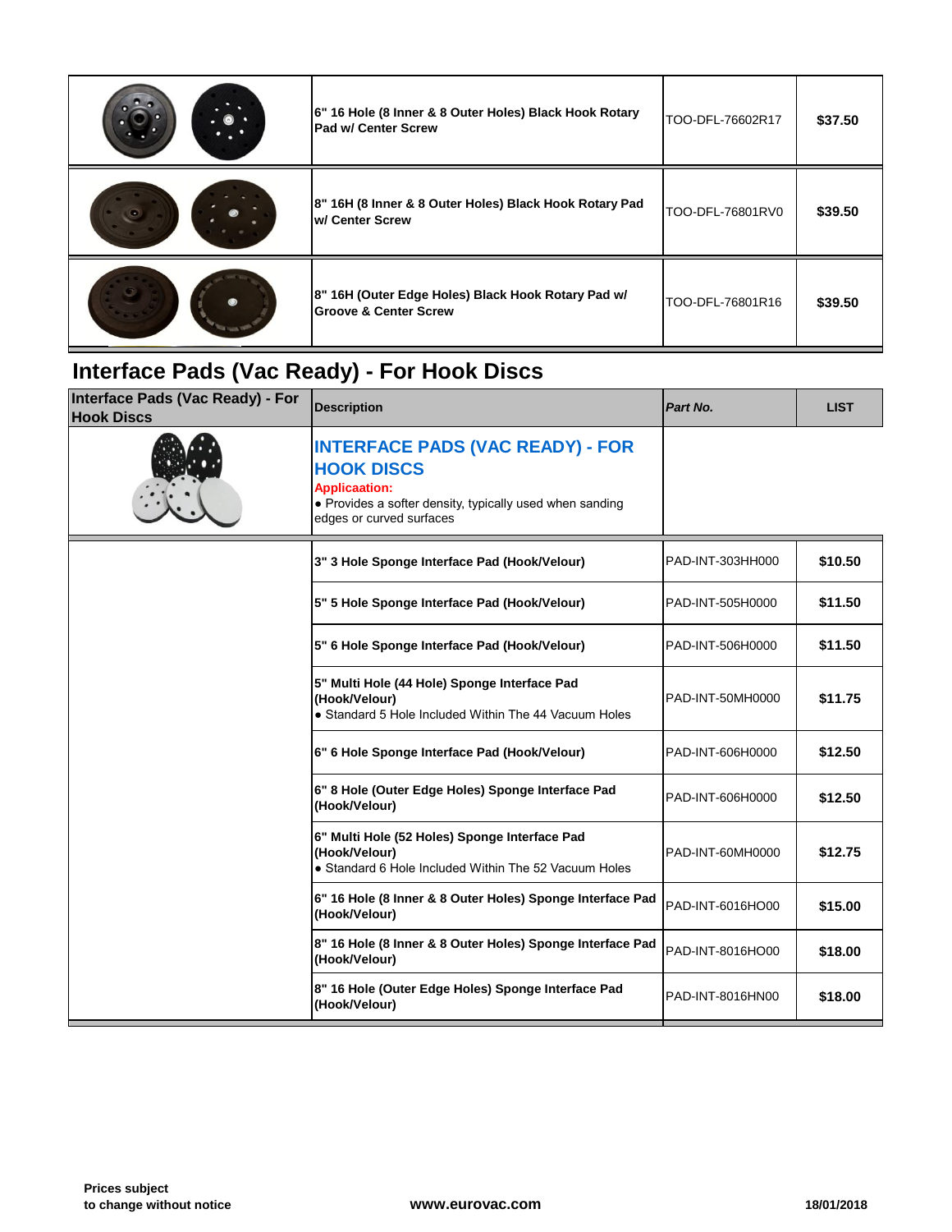| | Description | Part No. | LIST |
|---|---|---|---|
| | 6" 16 Hole (8 Inner & 8 Outer Holes) Black Hook Rotary Pad w/ Center Screw | TOO-DFL-76602R17 | $37.50 |
| | 8" 16H (8 Inner & 8 Outer Holes) Black Hook Rotary Pad w/ Center Screw | TOO-DFL-76801RV0 | $39.50 |
| | 8" 16H (Outer Edge Holes) Black Hook Rotary Pad w/ Groove & Center Screw | TOO-DFL-76801R16 | $39.50 |

## Interface Pads (Vac Ready) - For Hook Discs

| Interface Pads (Vac Ready) - For Hook Discs | Description | *Part No.* | LIST |
|---|---|---|---|
| | **INTERFACE PADS (VAC READY) - FOR HOOK DISCS**<br>**Applicaation:**<br>• Provides a softer density, typically used when sanding edges or curved surfaces | | |
| | **3" 3 Hole Sponge Interface Pad (Hook/Velour)** | PAD-INT-303HH000 | **$10.50** |
| | **5" 5 Hole Sponge Interface Pad (Hook/Velour)** | PAD-INT-505H0000 | **$11.50** |
| | **5" 6 Hole Sponge Interface Pad (Hook/Velour)** | PAD-INT-506H0000 | **$11.50** |
| | **5" Multi Hole (44 Hole) Sponge Interface Pad (Hook/Velour)**<br>• Standard 5 Hole Included Within The 44 Vacuum Holes | PAD-INT-50MH0000 | **$11.75** |
| | **6" 6 Hole Sponge Interface Pad (Hook/Velour)** | PAD-INT-606H0000 | **$12.50** |
| | **6" 8 Hole (Outer Edge Holes) Sponge Interface Pad (Hook/Velour)** | PAD-INT-606H0000 | **$12.50** |
| | **6" Multi Hole (52 Holes) Sponge Interface Pad (Hook/Velour)**<br>• Standard 6 Hole Included Within The 52 Vacuum Holes | PAD-INT-60MH0000 | **$12.75** |
| | **6" 16 Hole (8 Inner & 8 Outer Holes) Sponge Interface Pad (Hook/Velour)** | PAD-INT-6016HO00 | **$15.00** |
| | **8" 16 Hole (8 Inner & 8 Outer Holes) Sponge Interface Pad (Hook/Velour)** | PAD-INT-8016HO00 | **$18.00** |
| | **8" 16 Hole (Outer Edge Holes) Sponge Interface Pad (Hook/Velour)** | PAD-INT-8016HN00 | **$18.00** |

**Prices subject to change without notice** **www.eurovac.com** **18/01/2018**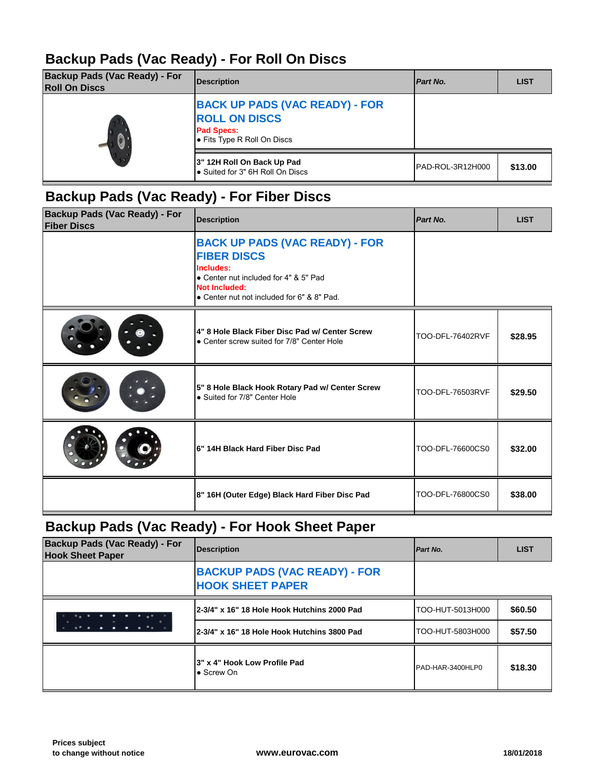## Backup Pads (Vac Ready) - For Roll On Discs

| Backup Pads (Vac Ready) - For Roll On Discs | Description | *Part No.* | LIST |
|---|---|---|---|
| | **BACK UP PADS (VAC READY) - FOR ROLL ON DISCS**<br>**Pad Specs:**<br>• Fits Type R Roll On Discs | | |
| | **3" 12H Roll On Back Up Pad**<br>• Suited for 3" 6H Roll On Discs | PAD-ROL-3R12H000 | **$13.00** |

## Backup Pads (Vac Ready) - For Fiber Discs

| Backup Pads (Vac Ready) - For Fiber Discs | Description | *Part No.* | LIST |
|---|---|---|---|
| | **BACK UP PADS (VAC READY) - FOR FIBER DISCS**<br>**Includes:**<br>• Center nut included for 4" & 5" Pad<br>**Not Included:**<br>• Center nut not included for 6" & 8" Pad. | | |
| | **4" 8 Hole Black Fiber Disc Pad w/ Center Screw**<br>• Center screw suited for 7/8" Center Hole | TOO-DFL-76402RVF | **$28.95** |
| | **5" 8 Hole Black Hook Rotary Pad w/ Center Screw**<br>• Suited for 7/8" Center Hole | TOO-DFL-76503RVF | **$29.50** |
| | **6" 14H Black Hard Fiber Disc Pad** | TOO-DFL-76600CS0 | **$32.00** |
| | **8" 16H (Outer Edge) Black Hard Fiber Disc Pad** | TOO-DFL-76800CS0 | **$38.00** |

## Backup Pads (Vac Ready) - For Hook Sheet Paper

| Backup Pads (Vac Ready) - For Hook Sheet Paper | Description | *Part No.* | LIST |
|---|---|---|---|
| | **BACKUP PADS (VAC READY) - FOR HOOK SHEET PAPER** | | |
| | **2-3/4" x 16" 18 Hole Hook Hutchins 2000 Pad** | TOO-HUT-5013H000 | **$60.50** |
| | **2-3/4" x 16" 18 Hole Hook Hutchins 3800 Pad** | TOO-HUT-5803H000 | **$57.50** |
| | **3" x 4" Hook Low Profile Pad**<br>• Screw On | PAD-HAR-3400HLP0 | **$18.30** |

**Prices subject to change without notice** **www.eurovac.com** **18/01/2018**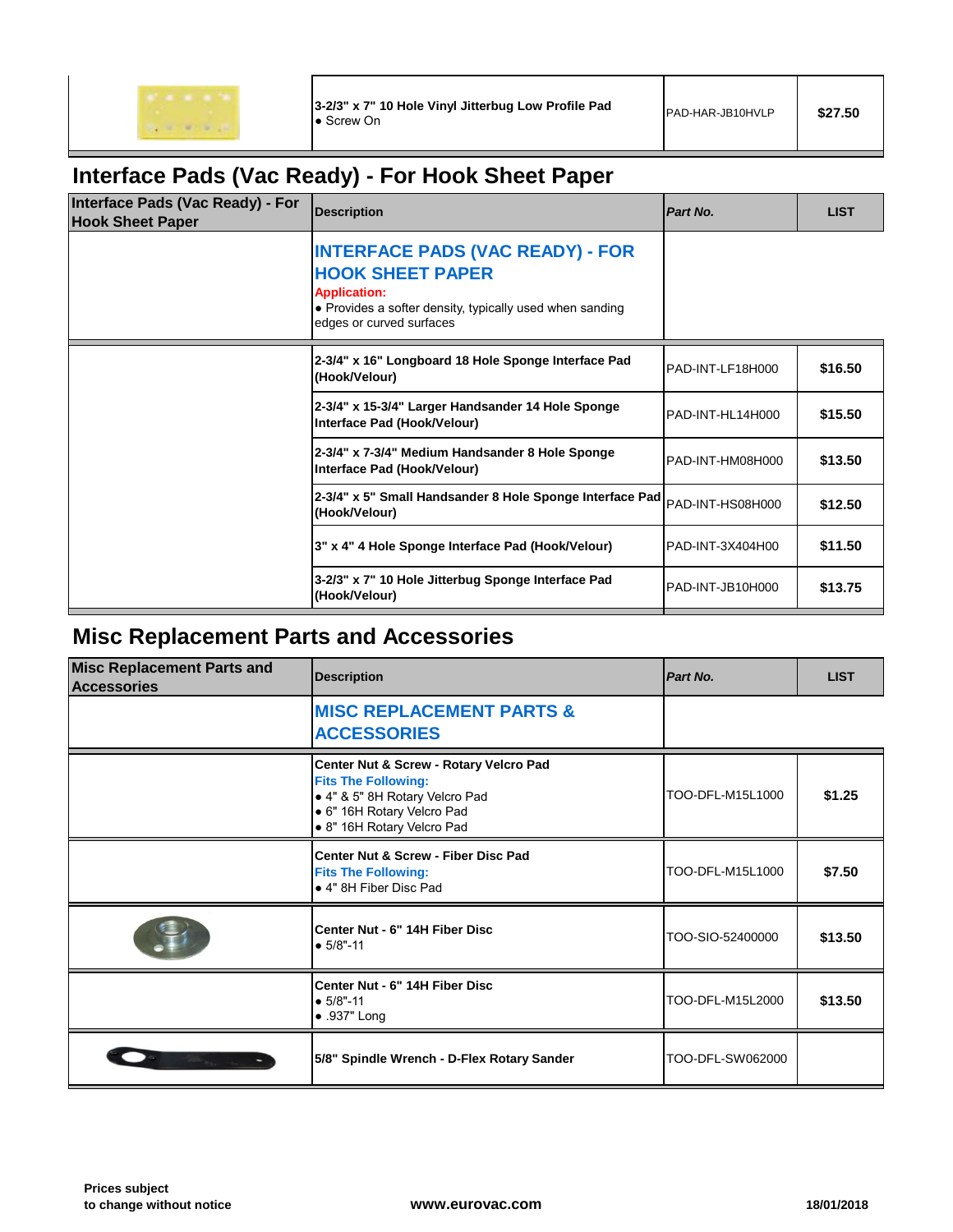| | Description | Part No. | LIST |
|---|---|---|---|
| | **3-2/3" x 7" 10 Hole Vinyl Jitterbug Low Profile Pad**<br>● Screw On | PAD-HAR-JB10HVLP | **$27.50** |

## Interface Pads (Vac Ready) - For Hook Sheet Paper

| Interface Pads (Vac Ready) - For Hook Sheet Paper | Description | *Part No.* | LIST |
|---|---|---|---|
| | **INTERFACE PADS (VAC READY) - FOR HOOK SHEET PAPER**<br>**Application:**<br>● Provides a softer density, typically used when sanding edges or curved surfaces | | |
| | **2-3/4" x 16" Longboard 18 Hole Sponge Interface Pad (Hook/Velour)** | PAD-INT-LF18H000 | **$16.50** |
| | **2-3/4" x 15-3/4" Larger Handsander 14 Hole Sponge Interface Pad (Hook/Velour)** | PAD-INT-HL14H000 | **$15.50** |
| | **2-3/4" x 7-3/4" Medium Handsander 8 Hole Sponge Interface Pad (Hook/Velour)** | PAD-INT-HM08H000 | **$13.50** |
| | **2-3/4" x 5" Small Handsander 8 Hole Sponge Interface Pad (Hook/Velour)** | PAD-INT-HS08H000 | **$12.50** |
| | **3" x 4" 4 Hole Sponge Interface Pad (Hook/Velour)** | PAD-INT-3X404H00 | **$11.50** |
| | **3-2/3" x 7" 10 Hole Jitterbug Sponge Interface Pad (Hook/Velour)** | PAD-INT-JB10H000 | **$13.75** |

## Misc Replacement Parts and Accessories

| Misc Replacement Parts and Accessories | Description | *Part No.* | LIST |
|---|---|---|---|
| | **MISC REPLACEMENT PARTS & ACCESSORIES** | | |
| | **Center Nut & Screw - Rotary Velcro Pad**<br>**Fits The Following:**<br>● 4" & 5" 8H Rotary Velcro Pad<br>● 6" 16H Rotary Velcro Pad<br>● 8" 16H Rotary Velcro Pad | TOO-DFL-M15L1000 | **$1.25** |
| | **Center Nut & Screw - Fiber Disc Pad**<br>**Fits The Following:**<br>● 4" 8H Fiber Disc Pad | TOO-DFL-M15L1000 | **$7.50** |
| | **Center Nut - 6" 14H Fiber Disc**<br>● 5/8"-11 | TOO-SIO-52400000 | **$13.50** |
| | **Center Nut - 6" 14H Fiber Disc**<br>● 5/8"-11<br>● .937" Long | TOO-DFL-M15L2000 | **$13.50** |
| | **5/8" Spindle Wrench - D-Flex Rotary Sander** | TOO-DFL-SW062000 | |

**Prices subject to change without notice** **www.eurovac.com** **18/01/2018**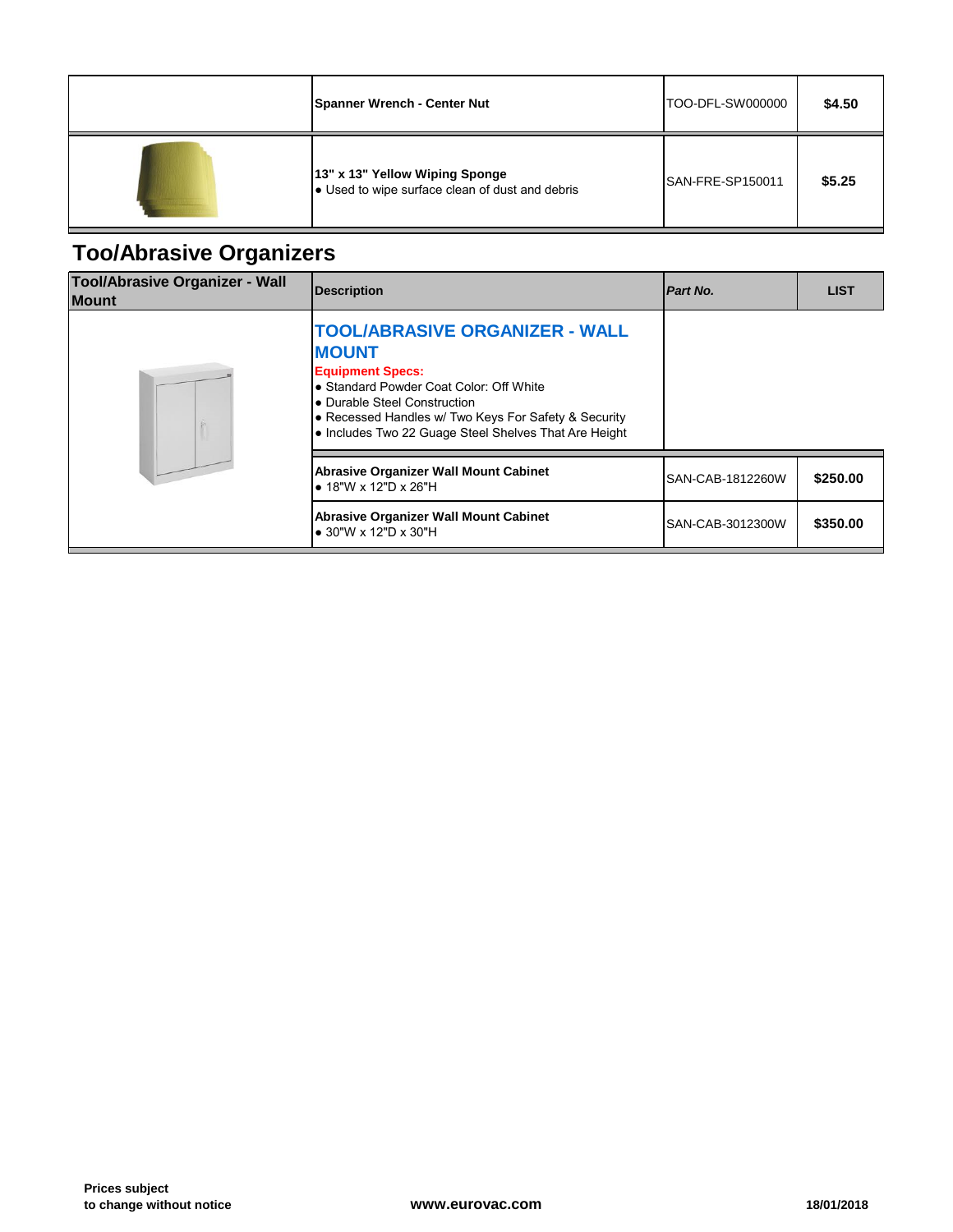| | | | |
|---|---|---|---|
| | **Spanner Wrench - Center Nut** | TOO-DFL-SW000000 | **$4.50** |
| | **13" x 13" Yellow Wiping Sponge**<br>• Used to wipe surface clean of dust and debris | SAN-FRE-SP150011 | **$5.25** |

## Too/Abrasive Organizers

| **Tool/Abrasive Organizer - Wall Mount** | **Description** | ***Part No.*** | **LIST** |
|---|---|---|---|
| | **TOOL/ABRASIVE ORGANIZER - WALL MOUNT**<br>**Equipment Specs:**<br>• Standard Powder Coat Color: Off White<br>• Durable Steel Construction<br>• Recessed Handles w/ Two Keys For Safety & Security<br>• Includes Two 22 Guage Steel Shelves That Are Height | | |
| | **Abrasive Organizer Wall Mount Cabinet**<br>• 18"W x 12"D x 26"H | SAN-CAB-1812260W | **$250.00** |
| | **Abrasive Organizer Wall Mount Cabinet**<br>• 30"W x 12"D x 30"H | SAN-CAB-3012300W | **$350.00** |

**Prices subject to change without notice** **www.eurovac.com** **18/01/2018**